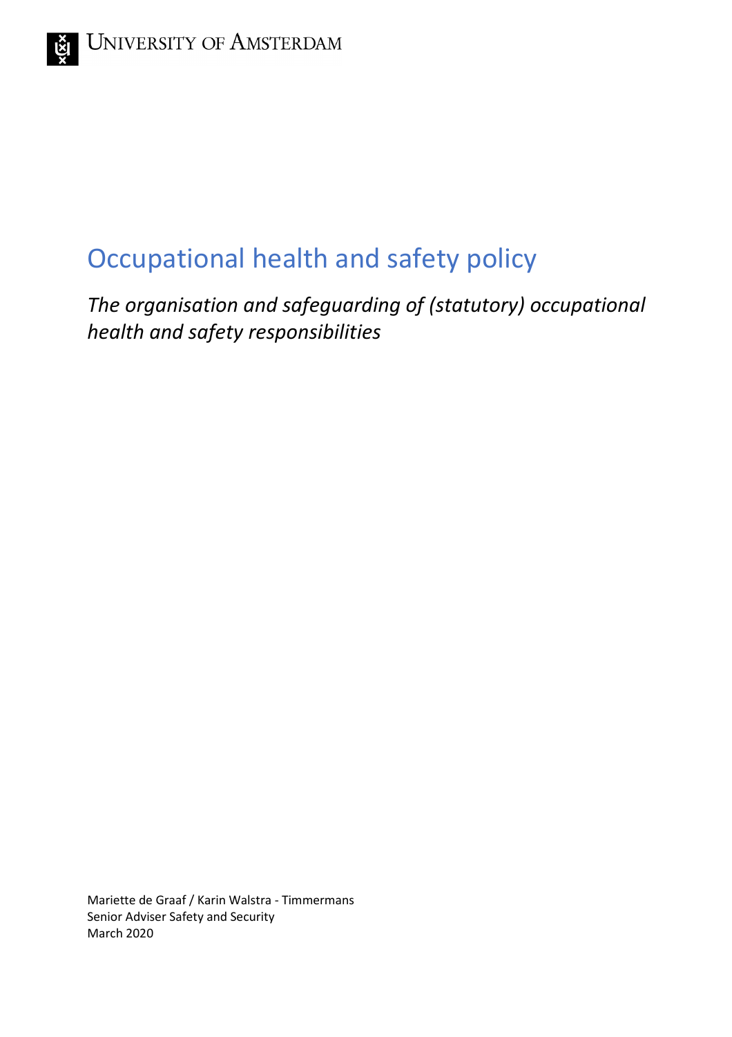University of Amsterdam

# Occupational health and safety policy

*The organisation and safeguarding of (statutory) occupational health and safety responsibilities*

Mariette de Graaf / Karin Walstra - Timmermans
Senior Adviser Safety and Security
March 2020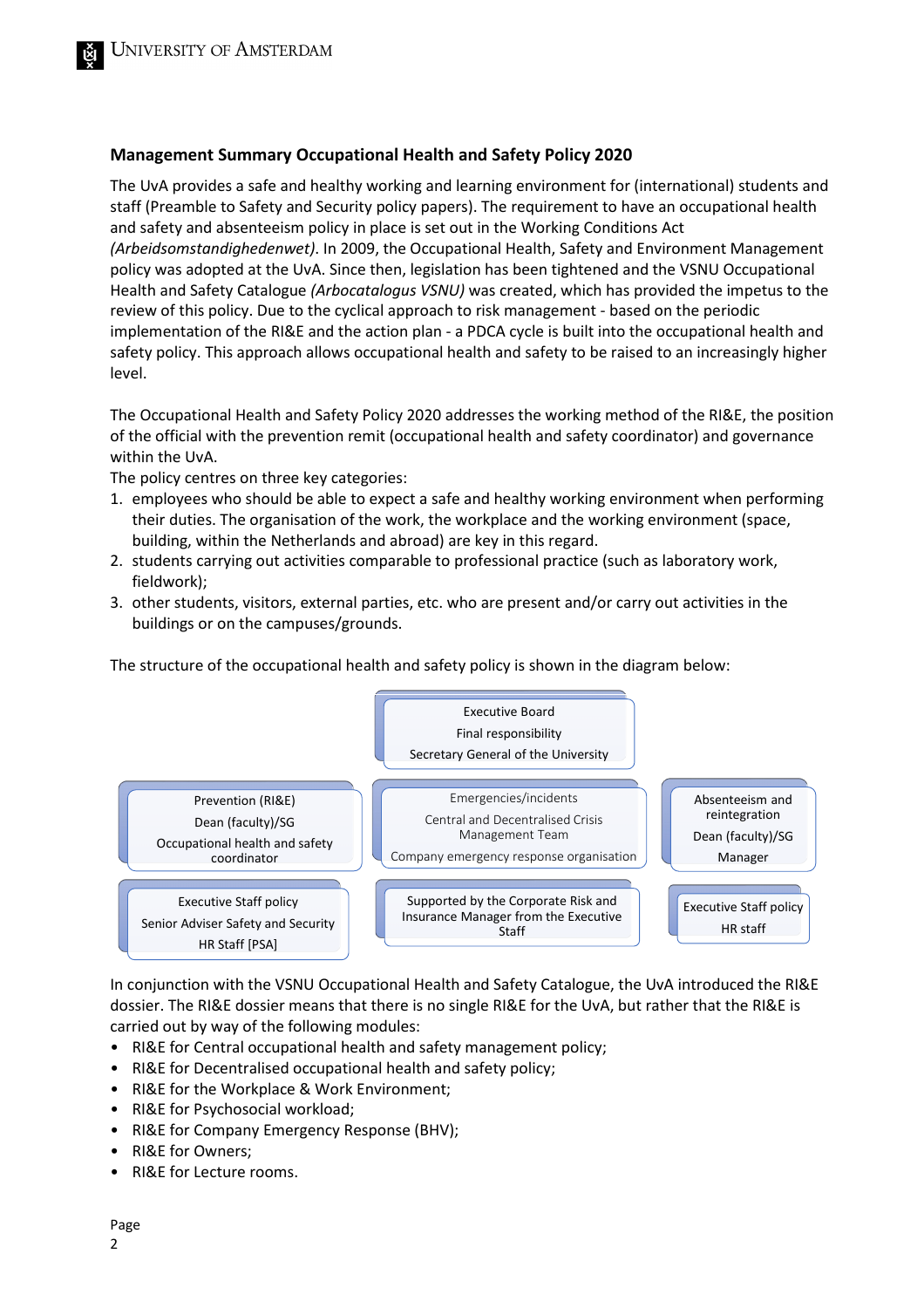## Management Summary Occupational Health and Safety Policy 2020

The UvA provides a safe and healthy working and learning environment for (international) students and staff (Preamble to Safety and Security policy papers). The requirement to have an occupational health and safety and absenteeism policy in place is set out in the Working Conditions Act *(Arbeidsomstandighedenwet)*. In 2009, the Occupational Health, Safety and Environment Management policy was adopted at the UvA. Since then, legislation has been tightened and the VSNU Occupational Health and Safety Catalogue *(Arbocatalogus VSNU)* was created, which has provided the impetus to the review of this policy. Due to the cyclical approach to risk management - based on the periodic implementation of the RI&E and the action plan - a PDCA cycle is built into the occupational health and safety policy. This approach allows occupational health and safety to be raised to an increasingly higher level.

The Occupational Health and Safety Policy 2020 addresses the working method of the RI&E, the position of the official with the prevention remit (occupational health and safety coordinator) and governance within the UvA.

The policy centres on three key categories:

1. employees who should be able to expect a safe and healthy working environment when performing their duties. The organisation of the work, the workplace and the working environment (space, building, within the Netherlands and abroad) are key in this regard.
2. students carrying out activities comparable to professional practice (such as laboratory work, fieldwork);
3. other students, visitors, external parties, etc. who are present and/or carry out activities in the buildings or on the campuses/grounds.

The structure of the occupational health and safety policy is shown in the diagram below:

| | Executive Board<br>Final responsibility<br>Secretary General of the University | |
|---|---|---|
| Prevention (RI&E)<br>Dean (faculty)/SG<br>Occupational health and safety coordinator | Emergencies/incidents<br>Central and Decentralised Crisis Management Team<br>Company emergency response organisation | Absenteeism and reintegration<br>Dean (faculty)/SG<br>Manager |
| Executive Staff policy<br>Senior Adviser Safety and Security<br>HR Staff [PSA] | Supported by the Corporate Risk and Insurance Manager from the Executive Staff | Executive Staff policy<br>HR staff |

In conjunction with the VSNU Occupational Health and Safety Catalogue, the UvA introduced the RI&E dossier. The RI&E dossier means that there is no single RI&E for the UvA, but rather that the RI&E is carried out by way of the following modules:

- RI&E for Central occupational health and safety management policy;
- RI&E for Decentralised occupational health and safety policy;
- RI&E for the Workplace & Work Environment;
- RI&E for Psychosocial workload;
- RI&E for Company Emergency Response (BHV);
- RI&E for Owners;
- RI&E for Lecture rooms.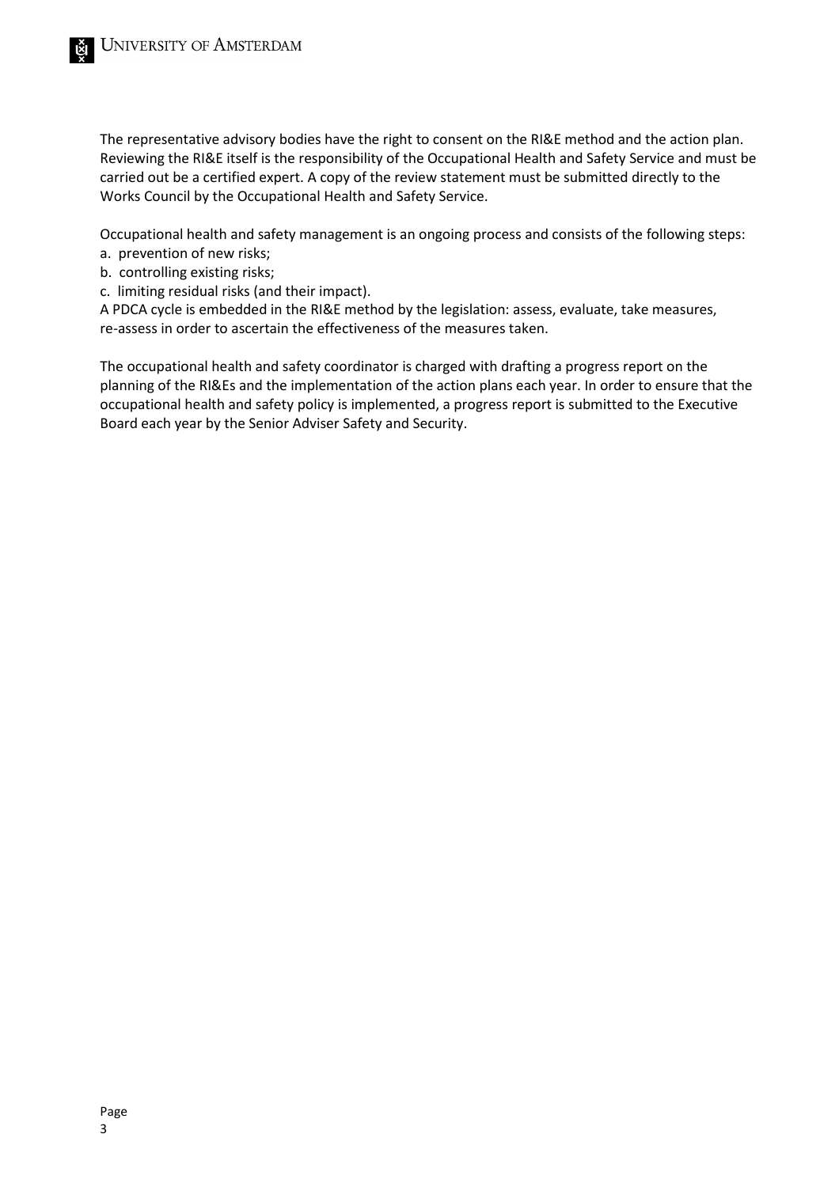The representative advisory bodies have the right to consent on the RI&E method and the action plan. Reviewing the RI&E itself is the responsibility of the Occupational Health and Safety Service and must be carried out be a certified expert. A copy of the review statement must be submitted directly to the Works Council by the Occupational Health and Safety Service.

Occupational health and safety management is an ongoing process and consists of the following steps:

a. prevention of new risks;
b. controlling existing risks;
c. limiting residual risks (and their impact).

A PDCA cycle is embedded in the RI&E method by the legislation: assess, evaluate, take measures, re-assess in order to ascertain the effectiveness of the measures taken.

The occupational health and safety coordinator is charged with drafting a progress report on the planning of the RI&Es and the implementation of the action plans each year. In order to ensure that the occupational health and safety policy is implemented, a progress report is submitted to the Executive Board each year by the Senior Adviser Safety and Security.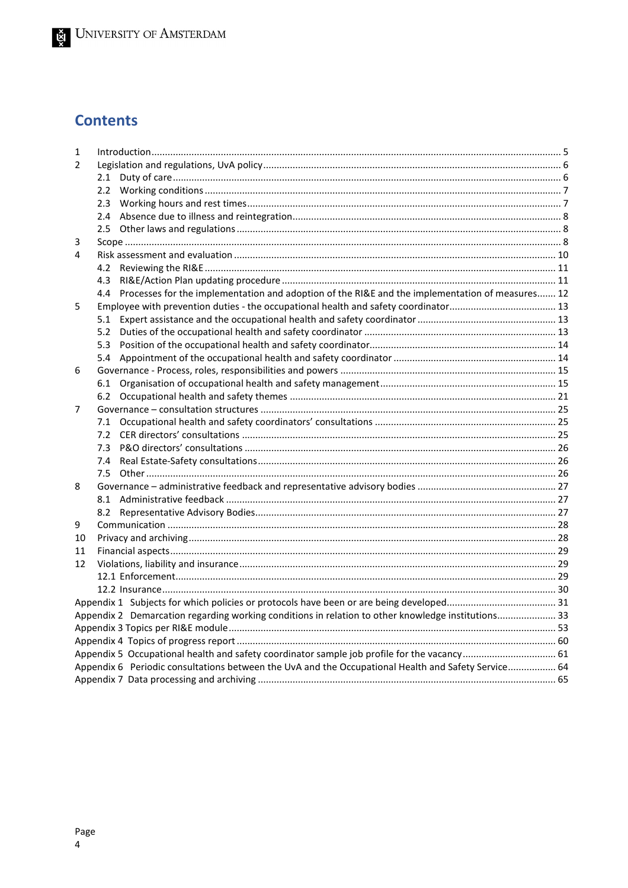# Contents

1 Introduction ... 5
2 Legislation and regulations, UvA policy ... 6
  2.1 Duty of care ... 6
  2.2 Working conditions ... 7
  2.3 Working hours and rest times ... 7
  2.4 Absence due to illness and reintegration ... 8
  2.5 Other laws and regulations ... 8
3 Scope ... 8
4 Risk assessment and evaluation ... 10
  4.2 Reviewing the RI&E ... 11
  4.3 RI&E/Action Plan updating procedure ... 11
  4.4 Processes for the implementation and adoption of the RI&E and the implementation of measures ... 12
5 Employee with prevention duties - the occupational health and safety coordinator ... 13
  5.1 Expert assistance and the occupational health and safety coordinator ... 13
  5.2 Duties of the occupational health and safety coordinator ... 13
  5.3 Position of the occupational health and safety coordinator ... 14
  5.4 Appointment of the occupational health and safety coordinator ... 14
6 Governance - Process, roles, responsibilities and powers ... 15
  6.1 Organisation of occupational health and safety management ... 15
  6.2 Occupational health and safety themes ... 21
7 Governance – consultation structures ... 25
  7.1 Occupational health and safety coordinators' consultations ... 25
  7.2 CER directors' consultations ... 25
  7.3 P&O directors' consultations ... 26
  7.4 Real Estate-Safety consultations ... 26
  7.5 Other ... 26
8 Governance – administrative feedback and representative advisory bodies ... 27
  8.1 Administrative feedback ... 27
  8.2 Representative Advisory Bodies ... 27
9 Communication ... 28
10 Privacy and archiving ... 28
11 Financial aspects ... 29
12 Violations, liability and insurance ... 29
  12.1 Enforcement ... 29
  12.2 Insurance ... 30

Appendix 1 Subjects for which policies or protocols have been or are being developed ... 31
Appendix 2 Demarcation regarding working conditions in relation to other knowledge institutions ... 33
Appendix 3 Topics per RI&E module ... 53
Appendix 4 Topics of progress report ... 60
Appendix 5 Occupational health and safety coordinator sample job profile for the vacancy ... 61
Appendix 6 Periodic consultations between the UvA and the Occupational Health and Safety Service ... 64
Appendix 7 Data processing and archiving ... 65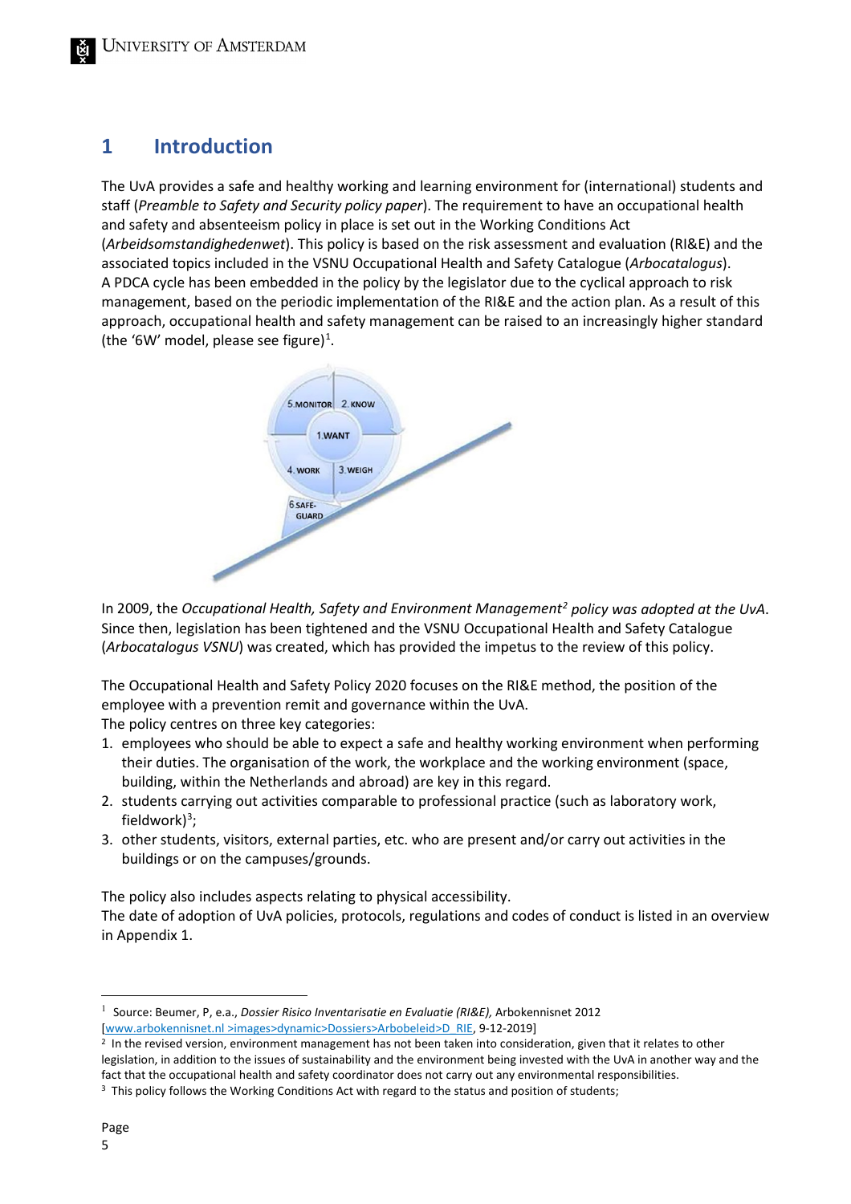# 1 Introduction

The UvA provides a safe and healthy working and learning environment for (international) students and staff (*Preamble to Safety and Security policy paper*). The requirement to have an occupational health and safety and absenteeism policy in place is set out in the Working Conditions Act (*Arbeidsomstandighedenwet*). This policy is based on the risk assessment and evaluation (RI&E) and the associated topics included in the VSNU Occupational Health and Safety Catalogue (*Arbocatalogus*). A PDCA cycle has been embedded in the policy by the legislator due to the cyclical approach to risk management, based on the periodic implementation of the RI&E and the action plan. As a result of this approach, occupational health and safety management can be raised to an increasingly higher standard (the '6W' model, please see figure)[1].

In 2009, the *Occupational Health, Safety and Environment Management*[2] *policy was adopted at the UvA*. Since then, legislation has been tightened and the VSNU Occupational Health and Safety Catalogue (*Arbocatalogus VSNU*) was created, which has provided the impetus to the review of this policy.

The Occupational Health and Safety Policy 2020 focuses on the RI&E method, the position of the employee with a prevention remit and governance within the UvA.
The policy centres on three key categories:

1. employees who should be able to expect a safe and healthy working environment when performing their duties. The organisation of the work, the workplace and the working environment (space, building, within the Netherlands and abroad) are key in this regard.
2. students carrying out activities comparable to professional practice (such as laboratory work, fieldwork)[3];
3. other students, visitors, external parties, etc. who are present and/or carry out activities in the buildings or on the campuses/grounds.

The policy also includes aspects relating to physical accessibility.
The date of adoption of UvA policies, protocols, regulations and codes of conduct is listed in an overview in Appendix 1.

---

[1] Source: Beumer, P, e.a., *Dossier Risico Inventarisatie en Evaluatie (RI&E),* Arbokennisnet 2012 [www.arbokennisnet.nl >images>dynamic>Dossiers>Arbobeleid>D_RIE, 9-12-2019]

[2] In the revised version, environment management has not been taken into consideration, given that it relates to other legislation, in addition to the issues of sustainability and the environment being invested with the UvA in another way and the fact that the occupational health and safety coordinator does not carry out any environmental responsibilities.

[3] This policy follows the Working Conditions Act with regard to the status and position of students;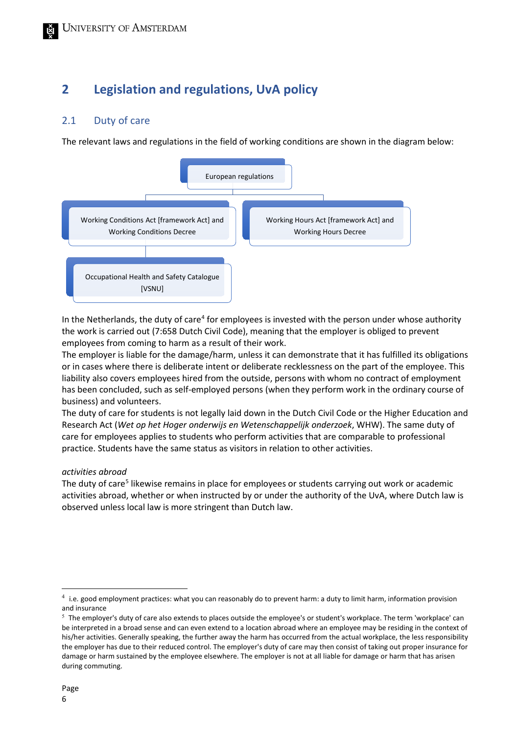# 2 Legislation and regulations, UvA policy

## 2.1 Duty of care

The relevant laws and regulations in the field of working conditions are shown in the diagram below:

European regulations

Working Conditions Act [framework Act] and Working Conditions Decree

Working Hours Act [framework Act] and Working Hours Decree

Occupational Health and Safety Catalogue [VSNU]

In the Netherlands, the duty of care[4] for employees is invested with the person under whose authority the work is carried out (7:658 Dutch Civil Code), meaning that the employer is obliged to prevent employees from coming to harm as a result of their work.
The employer is liable for the damage/harm, unless it can demonstrate that it has fulfilled its obligations or in cases where there is deliberate intent or deliberate recklessness on the part of the employee. This liability also covers employees hired from the outside, persons with whom no contract of employment has been concluded, such as self-employed persons (when they perform work in the ordinary course of business) and volunteers.
The duty of care for students is not legally laid down in the Dutch Civil Code or the Higher Education and Research Act (*Wet op het Hoger onderwijs en Wetenschappelijk onderzoek*, WHW). The same duty of care for employees applies to students who perform activities that are comparable to professional practice. Students have the same status as visitors in relation to other activities.

*activities abroad*
The duty of care[5] likewise remains in place for employees or students carrying out work or academic activities abroad, whether or when instructed by or under the authority of the UvA, where Dutch law is observed unless local law is more stringent than Dutch law.

[4] i.e. good employment practices: what you can reasonably do to prevent harm: a duty to limit harm, information provision and insurance

[5] The employer's duty of care also extends to places outside the employee's or student's workplace. The term 'workplace' can be interpreted in a broad sense and can even extend to a location abroad where an employee may be residing in the context of his/her activities. Generally speaking, the further away the harm has occurred from the actual workplace, the less responsibility the employer has due to their reduced control. The employer's duty of care may then consist of taking out proper insurance for damage or harm sustained by the employee elsewhere. The employer is not at all liable for damage or harm that has arisen during commuting.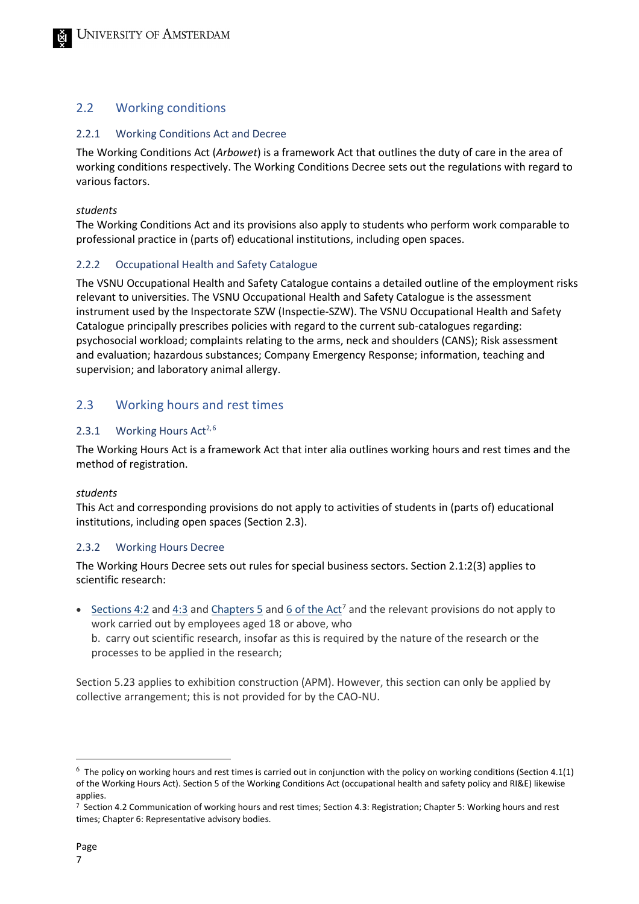## 2.2 Working conditions

### 2.2.1 Working Conditions Act and Decree

The Working Conditions Act (*Arbowet*) is a framework Act that outlines the duty of care in the area of working conditions respectively. The Working Conditions Decree sets out the regulations with regard to various factors.

*students*

The Working Conditions Act and its provisions also apply to students who perform work comparable to professional practice in (parts of) educational institutions, including open spaces.

### 2.2.2 Occupational Health and Safety Catalogue

The VSNU Occupational Health and Safety Catalogue contains a detailed outline of the employment risks relevant to universities. The VSNU Occupational Health and Safety Catalogue is the assessment instrument used by the Inspectorate SZW (Inspectie-SZW). The VSNU Occupational Health and Safety Catalogue principally prescribes policies with regard to the current sub-catalogues regarding: psychosocial workload; complaints relating to the arms, neck and shoulders (CANS); Risk assessment and evaluation; hazardous substances; Company Emergency Response; information, teaching and supervision; and laboratory animal allergy.

## 2.3 Working hours and rest times

### 2.3.1 Working Hours Act[2,6]

The Working Hours Act is a framework Act that inter alia outlines working hours and rest times and the method of registration.

*students*

This Act and corresponding provisions do not apply to activities of students in (parts of) educational institutions, including open spaces (Section 2.3).

### 2.3.2 Working Hours Decree

The Working Hours Decree sets out rules for special business sectors. Section 2.1:2(3) applies to scientific research:

- Sections 4:2 and 4:3 and Chapters 5 and 6 of the Act[7] and the relevant provisions do not apply to work carried out by employees aged 18 or above, who
  b. carry out scientific research, insofar as this is required by the nature of the research or the processes to be applied in the research;

Section 5.23 applies to exhibition construction (APM). However, this section can only be applied by collective arrangement; this is not provided for by the CAO-NU.

---

[6] The policy on working hours and rest times is carried out in conjunction with the policy on working conditions (Section 4.1(1) of the Working Hours Act). Section 5 of the Working Conditions Act (occupational health and safety policy and RI&E) likewise applies.

[7] Section 4.2 Communication of working hours and rest times; Section 4.3: Registration; Chapter 5: Working hours and rest times; Chapter 6: Representative advisory bodies.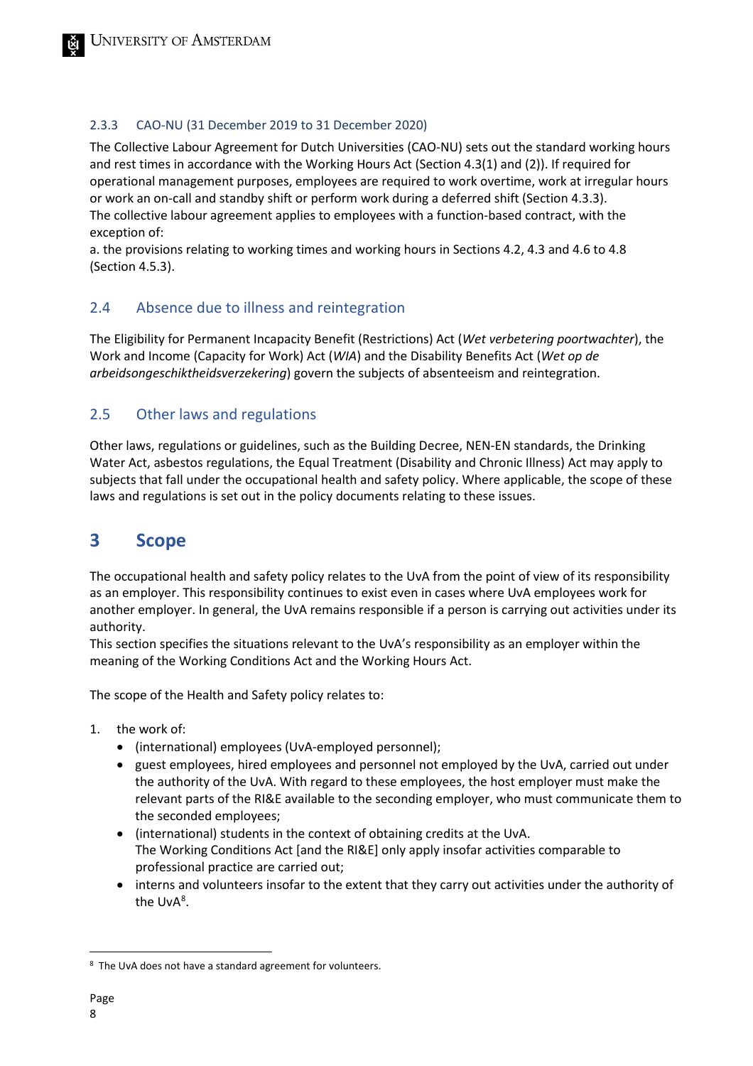### 2.3.3 CAO-NU (31 December 2019 to 31 December 2020)

The Collective Labour Agreement for Dutch Universities (CAO-NU) sets out the standard working hours and rest times in accordance with the Working Hours Act (Section 4.3(1) and (2)). If required for operational management purposes, employees are required to work overtime, work at irregular hours or work an on-call and standby shift or perform work during a deferred shift (Section 4.3.3).
The collective labour agreement applies to employees with a function-based contract, with the exception of:
a. the provisions relating to working times and working hours in Sections 4.2, 4.3 and 4.6 to 4.8 (Section 4.5.3).

## 2.4 Absence due to illness and reintegration

The Eligibility for Permanent Incapacity Benefit (Restrictions) Act (*Wet verbetering poortwachter*), the Work and Income (Capacity for Work) Act (*WIA*) and the Disability Benefits Act (*Wet op de arbeidsongeschiktheidsverzekering*) govern the subjects of absenteeism and reintegration.

## 2.5 Other laws and regulations

Other laws, regulations or guidelines, such as the Building Decree, NEN-EN standards, the Drinking Water Act, asbestos regulations, the Equal Treatment (Disability and Chronic Illness) Act may apply to subjects that fall under the occupational health and safety policy. Where applicable, the scope of these laws and regulations is set out in the policy documents relating to these issues.

# 3 Scope

The occupational health and safety policy relates to the UvA from the point of view of its responsibility as an employer. This responsibility continues to exist even in cases where UvA employees work for another employer. In general, the UvA remains responsible if a person is carrying out activities under its authority.
This section specifies the situations relevant to the UvA's responsibility as an employer within the meaning of the Working Conditions Act and the Working Hours Act.

The scope of the Health and Safety policy relates to:

1. the work of:
   - (international) employees (UvA-employed personnel);
   - guest employees, hired employees and personnel not employed by the UvA, carried out under the authority of the UvA. With regard to these employees, the host employer must make the relevant parts of the RI&E available to the seconding employer, who must communicate them to the seconded employees;
   - (international) students in the context of obtaining credits at the UvA.
     The Working Conditions Act [and the RI&E] only apply insofar activities comparable to professional practice are carried out;
   - interns and volunteers insofar to the extent that they carry out activities under the authority of the UvA[8].

[8] The UvA does not have a standard agreement for volunteers.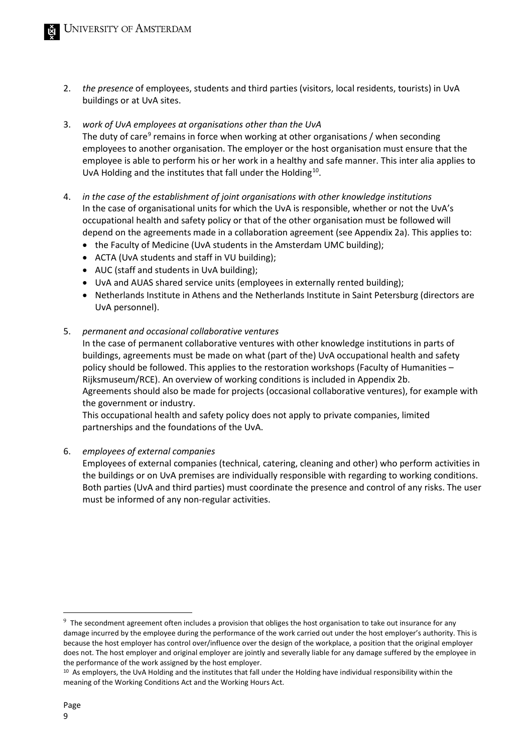2. *the presence* of employees, students and third parties (visitors, local residents, tourists) in UvA buildings or at UvA sites.

3. *work of UvA employees at organisations other than the UvA*
   The duty of care[9] remains in force when working at other organisations / when seconding employees to another organisation. The employer or the host organisation must ensure that the employee is able to perform his or her work in a healthy and safe manner. This inter alia applies to UvA Holding and the institutes that fall under the Holding[10].

4. *in the case of the establishment of joint organisations with other knowledge institutions*
   In the case of organisational units for which the UvA is responsible, whether or not the UvA's occupational health and safety policy or that of the other organisation must be followed will depend on the agreements made in a collaboration agreement (see Appendix 2a). This applies to:
   - the Faculty of Medicine (UvA students in the Amsterdam UMC building);
   - ACTA (UvA students and staff in VU building);
   - AUC (staff and students in UvA building);
   - UvA and AUAS shared service units (employees in externally rented building);
   - Netherlands Institute in Athens and the Netherlands Institute in Saint Petersburg (directors are UvA personnel).

5. *permanent and occasional collaborative ventures*
   In the case of permanent collaborative ventures with other knowledge institutions in parts of buildings, agreements must be made on what (part of the) UvA occupational health and safety policy should be followed. This applies to the restoration workshops (Faculty of Humanities – Rijksmuseum/RCE). An overview of working conditions is included in Appendix 2b.
   Agreements should also be made for projects (occasional collaborative ventures), for example with the government or industry.
   This occupational health and safety policy does not apply to private companies, limited partnerships and the foundations of the UvA.

6. *employees of external companies*
   Employees of external companies (technical, catering, cleaning and other) who perform activities in the buildings or on UvA premises are individually responsible with regarding to working conditions. Both parties (UvA and third parties) must coordinate the presence and control of any risks. The user must be informed of any non-regular activities.

---

[9] The secondment agreement often includes a provision that obliges the host organisation to take out insurance for any damage incurred by the employee during the performance of the work carried out under the host employer's authority. This is because the host employer has control over/influence over the design of the workplace, a position that the original employer does not. The host employer and original employer are jointly and severally liable for any damage suffered by the employee in the performance of the work assigned by the host employer.

[10] As employers, the UvA Holding and the institutes that fall under the Holding have individual responsibility within the meaning of the Working Conditions Act and the Working Hours Act.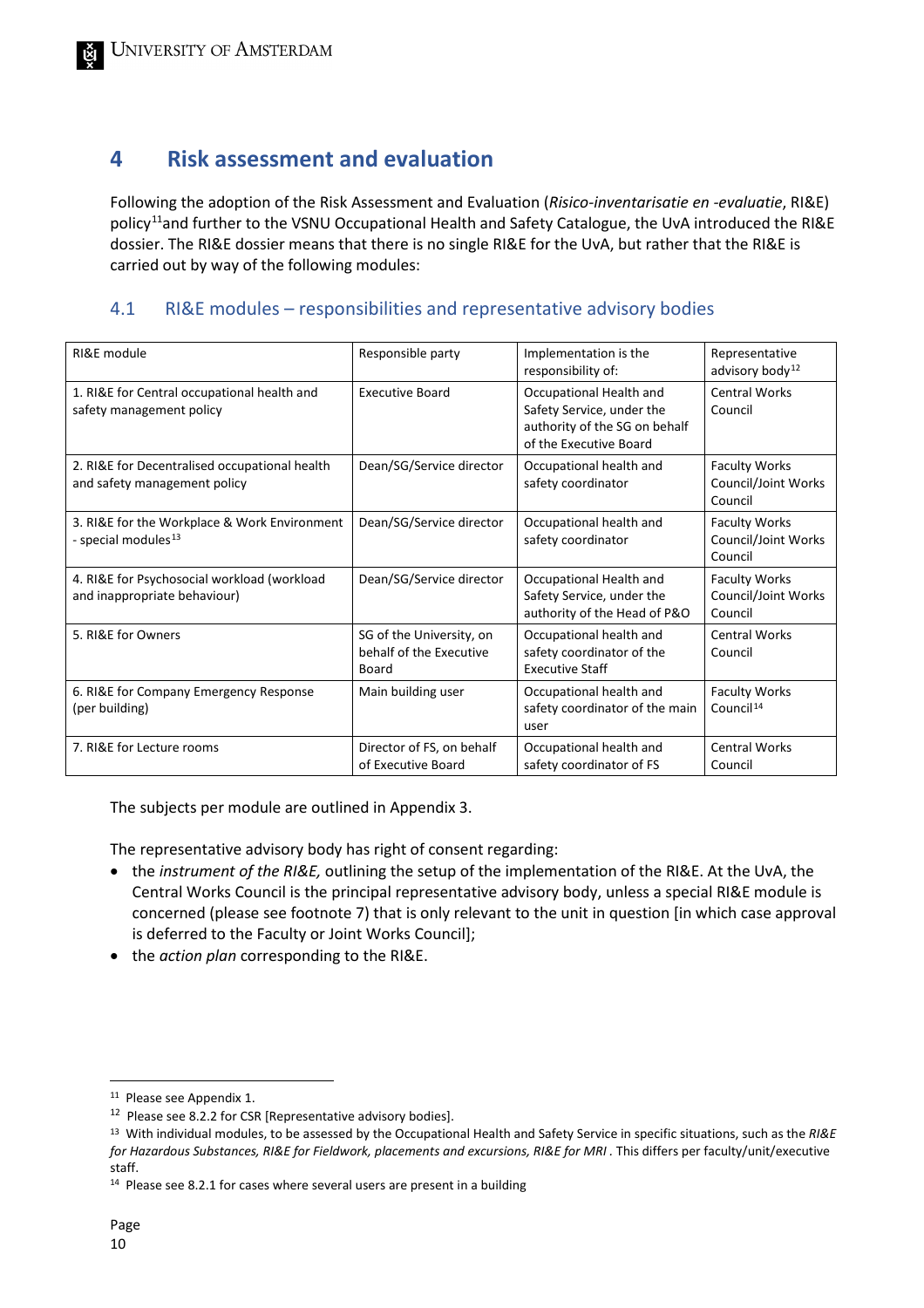# 4 Risk assessment and evaluation

Following the adoption of the Risk Assessment and Evaluation (*Risico-inventarisatie en -evaluatie*, RI&E) policy[11]and further to the VSNU Occupational Health and Safety Catalogue, the UvA introduced the RI&E dossier. The RI&E dossier means that there is no single RI&E for the UvA, but rather that the RI&E is carried out by way of the following modules:

## 4.1 RI&E modules – responsibilities and representative advisory bodies

| RI&E module | Responsible party | Implementation is the responsibility of: | Representative advisory body[12] |
|---|---|---|---|
| 1. RI&E for Central occupational health and safety management policy | Executive Board | Occupational Health and Safety Service, under the authority of the SG on behalf of the Executive Board | Central Works Council |
| 2. RI&E for Decentralised occupational health and safety management policy | Dean/SG/Service director | Occupational health and safety coordinator | Faculty Works Council/Joint Works Council |
| 3. RI&E for the Workplace & Work Environment - special modules[13] | Dean/SG/Service director | Occupational health and safety coordinator | Faculty Works Council/Joint Works Council |
| 4. RI&E for Psychosocial workload (workload and inappropriate behaviour) | Dean/SG/Service director | Occupational Health and Safety Service, under the authority of the Head of P&O | Faculty Works Council/Joint Works Council |
| 5. RI&E for Owners | SG of the University, on behalf of the Executive Board | Occupational health and safety coordinator of the Executive Staff | Central Works Council |
| 6. RI&E for Company Emergency Response (per building) | Main building user | Occupational health and safety coordinator of the main user | Faculty Works Council[14] |
| 7. RI&E for Lecture rooms | Director of FS, on behalf of Executive Board | Occupational health and safety coordinator of FS | Central Works Council |

The subjects per module are outlined in Appendix 3.

The representative advisory body has right of consent regarding:

- the *instrument of the RI&E,* outlining the setup of the implementation of the RI&E. At the UvA, the Central Works Council is the principal representative advisory body, unless a special RI&E module is concerned (please see footnote 7) that is only relevant to the unit in question [in which case approval is deferred to the Faculty or Joint Works Council];
- the *action plan* corresponding to the RI&E.

[11] Please see Appendix 1.

[12] Please see 8.2.2 for CSR [Representative advisory bodies].

[13] With individual modules, to be assessed by the Occupational Health and Safety Service in specific situations, such as the *RI&E for Hazardous Substances, RI&E for Fieldwork, placements and excursions, RI&E for MRI* . This differs per faculty/unit/executive staff.

[14] Please see 8.2.1 for cases where several users are present in a building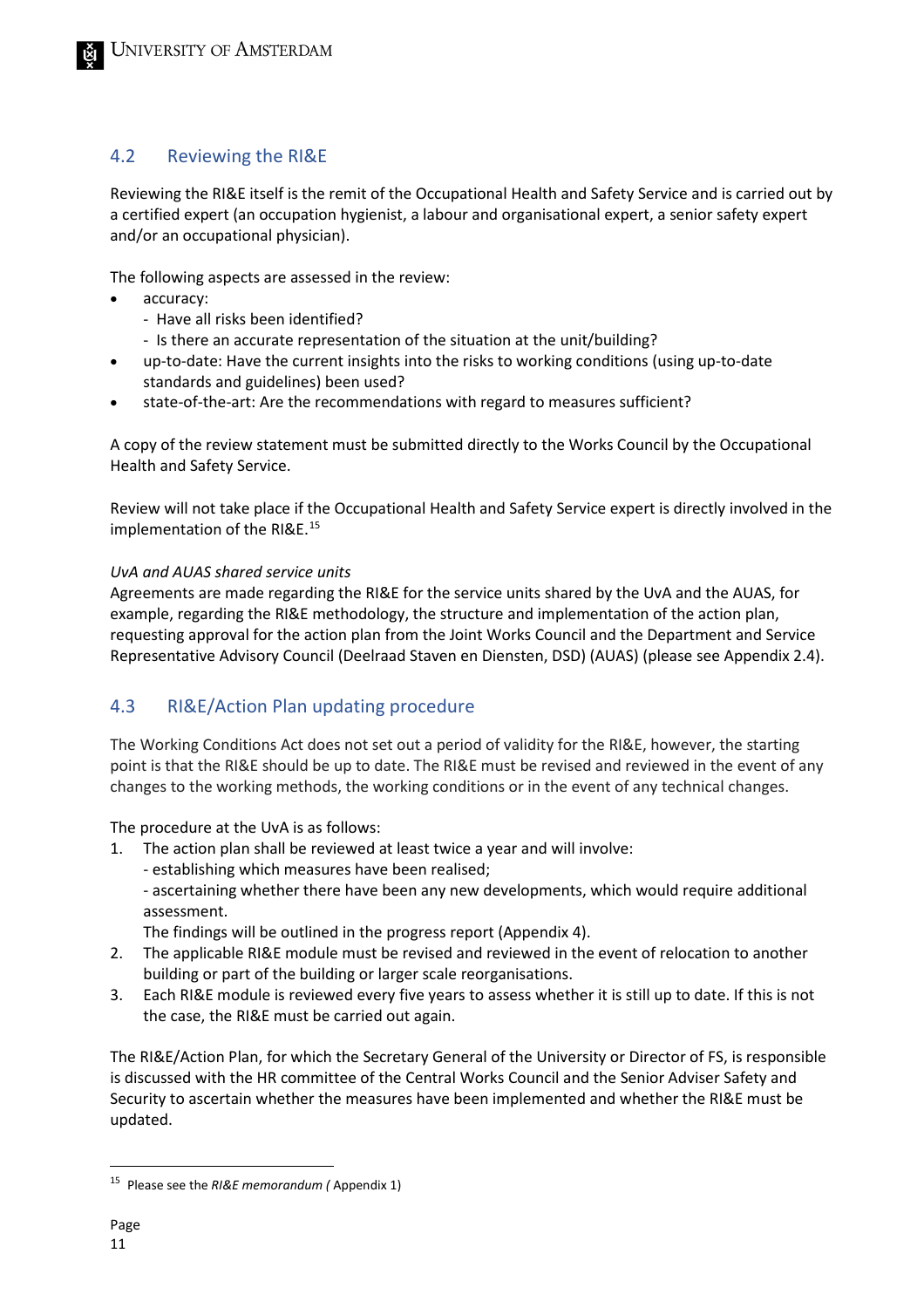## 4.2 Reviewing the RI&E

Reviewing the RI&E itself is the remit of the Occupational Health and Safety Service and is carried out by a certified expert (an occupation hygienist, a labour and organisational expert, a senior safety expert and/or an occupational physician).

The following aspects are assessed in the review:

- accuracy:
  - Have all risks been identified?
  - Is there an accurate representation of the situation at the unit/building?
- up-to-date: Have the current insights into the risks to working conditions (using up-to-date standards and guidelines) been used?
- state-of-the-art: Are the recommendations with regard to measures sufficient?

A copy of the review statement must be submitted directly to the Works Council by the Occupational Health and Safety Service.

Review will not take place if the Occupational Health and Safety Service expert is directly involved in the implementation of the RI&E.[15]

*UvA and AUAS shared service units*

Agreements are made regarding the RI&E for the service units shared by the UvA and the AUAS, for example, regarding the RI&E methodology, the structure and implementation of the action plan, requesting approval for the action plan from the Joint Works Council and the Department and Service Representative Advisory Council (Deelraad Staven en Diensten, DSD) (AUAS) (please see Appendix 2.4).

## 4.3 RI&E/Action Plan updating procedure

The Working Conditions Act does not set out a period of validity for the RI&E, however, the starting point is that the RI&E should be up to date. The RI&E must be revised and reviewed in the event of any changes to the working methods, the working conditions or in the event of any technical changes.

The procedure at the UvA is as follows:

1. The action plan shall be reviewed at least twice a year and will involve:
   - establishing which measures have been realised;
   - ascertaining whether there have been any new developments, which would require additional assessment.

   The findings will be outlined in the progress report (Appendix 4).
2. The applicable RI&E module must be revised and reviewed in the event of relocation to another building or part of the building or larger scale reorganisations.
3. Each RI&E module is reviewed every five years to assess whether it is still up to date. If this is not the case, the RI&E must be carried out again.

The RI&E/Action Plan, for which the Secretary General of the University or Director of FS, is responsible is discussed with the HR committee of the Central Works Council and the Senior Adviser Safety and Security to ascertain whether the measures have been implemented and whether the RI&E must be updated.

---

[15] Please see the *RI&E memorandum (* Appendix 1)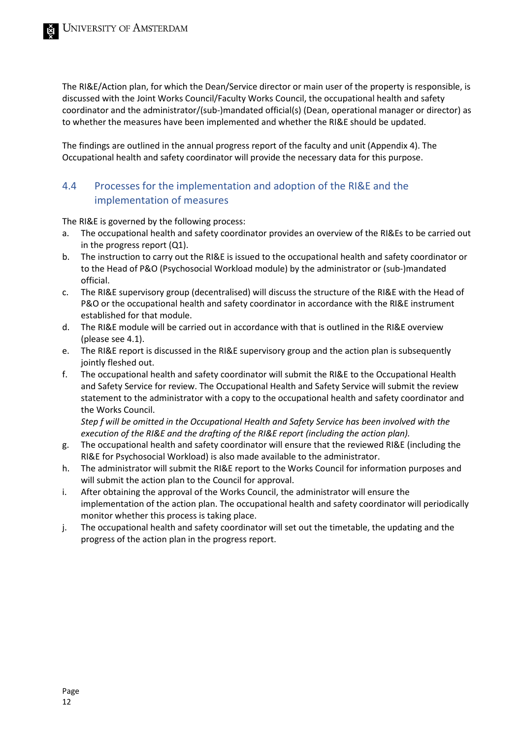The RI&E/Action plan, for which the Dean/Service director or main user of the property is responsible, is discussed with the Joint Works Council/Faculty Works Council, the occupational health and safety coordinator and the administrator/(sub-)mandated official(s) (Dean, operational manager or director) as to whether the measures have been implemented and whether the RI&E should be updated.

The findings are outlined in the annual progress report of the faculty and unit (Appendix 4). The Occupational health and safety coordinator will provide the necessary data for this purpose.

### 4.4 Processes for the implementation and adoption of the RI&E and the implementation of measures

The RI&E is governed by the following process:

a. The occupational health and safety coordinator provides an overview of the RI&Es to be carried out in the progress report (Q1).
b. The instruction to carry out the RI&E is issued to the occupational health and safety coordinator or to the Head of P&O (Psychosocial Workload module) by the administrator or (sub-)mandated official.
c. The RI&E supervisory group (decentralised) will discuss the structure of the RI&E with the Head of P&O or the occupational health and safety coordinator in accordance with the RI&E instrument established for that module.
d. The RI&E module will be carried out in accordance with that is outlined in the RI&E overview (please see 4.1).
e. The RI&E report is discussed in the RI&E supervisory group and the action plan is subsequently jointly fleshed out.
f. The occupational health and safety coordinator will submit the RI&E to the Occupational Health and Safety Service for review. The Occupational Health and Safety Service will submit the review statement to the administrator with a copy to the occupational health and safety coordinator and the Works Council.
   *Step f will be omitted in the Occupational Health and Safety Service has been involved with the execution of the RI&E and the drafting of the RI&E report (including the action plan).*
g. The occupational health and safety coordinator will ensure that the reviewed RI&E (including the RI&E for Psychosocial Workload) is also made available to the administrator.
h. The administrator will submit the RI&E report to the Works Council for information purposes and will submit the action plan to the Council for approval.
i. After obtaining the approval of the Works Council, the administrator will ensure the implementation of the action plan. The occupational health and safety coordinator will periodically monitor whether this process is taking place.
j. The occupational health and safety coordinator will set out the timetable, the updating and the progress of the action plan in the progress report.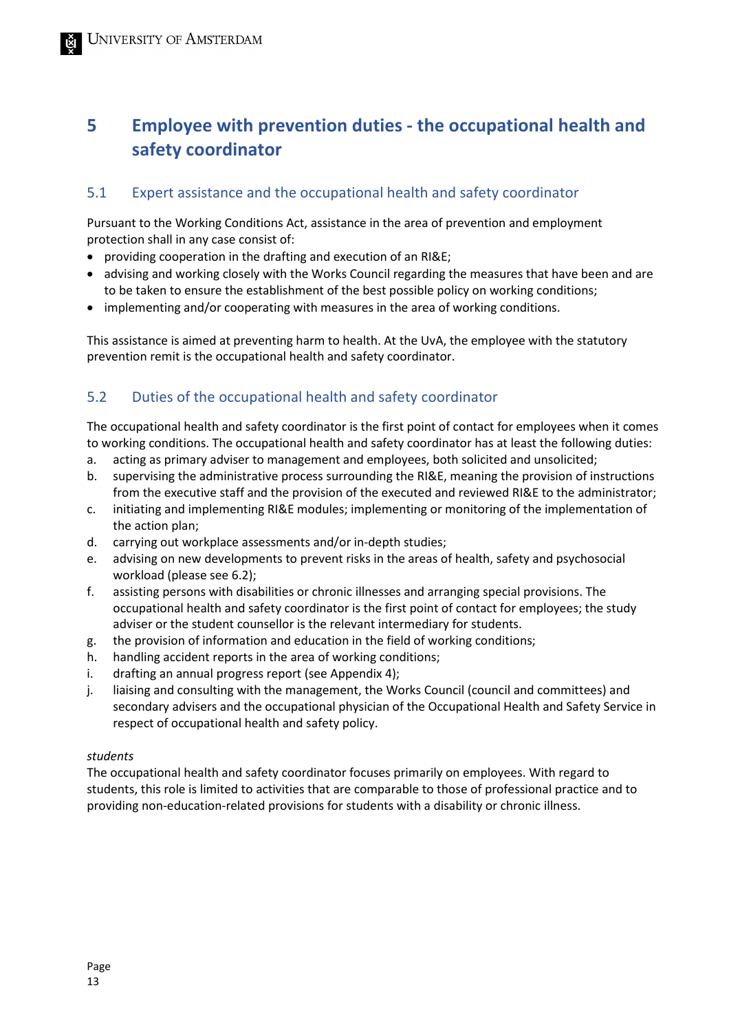# 5 Employee with prevention duties - the occupational health and safety coordinator

## 5.1 Expert assistance and the occupational health and safety coordinator

Pursuant to the Working Conditions Act, assistance in the area of prevention and employment protection shall in any case consist of:

- providing cooperation in the drafting and execution of an RI&E;
- advising and working closely with the Works Council regarding the measures that have been and are to be taken to ensure the establishment of the best possible policy on working conditions;
- implementing and/or cooperating with measures in the area of working conditions.

This assistance is aimed at preventing harm to health. At the UvA, the employee with the statutory prevention remit is the occupational health and safety coordinator.

## 5.2 Duties of the occupational health and safety coordinator

The occupational health and safety coordinator is the first point of contact for employees when it comes to working conditions. The occupational health and safety coordinator has at least the following duties:

a. acting as primary adviser to management and employees, both solicited and unsolicited;
b. supervising the administrative process surrounding the RI&E, meaning the provision of instructions from the executive staff and the provision of the executed and reviewed RI&E to the administrator;
c. initiating and implementing RI&E modules; implementing or monitoring of the implementation of the action plan;
d. carrying out workplace assessments and/or in-depth studies;
e. advising on new developments to prevent risks in the areas of health, safety and psychosocial workload (please see 6.2);
f. assisting persons with disabilities or chronic illnesses and arranging special provisions. The occupational health and safety coordinator is the first point of contact for employees; the study adviser or the student counsellor is the relevant intermediary for students.
g. the provision of information and education in the field of working conditions;
h. handling accident reports in the area of working conditions;
i. drafting an annual progress report (see Appendix 4);
j. liaising and consulting with the management, the Works Council (council and committees) and secondary advisers and the occupational physician of the Occupational Health and Safety Service in respect of occupational health and safety policy.

*students*

The occupational health and safety coordinator focuses primarily on employees. With regard to students, this role is limited to activities that are comparable to those of professional practice and to providing non-education-related provisions for students with a disability or chronic illness.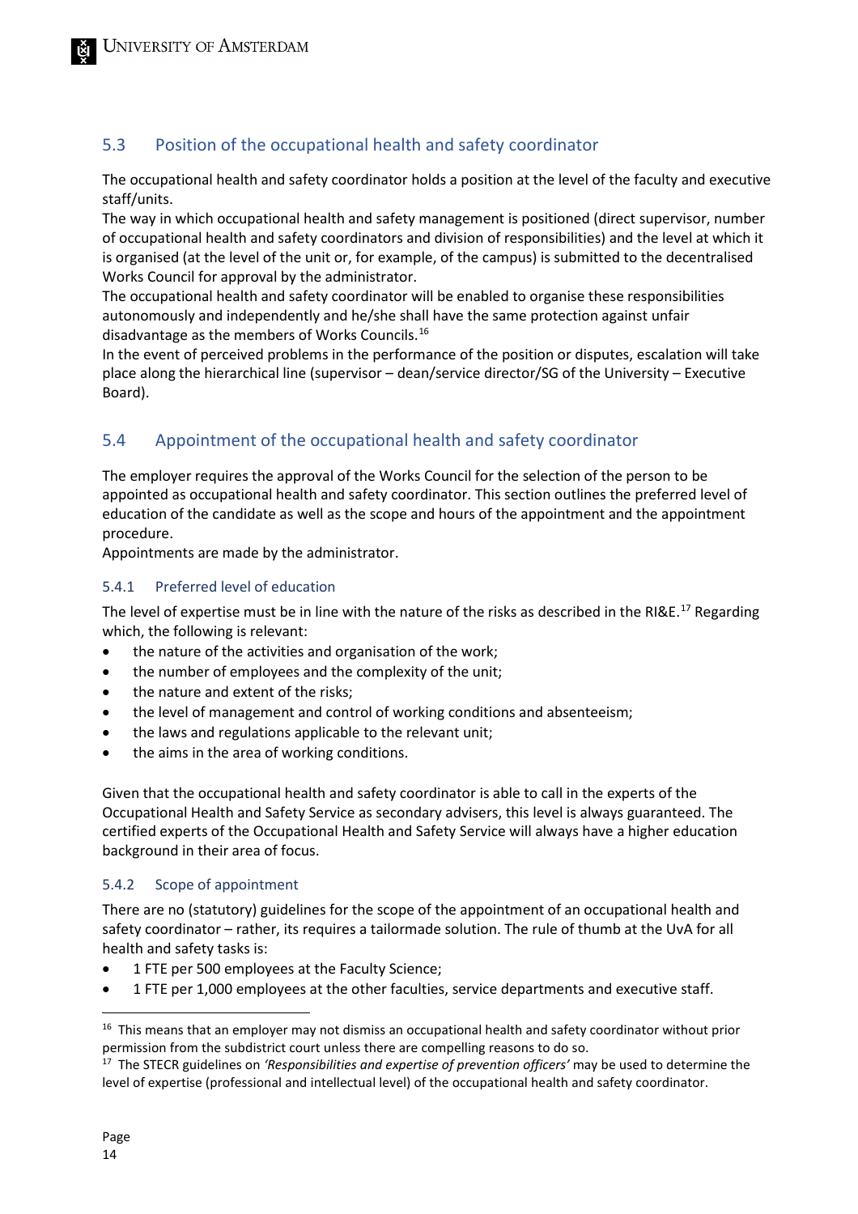## 5.3 Position of the occupational health and safety coordinator

The occupational health and safety coordinator holds a position at the level of the faculty and executive staff/units.

The way in which occupational health and safety management is positioned (direct supervisor, number of occupational health and safety coordinators and division of responsibilities) and the level at which it is organised (at the level of the unit or, for example, of the campus) is submitted to the decentralised Works Council for approval by the administrator.

The occupational health and safety coordinator will be enabled to organise these responsibilities autonomously and independently and he/she shall have the same protection against unfair disadvantage as the members of Works Councils.[16]

In the event of perceived problems in the performance of the position or disputes, escalation will take place along the hierarchical line (supervisor – dean/service director/SG of the University – Executive Board).

## 5.4 Appointment of the occupational health and safety coordinator

The employer requires the approval of the Works Council for the selection of the person to be appointed as occupational health and safety coordinator. This section outlines the preferred level of education of the candidate as well as the scope and hours of the appointment and the appointment procedure.

Appointments are made by the administrator.

### 5.4.1 Preferred level of education

The level of expertise must be in line with the nature of the risks as described in the RI&E.[17] Regarding which, the following is relevant:

- the nature of the activities and organisation of the work;
- the number of employees and the complexity of the unit;
- the nature and extent of the risks;
- the level of management and control of working conditions and absenteeism;
- the laws and regulations applicable to the relevant unit;
- the aims in the area of working conditions.

Given that the occupational health and safety coordinator is able to call in the experts of the Occupational Health and Safety Service as secondary advisers, this level is always guaranteed. The certified experts of the Occupational Health and Safety Service will always have a higher education background in their area of focus.

### 5.4.2 Scope of appointment

There are no (statutory) guidelines for the scope of the appointment of an occupational health and safety coordinator – rather, its requires a tailormade solution. The rule of thumb at the UvA for all health and safety tasks is:

- 1 FTE per 500 employees at the Faculty Science;
- 1 FTE per 1,000 employees at the other faculties, service departments and executive staff.

---

[16] This means that an employer may not dismiss an occupational health and safety coordinator without prior permission from the subdistrict court unless there are compelling reasons to do so.

[17] The STECR guidelines on *'Responsibilities and expertise of prevention officers'* may be used to determine the level of expertise (professional and intellectual level) of the occupational health and safety coordinator.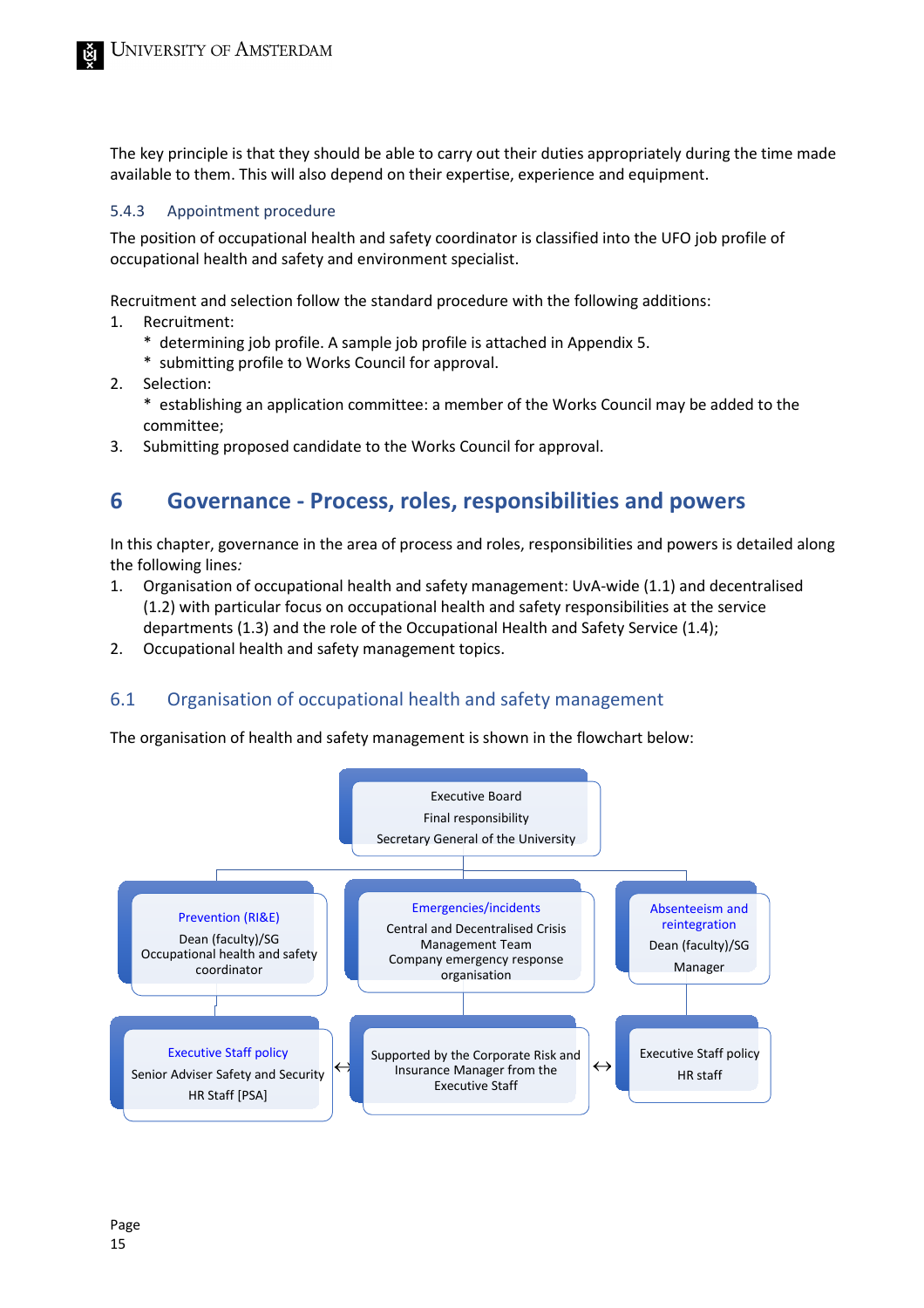The key principle is that they should be able to carry out their duties appropriately during the time made available to them. This will also depend on their expertise, experience and equipment.

### 5.4.3 Appointment procedure

The position of occupational health and safety coordinator is classified into the UFO job profile of occupational health and safety and environment specialist.

Recruitment and selection follow the standard procedure with the following additions:

1. Recruitment:
   * determining job profile. A sample job profile is attached in Appendix 5.
   * submitting profile to Works Council for approval.
2. Selection:
   * establishing an application committee: a member of the Works Council may be added to the committee;
3. Submitting proposed candidate to the Works Council for approval.

# 6 Governance - Process, roles, responsibilities and powers

In this chapter, governance in the area of process and roles, responsibilities and powers is detailed along the following lines*:*

1. Organisation of occupational health and safety management: UvA-wide (1.1) and decentralised (1.2) with particular focus on occupational health and safety responsibilities at the service departments (1.3) and the role of the Occupational Health and Safety Service (1.4);
2. Occupational health and safety management topics.

## 6.1 Organisation of occupational health and safety management

The organisation of health and safety management is shown in the flowchart below:

Executive Board
Final responsibility
Secretary General of the University

Prevention (RI&E)
Dean (faculty)/SG
Occupational health and safety coordinator

Emergencies/incidents
Central and Decentralised Crisis Management Team
Company emergency response organisation

Absenteeism and reintegration
Dean (faculty)/SG
Manager

Executive Staff policy
Senior Adviser Safety and Security
HR Staff [PSA]

↔

Supported by the Corporate Risk and Insurance Manager from the Executive Staff

↔

Executive Staff policy
HR staff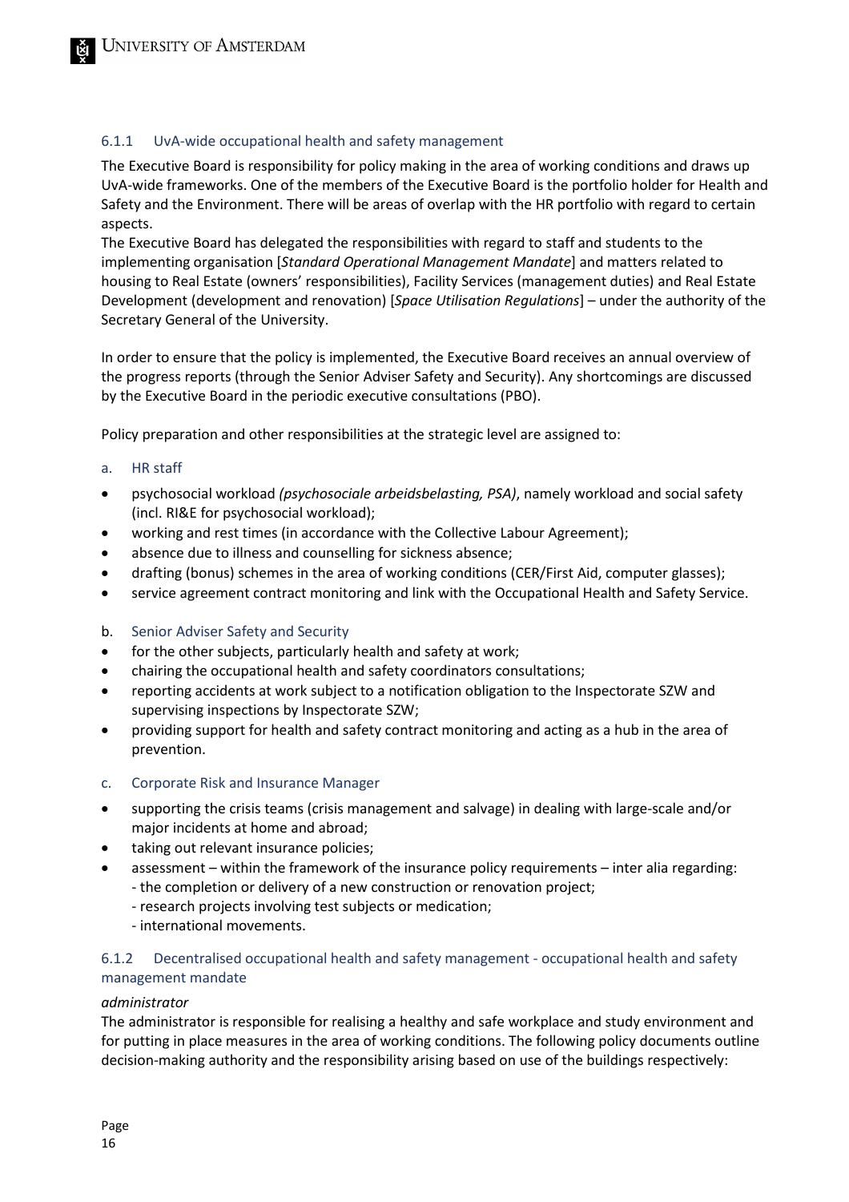### 6.1.1 UvA-wide occupational health and safety management

The Executive Board is responsibility for policy making in the area of working conditions and draws up UvA-wide frameworks. One of the members of the Executive Board is the portfolio holder for Health and Safety and the Environment. There will be areas of overlap with the HR portfolio with regard to certain aspects.

The Executive Board has delegated the responsibilities with regard to staff and students to the implementing organisation [*Standard Operational Management Mandate*] and matters related to housing to Real Estate (owners' responsibilities), Facility Services (management duties) and Real Estate Development (development and renovation) [*Space Utilisation Regulations*] – under the authority of the Secretary General of the University.

In order to ensure that the policy is implemented, the Executive Board receives an annual overview of the progress reports (through the Senior Adviser Safety and Security). Any shortcomings are discussed by the Executive Board in the periodic executive consultations (PBO).

Policy preparation and other responsibilities at the strategic level are assigned to:

a. HR staff

- psychosocial workload *(psychosociale arbeidsbelasting, PSA)*, namely workload and social safety (incl. RI&E for psychosocial workload);
- working and rest times (in accordance with the Collective Labour Agreement);
- absence due to illness and counselling for sickness absence;
- drafting (bonus) schemes in the area of working conditions (CER/First Aid, computer glasses);
- service agreement contract monitoring and link with the Occupational Health and Safety Service.

b. Senior Adviser Safety and Security

- for the other subjects, particularly health and safety at work;
- chairing the occupational health and safety coordinators consultations;
- reporting accidents at work subject to a notification obligation to the Inspectorate SZW and supervising inspections by Inspectorate SZW;
- providing support for health and safety contract monitoring and acting as a hub in the area of prevention.

c. Corporate Risk and Insurance Manager

- supporting the crisis teams (crisis management and salvage) in dealing with large-scale and/or major incidents at home and abroad;
- taking out relevant insurance policies;
- assessment – within the framework of the insurance policy requirements – inter alia regarding:
  - the completion or delivery of a new construction or renovation project;
  - research projects involving test subjects or medication;
  - international movements.

### 6.1.2 Decentralised occupational health and safety management - occupational health and safety management mandate

*administrator*

The administrator is responsible for realising a healthy and safe workplace and study environment and for putting in place measures in the area of working conditions. The following policy documents outline decision-making authority and the responsibility arising based on use of the buildings respectively: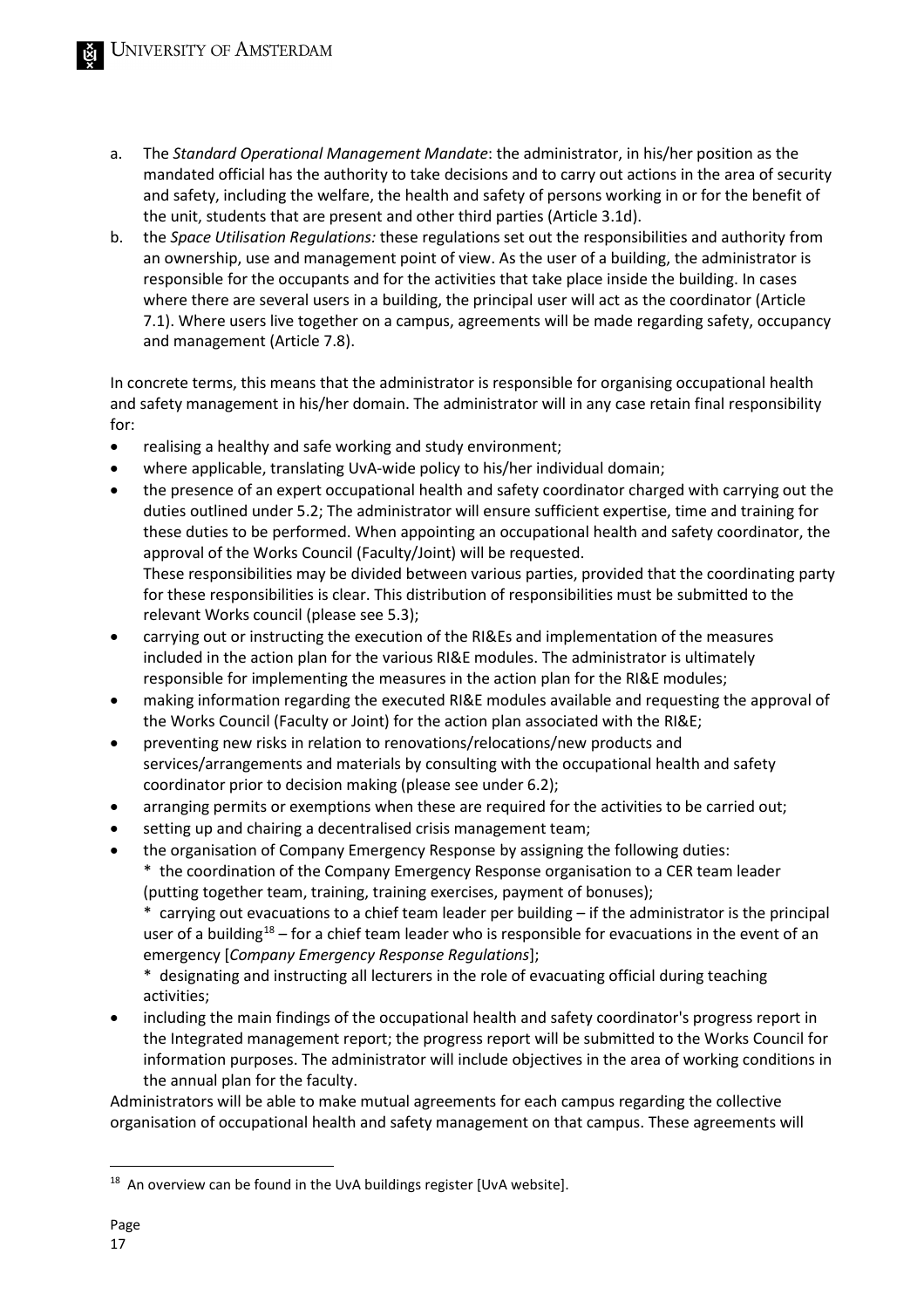a. The *Standard Operational Management Mandate*: the administrator, in his/her position as the mandated official has the authority to take decisions and to carry out actions in the area of security and safety, including the welfare, the health and safety of persons working in or for the benefit of the unit, students that are present and other third parties (Article 3.1d).
b. the *Space Utilisation Regulations:* these regulations set out the responsibilities and authority from an ownership, use and management point of view. As the user of a building, the administrator is responsible for the occupants and for the activities that take place inside the building. In cases where there are several users in a building, the principal user will act as the coordinator (Article 7.1). Where users live together on a campus, agreements will be made regarding safety, occupancy and management (Article 7.8).

In concrete terms, this means that the administrator is responsible for organising occupational health and safety management in his/her domain. The administrator will in any case retain final responsibility for:

- realising a healthy and safe working and study environment;
- where applicable, translating UvA-wide policy to his/her individual domain;
- the presence of an expert occupational health and safety coordinator charged with carrying out the duties outlined under 5.2; The administrator will ensure sufficient expertise, time and training for these duties to be performed. When appointing an occupational health and safety coordinator, the approval of the Works Council (Faculty/Joint) will be requested.
  These responsibilities may be divided between various parties, provided that the coordinating party for these responsibilities is clear. This distribution of responsibilities must be submitted to the relevant Works council (please see 5.3);
- carrying out or instructing the execution of the RI&Es and implementation of the measures included in the action plan for the various RI&E modules. The administrator is ultimately responsible for implementing the measures in the action plan for the RI&E modules;
- making information regarding the executed RI&E modules available and requesting the approval of the Works Council (Faculty or Joint) for the action plan associated with the RI&E;
- preventing new risks in relation to renovations/relocations/new products and services/arrangements and materials by consulting with the occupational health and safety coordinator prior to decision making (please see under 6.2);
- arranging permits or exemptions when these are required for the activities to be carried out;
- setting up and chairing a decentralised crisis management team;
- the organisation of Company Emergency Response by assigning the following duties:
  * the coordination of the Company Emergency Response organisation to a CER team leader (putting together team, training, training exercises, payment of bonuses);
  * carrying out evacuations to a chief team leader per building – if the administrator is the principal user of a building[18] – for a chief team leader who is responsible for evacuations in the event of an emergency [*Company Emergency Response Regulations*];
  * designating and instructing all lecturers in the role of evacuating official during teaching activities;
- including the main findings of the occupational health and safety coordinator's progress report in the Integrated management report; the progress report will be submitted to the Works Council for information purposes. The administrator will include objectives in the area of working conditions in the annual plan for the faculty.

Administrators will be able to make mutual agreements for each campus regarding the collective organisation of occupational health and safety management on that campus. These agreements will

[18] An overview can be found in the UvA buildings register [UvA website].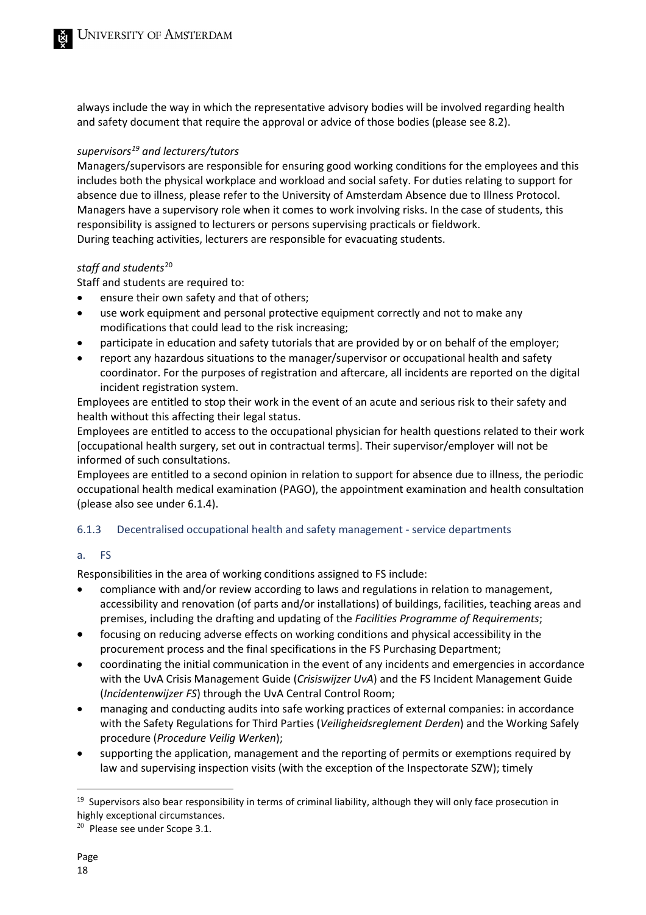always include the way in which the representative advisory bodies will be involved regarding health and safety document that require the approval or advice of those bodies (please see 8.2).

*supervisors[19] and lecturers/tutors*

Managers/supervisors are responsible for ensuring good working conditions for the employees and this includes both the physical workplace and workload and social safety. For duties relating to support for absence due to illness, please refer to the University of Amsterdam Absence due to Illness Protocol. Managers have a supervisory role when it comes to work involving risks. In the case of students, this responsibility is assigned to lecturers or persons supervising practicals or fieldwork.
During teaching activities, lecturers are responsible for evacuating students.

*staff and students*[20]

Staff and students are required to:

- ensure their own safety and that of others;
- use work equipment and personal protective equipment correctly and not to make any modifications that could lead to the risk increasing;
- participate in education and safety tutorials that are provided by or on behalf of the employer;
- report any hazardous situations to the manager/supervisor or occupational health and safety coordinator. For the purposes of registration and aftercare, all incidents are reported on the digital incident registration system.

Employees are entitled to stop their work in the event of an acute and serious risk to their safety and health without this affecting their legal status.
Employees are entitled to access to the occupational physician for health questions related to their work [occupational health surgery, set out in contractual terms]. Their supervisor/employer will not be informed of such consultations.
Employees are entitled to a second opinion in relation to support for absence due to illness, the periodic occupational health medical examination (PAGO), the appointment examination and health consultation (please also see under 6.1.4).

### 6.1.3 Decentralised occupational health and safety management - service departments

#### a. FS

Responsibilities in the area of working conditions assigned to FS include:

- compliance with and/or review according to laws and regulations in relation to management, accessibility and renovation (of parts and/or installations) of buildings, facilities, teaching areas and premises, including the drafting and updating of the *Facilities Programme of Requirements*;
- focusing on reducing adverse effects on working conditions and physical accessibility in the procurement process and the final specifications in the FS Purchasing Department;
- coordinating the initial communication in the event of any incidents and emergencies in accordance with the UvA Crisis Management Guide (*Crisiswijzer UvA*) and the FS Incident Management Guide (*Incidentenwijzer FS*) through the UvA Central Control Room;
- managing and conducting audits into safe working practices of external companies: in accordance with the Safety Regulations for Third Parties (*Veiligheidsreglement Derden*) and the Working Safely procedure (*Procedure Veilig Werken*);
- supporting the application, management and the reporting of permits or exemptions required by law and supervising inspection visits (with the exception of the Inspectorate SZW); timely

[19] Supervisors also bear responsibility in terms of criminal liability, although they will only face prosecution in highly exceptional circumstances.

[20] Please see under Scope 3.1.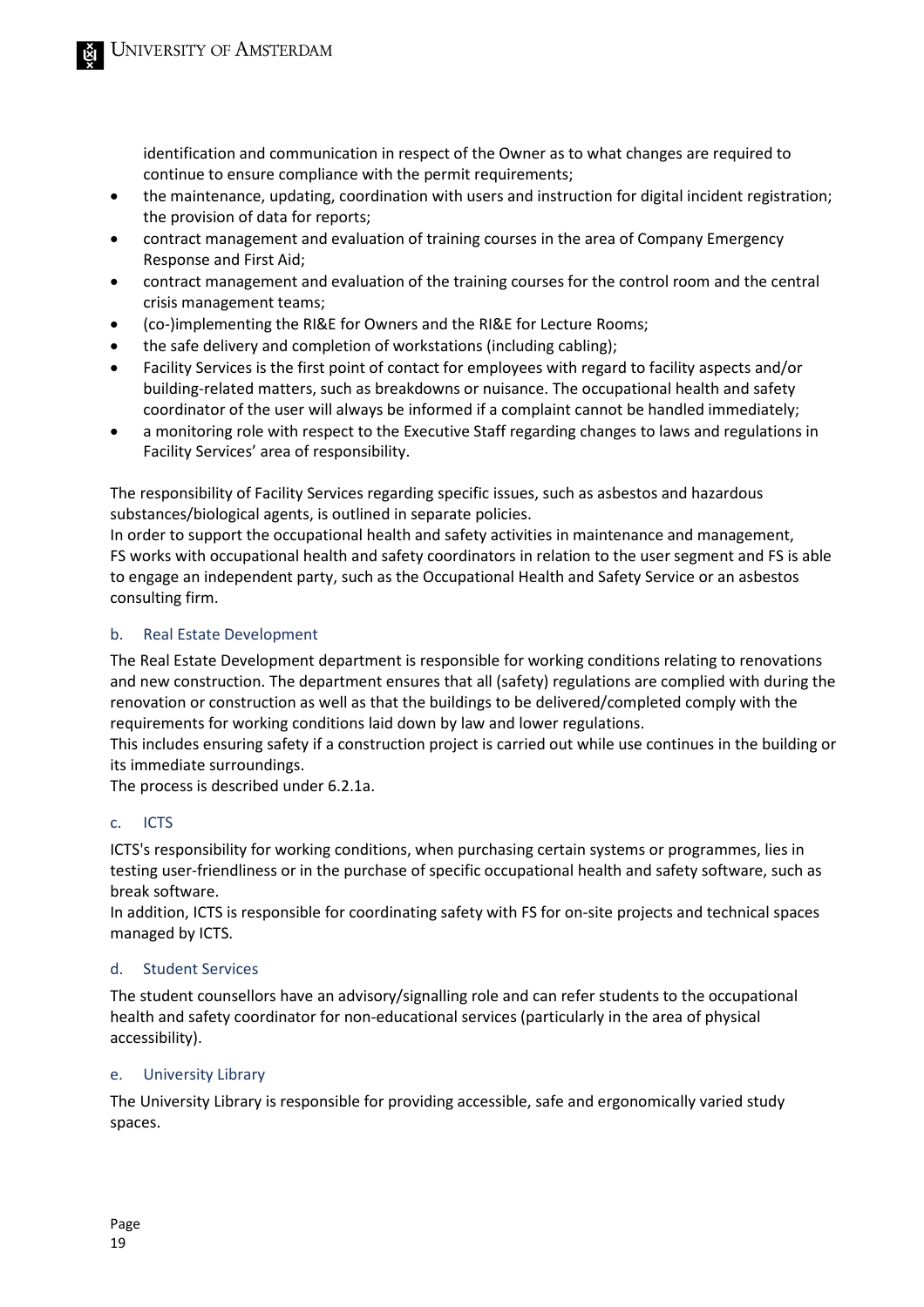identification and communication in respect of the Owner as to what changes are required to continue to ensure compliance with the permit requirements;

- the maintenance, updating, coordination with users and instruction for digital incident registration; the provision of data for reports;
- contract management and evaluation of training courses in the area of Company Emergency Response and First Aid;
- contract management and evaluation of the training courses for the control room and the central crisis management teams;
- (co-)implementing the RI&E for Owners and the RI&E for Lecture Rooms;
- the safe delivery and completion of workstations (including cabling);
- Facility Services is the first point of contact for employees with regard to facility aspects and/or building-related matters, such as breakdowns or nuisance. The occupational health and safety coordinator of the user will always be informed if a complaint cannot be handled immediately;
- a monitoring role with respect to the Executive Staff regarding changes to laws and regulations in Facility Services' area of responsibility.

The responsibility of Facility Services regarding specific issues, such as asbestos and hazardous substances/biological agents, is outlined in separate policies.
In order to support the occupational health and safety activities in maintenance and management, FS works with occupational health and safety coordinators in relation to the user segment and FS is able to engage an independent party, such as the Occupational Health and Safety Service or an asbestos consulting firm.

### b. Real Estate Development

The Real Estate Development department is responsible for working conditions relating to renovations and new construction. The department ensures that all (safety) regulations are complied with during the renovation or construction as well as that the buildings to be delivered/completed comply with the requirements for working conditions laid down by law and lower regulations.
This includes ensuring safety if a construction project is carried out while use continues in the building or its immediate surroundings.
The process is described under 6.2.1a.

### c. ICTS

ICTS's responsibility for working conditions, when purchasing certain systems or programmes, lies in testing user-friendliness or in the purchase of specific occupational health and safety software, such as break software.
In addition, ICTS is responsible for coordinating safety with FS for on-site projects and technical spaces managed by ICTS.

### d. Student Services

The student counsellors have an advisory/signalling role and can refer students to the occupational health and safety coordinator for non-educational services (particularly in the area of physical accessibility).

### e. University Library

The University Library is responsible for providing accessible, safe and ergonomically varied study spaces.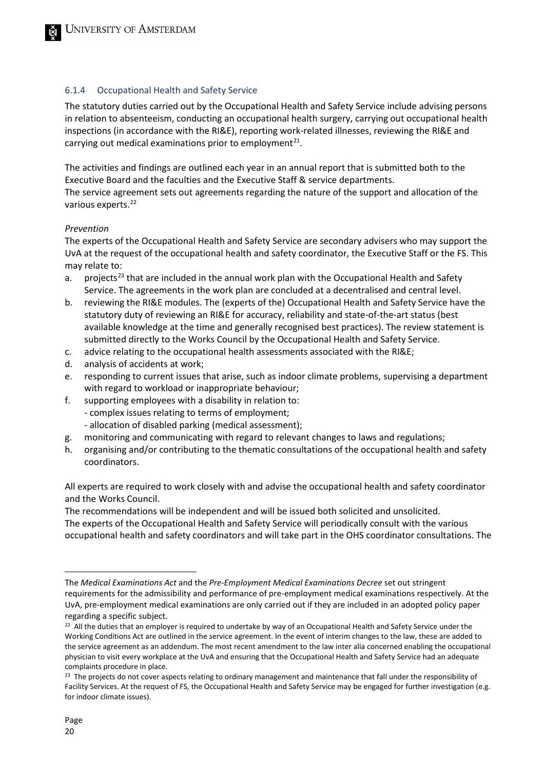### 6.1.4 Occupational Health and Safety Service

The statutory duties carried out by the Occupational Health and Safety Service include advising persons in relation to absenteeism, conducting an occupational health surgery, carrying out occupational health inspections (in accordance with the RI&E), reporting work-related illnesses, reviewing the RI&E and carrying out medical examinations prior to employment[21].

The activities and findings are outlined each year in an annual report that is submitted both to the Executive Board and the faculties and the Executive Staff & service departments.
The service agreement sets out agreements regarding the nature of the support and allocation of the various experts.[22]

*Prevention*
The experts of the Occupational Health and Safety Service are secondary advisers who may support the UvA at the request of the occupational health and safety coordinator, the Executive Staff or the FS. This may relate to:

a. projects[23] that are included in the annual work plan with the Occupational Health and Safety Service. The agreements in the work plan are concluded at a decentralised and central level.
b. reviewing the RI&E modules. The (experts of the) Occupational Health and Safety Service have the statutory duty of reviewing an RI&E for accuracy, reliability and state-of-the-art status (best available knowledge at the time and generally recognised best practices). The review statement is submitted directly to the Works Council by the Occupational Health and Safety Service.
c. advice relating to the occupational health assessments associated with the RI&E;
d. analysis of accidents at work;
e. responding to current issues that arise, such as indoor climate problems, supervising a department with regard to workload or inappropriate behaviour;
f. supporting employees with a disability in relation to:
   - complex issues relating to terms of employment;
   - allocation of disabled parking (medical assessment);
g. monitoring and communicating with regard to relevant changes to laws and regulations;
h. organising and/or contributing to the thematic consultations of the occupational health and safety coordinators.

All experts are required to work closely with and advise the occupational health and safety coordinator and the Works Council.
The recommendations will be independent and will be issued both solicited and unsolicited.
The experts of the Occupational Health and Safety Service will periodically consult with the various occupational health and safety coordinators and will take part in the OHS coordinator consultations. The

---

The *Medical Examinations Act* and the *Pre-Employment Medical Examinations Decree* set out stringent requirements for the admissibility and performance of pre-employment medical examinations respectively. At the UvA, pre-employment medical examinations are only carried out if they are included in an adopted policy paper regarding a specific subject.

[22] All the duties that an employer is required to undertake by way of an Occupational Health and Safety Service under the Working Conditions Act are outlined in the service agreement. In the event of interim changes to the law, these are added to the service agreement as an addendum. The most recent amendment to the law inter alia concerned enabling the occupational physician to visit every workplace at the UvA and ensuring that the Occupational Health and Safety Service had an adequate complaints procedure in place.

[23] The projects do not cover aspects relating to ordinary management and maintenance that fall under the responsibility of Facility Services. At the request of FS, the Occupational Health and Safety Service may be engaged for further investigation (e.g. for indoor climate issues).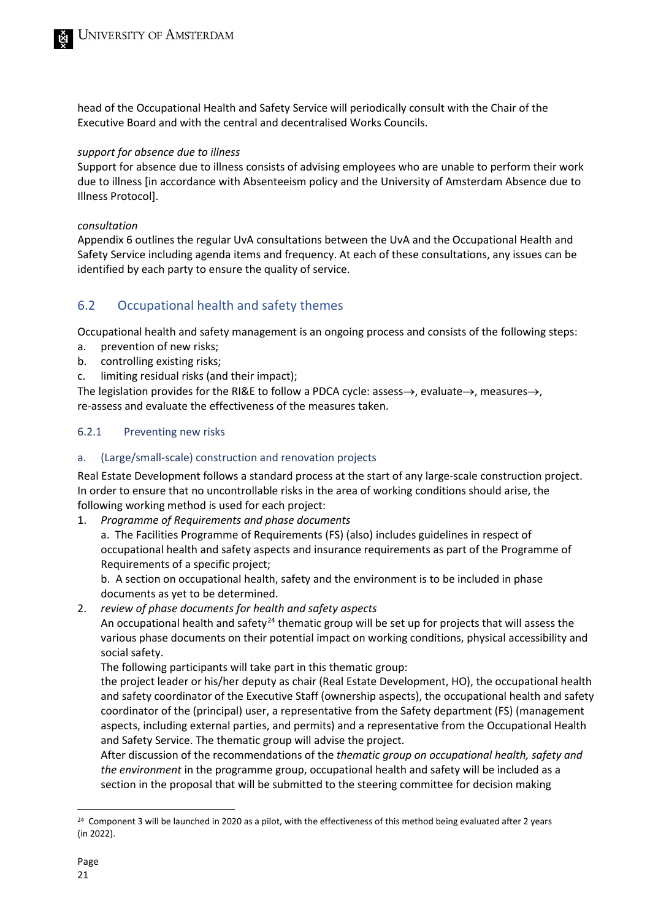head of the Occupational Health and Safety Service will periodically consult with the Chair of the Executive Board and with the central and decentralised Works Councils.

*support for absence due to illness*
Support for absence due to illness consists of advising employees who are unable to perform their work due to illness [in accordance with Absenteeism policy and the University of Amsterdam Absence due to Illness Protocol].

*consultation*
Appendix 6 outlines the regular UvA consultations between the UvA and the Occupational Health and Safety Service including agenda items and frequency. At each of these consultations, any issues can be identified by each party to ensure the quality of service.

## 6.2 Occupational health and safety themes

Occupational health and safety management is an ongoing process and consists of the following steps:

a. prevention of new risks;
b. controlling existing risks;
c. limiting residual risks (and their impact);

The legislation provides for the RI&E to follow a PDCA cycle: assess→, evaluate→, measures→, re-assess and evaluate the effectiveness of the measures taken.

### 6.2.1 Preventing new risks

#### a. (Large/small-scale) construction and renovation projects

Real Estate Development follows a standard process at the start of any large-scale construction project. In order to ensure that no uncontrollable risks in the area of working conditions should arise, the following working method is used for each project:

1. *Programme of Requirements and phase documents*
   a. The Facilities Programme of Requirements (FS) (also) includes guidelines in respect of occupational health and safety aspects and insurance requirements as part of the Programme of Requirements of a specific project;
   b. A section on occupational health, safety and the environment is to be included in phase documents as yet to be determined.
2. *review of phase documents for health and safety aspects*
   An occupational health and safety[24] thematic group will be set up for projects that will assess the various phase documents on their potential impact on working conditions, physical accessibility and social safety.
   The following participants will take part in this thematic group:
   the project leader or his/her deputy as chair (Real Estate Development, HO), the occupational health and safety coordinator of the Executive Staff (ownership aspects), the occupational health and safety coordinator of the (principal) user, a representative from the Safety department (FS) (management aspects, including external parties, and permits) and a representative from the Occupational Health and Safety Service. The thematic group will advise the project.
   After discussion of the recommendations of the *thematic group on occupational health, safety and the environment* in the programme group, occupational health and safety will be included as a section in the proposal that will be submitted to the steering committee for decision making

[24] Component 3 will be launched in 2020 as a pilot, with the effectiveness of this method being evaluated after 2 years (in 2022).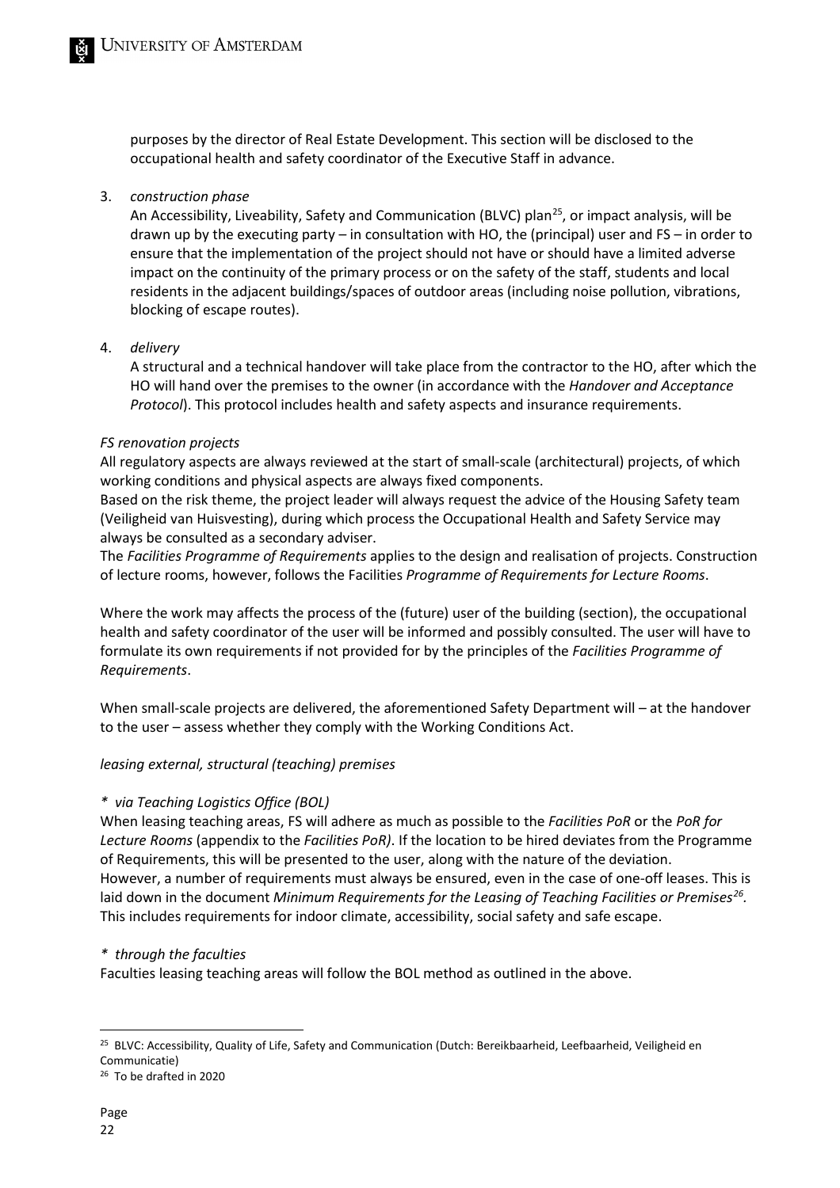purposes by the director of Real Estate Development. This section will be disclosed to the occupational health and safety coordinator of the Executive Staff in advance.

3. *construction phase*
   An Accessibility, Liveability, Safety and Communication (BLVC) plan[25], or impact analysis, will be drawn up by the executing party – in consultation with HO, the (principal) user and FS – in order to ensure that the implementation of the project should not have or should have a limited adverse impact on the continuity of the primary process or on the safety of the staff, students and local residents in the adjacent buildings/spaces of outdoor areas (including noise pollution, vibrations, blocking of escape routes).

4. *delivery*
   A structural and a technical handover will take place from the contractor to the HO, after which the HO will hand over the premises to the owner (in accordance with the *Handover and Acceptance Protocol*). This protocol includes health and safety aspects and insurance requirements.

*FS renovation projects*

All regulatory aspects are always reviewed at the start of small-scale (architectural) projects, of which working conditions and physical aspects are always fixed components.
Based on the risk theme, the project leader will always request the advice of the Housing Safety team (Veiligheid van Huisvesting), during which process the Occupational Health and Safety Service may always be consulted as a secondary adviser.
The *Facilities Programme of Requirements* applies to the design and realisation of projects. Construction of lecture rooms, however, follows the Facilities *Programme of Requirements for Lecture Rooms*.

Where the work may affects the process of the (future) user of the building (section), the occupational health and safety coordinator of the user will be informed and possibly consulted. The user will have to formulate its own requirements if not provided for by the principles of the *Facilities Programme of Requirements*.

When small-scale projects are delivered, the aforementioned Safety Department will – at the handover to the user – assess whether they comply with the Working Conditions Act.

*leasing external, structural (teaching) premises*

*\* via Teaching Logistics Office (BOL)*

When leasing teaching areas, FS will adhere as much as possible to the *Facilities PoR* or the *PoR for Lecture Rooms* (appendix to the *Facilities PoR)*. If the location to be hired deviates from the Programme of Requirements, this will be presented to the user, along with the nature of the deviation.
However, a number of requirements must always be ensured, even in the case of one-off leases. This is laid down in the document *Minimum Requirements for the Leasing of Teaching Facilities or Premises*[26]. This includes requirements for indoor climate, accessibility, social safety and safe escape.

*\* through the faculties*

Faculties leasing teaching areas will follow the BOL method as outlined in the above.

---

[25] BLVC: Accessibility, Quality of Life, Safety and Communication (Dutch: Bereikbaarheid, Leefbaarheid, Veiligheid en Communicatie)

[26] To be drafted in 2020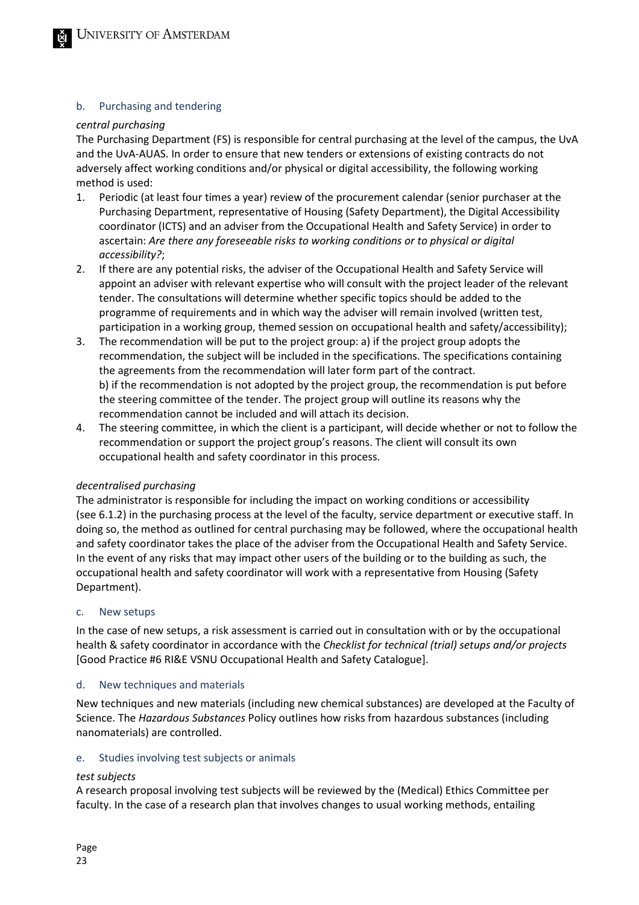### b. Purchasing and tendering

*central purchasing*

The Purchasing Department (FS) is responsible for central purchasing at the level of the campus, the UvA and the UvA-AUAS. In order to ensure that new tenders or extensions of existing contracts do not adversely affect working conditions and/or physical or digital accessibility, the following working method is used:

1. Periodic (at least four times a year) review of the procurement calendar (senior purchaser at the Purchasing Department, representative of Housing (Safety Department), the Digital Accessibility coordinator (ICTS) and an adviser from the Occupational Health and Safety Service) in order to ascertain: *Are there any foreseeable risks to working conditions or to physical or digital accessibility?*;
2. If there are any potential risks, the adviser of the Occupational Health and Safety Service will appoint an adviser with relevant expertise who will consult with the project leader of the relevant tender. The consultations will determine whether specific topics should be added to the programme of requirements and in which way the adviser will remain involved (written test, participation in a working group, themed session on occupational health and safety/accessibility);
3. The recommendation will be put to the project group: a) if the project group adopts the recommendation, the subject will be included in the specifications. The specifications containing the agreements from the recommendation will later form part of the contract.
   b) if the recommendation is not adopted by the project group, the recommendation is put before the steering committee of the tender. The project group will outline its reasons why the recommendation cannot be included and will attach its decision.
4. The steering committee, in which the client is a participant, will decide whether or not to follow the recommendation or support the project group's reasons. The client will consult its own occupational health and safety coordinator in this process.

*decentralised purchasing*

The administrator is responsible for including the impact on working conditions or accessibility (see 6.1.2) in the purchasing process at the level of the faculty, service department or executive staff. In doing so, the method as outlined for central purchasing may be followed, where the occupational health and safety coordinator takes the place of the adviser from the Occupational Health and Safety Service. In the event of any risks that may impact other users of the building or to the building as such, the occupational health and safety coordinator will work with a representative from Housing (Safety Department).

### c. New setups

In the case of new setups, a risk assessment is carried out in consultation with or by the occupational health & safety coordinator in accordance with the *Checklist for technical (trial) setups and/or projects* [Good Practice #6 RI&E VSNU Occupational Health and Safety Catalogue].

### d. New techniques and materials

New techniques and new materials (including new chemical substances) are developed at the Faculty of Science. The *Hazardous Substances* Policy outlines how risks from hazardous substances (including nanomaterials) are controlled.

### e. Studies involving test subjects or animals

*test subjects*

A research proposal involving test subjects will be reviewed by the (Medical) Ethics Committee per faculty. In the case of a research plan that involves changes to usual working methods, entailing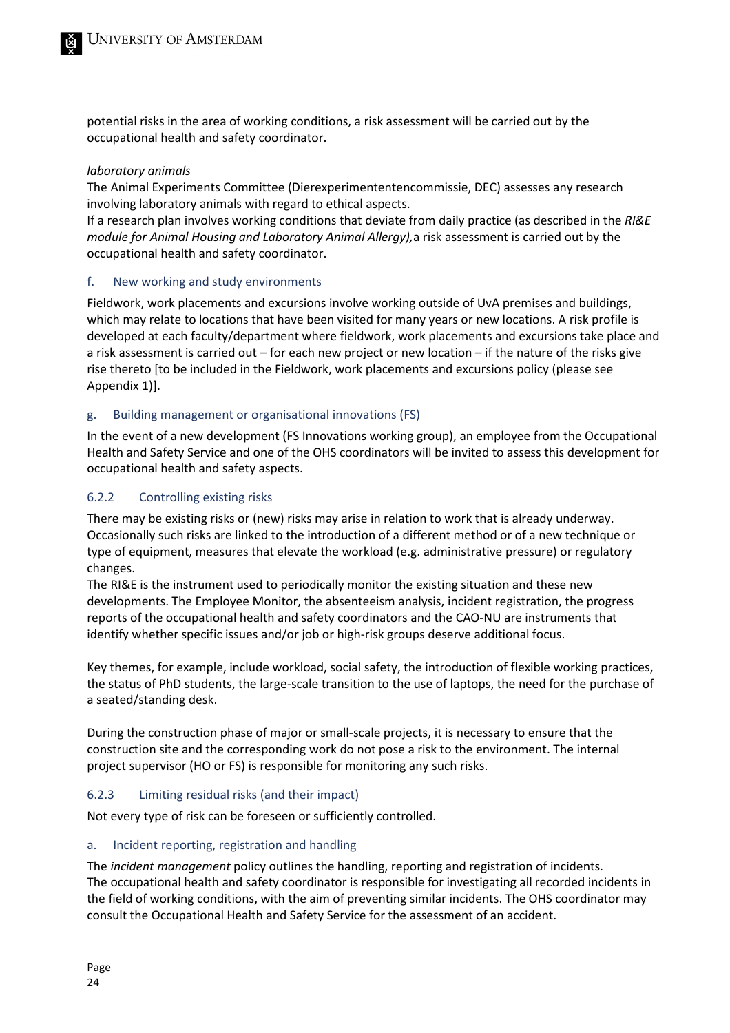potential risks in the area of working conditions, a risk assessment will be carried out by the occupational health and safety coordinator.

*laboratory animals*

The Animal Experiments Committee (Dierexperimententencommissie, DEC) assesses any research involving laboratory animals with regard to ethical aspects.

If a research plan involves working conditions that deviate from daily practice (as described in the *RI&E module for Animal Housing and Laboratory Animal Allergy),* a risk assessment is carried out by the occupational health and safety coordinator.

#### f. New working and study environments

Fieldwork, work placements and excursions involve working outside of UvA premises and buildings, which may relate to locations that have been visited for many years or new locations. A risk profile is developed at each faculty/department where fieldwork, work placements and excursions take place and a risk assessment is carried out – for each new project or new location – if the nature of the risks give rise thereto [to be included in the Fieldwork, work placements and excursions policy (please see Appendix 1)].

#### g. Building management or organisational innovations (FS)

In the event of a new development (FS Innovations working group), an employee from the Occupational Health and Safety Service and one of the OHS coordinators will be invited to assess this development for occupational health and safety aspects.

### 6.2.2 Controlling existing risks

There may be existing risks or (new) risks may arise in relation to work that is already underway. Occasionally such risks are linked to the introduction of a different method or of a new technique or type of equipment, measures that elevate the workload (e.g. administrative pressure) or regulatory changes.

The RI&E is the instrument used to periodically monitor the existing situation and these new developments. The Employee Monitor, the absenteeism analysis, incident registration, the progress reports of the occupational health and safety coordinators and the CAO-NU are instruments that identify whether specific issues and/or job or high-risk groups deserve additional focus.

Key themes, for example, include workload, social safety, the introduction of flexible working practices, the status of PhD students, the large-scale transition to the use of laptops, the need for the purchase of a seated/standing desk.

During the construction phase of major or small-scale projects, it is necessary to ensure that the construction site and the corresponding work do not pose a risk to the environment. The internal project supervisor (HO or FS) is responsible for monitoring any such risks.

### 6.2.3 Limiting residual risks (and their impact)

Not every type of risk can be foreseen or sufficiently controlled.

#### a. Incident reporting, registration and handling

The *incident management* policy outlines the handling, reporting and registration of incidents. The occupational health and safety coordinator is responsible for investigating all recorded incidents in the field of working conditions, with the aim of preventing similar incidents. The OHS coordinator may consult the Occupational Health and Safety Service for the assessment of an accident.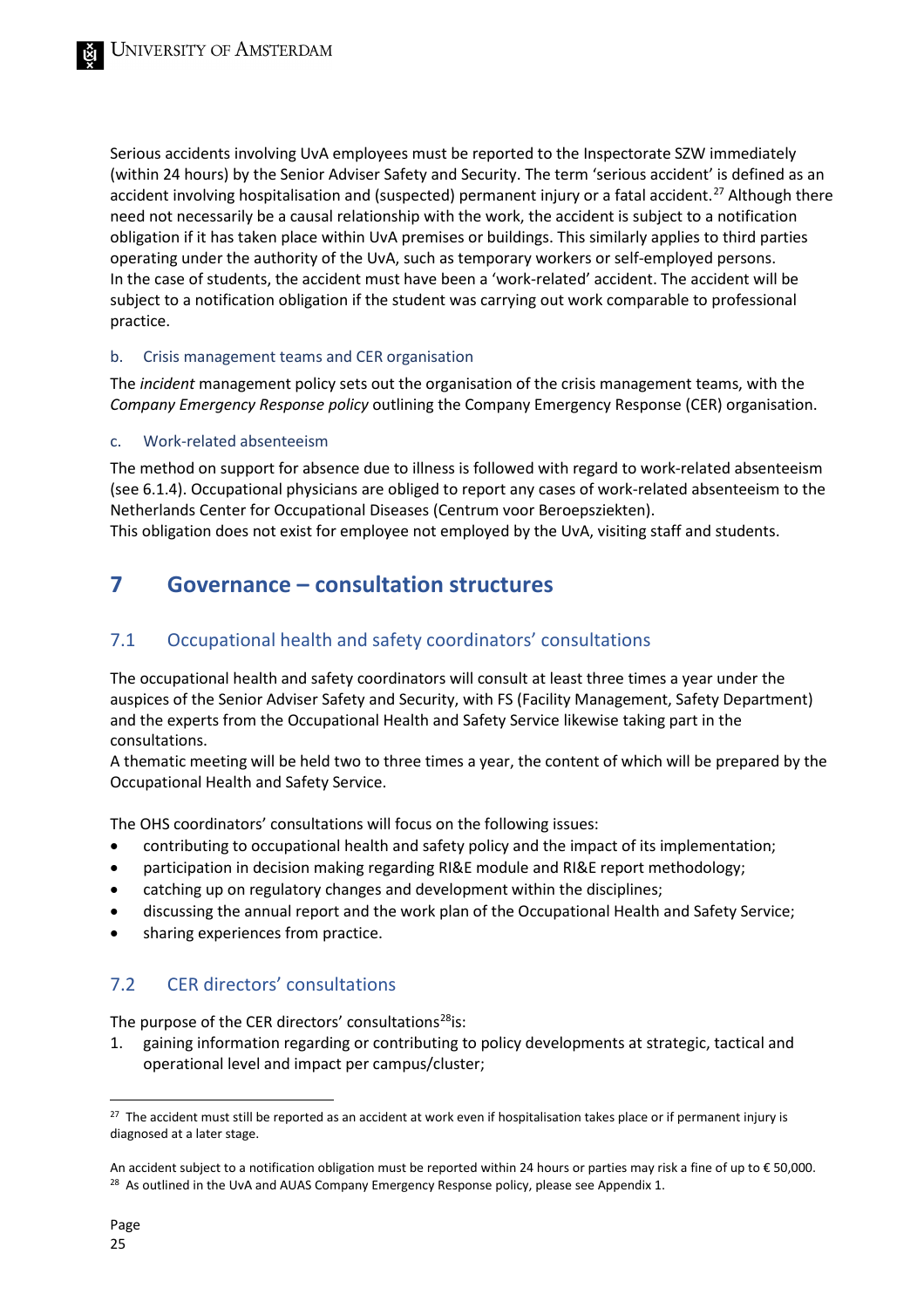Serious accidents involving UvA employees must be reported to the Inspectorate SZW immediately (within 24 hours) by the Senior Adviser Safety and Security. The term 'serious accident' is defined as an accident involving hospitalisation and (suspected) permanent injury or a fatal accident.[27] Although there need not necessarily be a causal relationship with the work, the accident is subject to a notification obligation if it has taken place within UvA premises or buildings. This similarly applies to third parties operating under the authority of the UvA, such as temporary workers or self-employed persons.
In the case of students, the accident must have been a 'work-related' accident. The accident will be subject to a notification obligation if the student was carrying out work comparable to professional practice.

### b. Crisis management teams and CER organisation

The *incident* management policy sets out the organisation of the crisis management teams, with the *Company Emergency Response policy* outlining the Company Emergency Response (CER) organisation.

### c. Work-related absenteeism

The method on support for absence due to illness is followed with regard to work-related absenteeism (see 6.1.4). Occupational physicians are obliged to report any cases of work-related absenteeism to the Netherlands Center for Occupational Diseases (Centrum voor Beroepsziekten).
This obligation does not exist for employee not employed by the UvA, visiting staff and students.

# 7 Governance – consultation structures

## 7.1 Occupational health and safety coordinators' consultations

The occupational health and safety coordinators will consult at least three times a year under the auspices of the Senior Adviser Safety and Security, with FS (Facility Management, Safety Department) and the experts from the Occupational Health and Safety Service likewise taking part in the consultations.
A thematic meeting will be held two to three times a year, the content of which will be prepared by the Occupational Health and Safety Service.

The OHS coordinators' consultations will focus on the following issues:

- contributing to occupational health and safety policy and the impact of its implementation;
- participation in decision making regarding RI&E module and RI&E report methodology;
- catching up on regulatory changes and development within the disciplines;
- discussing the annual report and the work plan of the Occupational Health and Safety Service;
- sharing experiences from practice.

## 7.2 CER directors' consultations

The purpose of the CER directors' consultations[28] is:

1. gaining information regarding or contributing to policy developments at strategic, tactical and operational level and impact per campus/cluster;

---

[27] The accident must still be reported as an accident at work even if hospitalisation takes place or if permanent injury is diagnosed at a later stage.

An accident subject to a notification obligation must be reported within 24 hours or parties may risk a fine of up to € 50,000.

[28] As outlined in the UvA and AUAS Company Emergency Response policy, please see Appendix 1.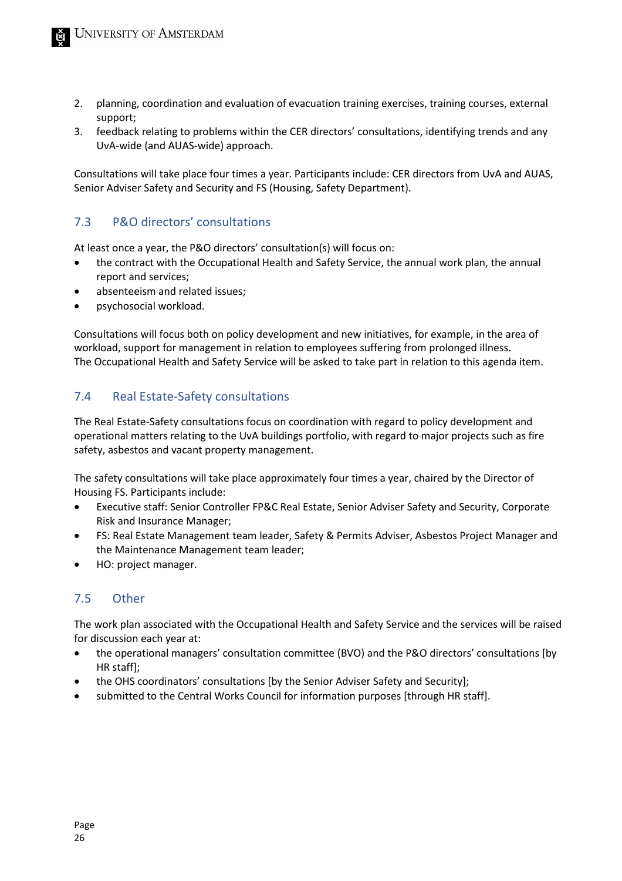2. planning, coordination and evaluation of evacuation training exercises, training courses, external support;
3. feedback relating to problems within the CER directors' consultations, identifying trends and any UvA-wide (and AUAS-wide) approach.

Consultations will take place four times a year. Participants include: CER directors from UvA and AUAS, Senior Adviser Safety and Security and FS (Housing, Safety Department).

## 7.3 P&O directors' consultations

At least once a year, the P&O directors' consultation(s) will focus on:

- the contract with the Occupational Health and Safety Service, the annual work plan, the annual report and services;
- absenteeism and related issues;
- psychosocial workload.

Consultations will focus both on policy development and new initiatives, for example, in the area of workload, support for management in relation to employees suffering from prolonged illness.
The Occupational Health and Safety Service will be asked to take part in relation to this agenda item.

## 7.4 Real Estate-Safety consultations

The Real Estate-Safety consultations focus on coordination with regard to policy development and operational matters relating to the UvA buildings portfolio, with regard to major projects such as fire safety, asbestos and vacant property management.

The safety consultations will take place approximately four times a year, chaired by the Director of Housing FS. Participants include:

- Executive staff: Senior Controller FP&C Real Estate, Senior Adviser Safety and Security, Corporate Risk and Insurance Manager;
- FS: Real Estate Management team leader, Safety & Permits Adviser, Asbestos Project Manager and the Maintenance Management team leader;
- HO: project manager.

## 7.5 Other

The work plan associated with the Occupational Health and Safety Service and the services will be raised for discussion each year at:

- the operational managers' consultation committee (BVO) and the P&O directors' consultations [by HR staff];
- the OHS coordinators' consultations [by the Senior Adviser Safety and Security];
- submitted to the Central Works Council for information purposes [through HR staff].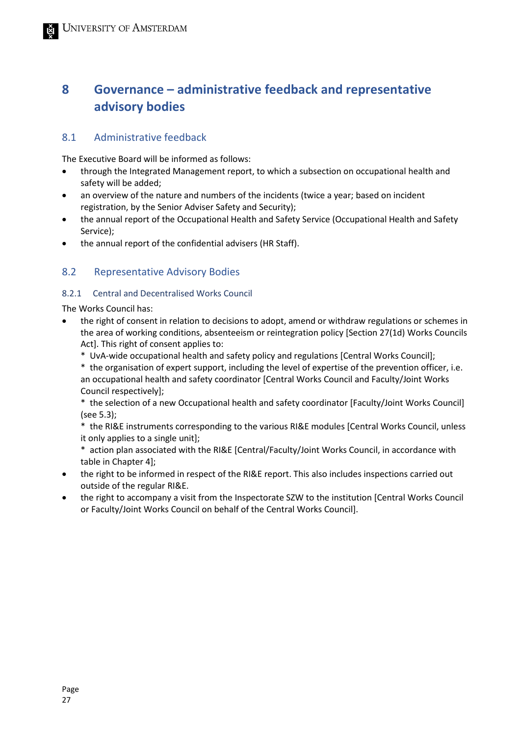# 8 Governance – administrative feedback and representative advisory bodies

## 8.1 Administrative feedback

The Executive Board will be informed as follows:

- through the Integrated Management report, to which a subsection on occupational health and safety will be added;
- an overview of the nature and numbers of the incidents (twice a year; based on incident registration, by the Senior Adviser Safety and Security);
- the annual report of the Occupational Health and Safety Service (Occupational Health and Safety Service);
- the annual report of the confidential advisers (HR Staff).

## 8.2 Representative Advisory Bodies

### 8.2.1 Central and Decentralised Works Council

The Works Council has:

- the right of consent in relation to decisions to adopt, amend or withdraw regulations or schemes in the area of working conditions, absenteeism or reintegration policy [Section 27(1d) Works Councils Act]. This right of consent applies to:
  * UvA-wide occupational health and safety policy and regulations [Central Works Council];
  * the organisation of expert support, including the level of expertise of the prevention officer, i.e. an occupational health and safety coordinator [Central Works Council and Faculty/Joint Works Council respectively];
  * the selection of a new Occupational health and safety coordinator [Faculty/Joint Works Council] (see 5.3);
  * the RI&E instruments corresponding to the various RI&E modules [Central Works Council, unless it only applies to a single unit];
  * action plan associated with the RI&E [Central/Faculty/Joint Works Council, in accordance with table in Chapter 4];
- the right to be informed in respect of the RI&E report. This also includes inspections carried out outside of the regular RI&E.
- the right to accompany a visit from the Inspectorate SZW to the institution [Central Works Council or Faculty/Joint Works Council on behalf of the Central Works Council].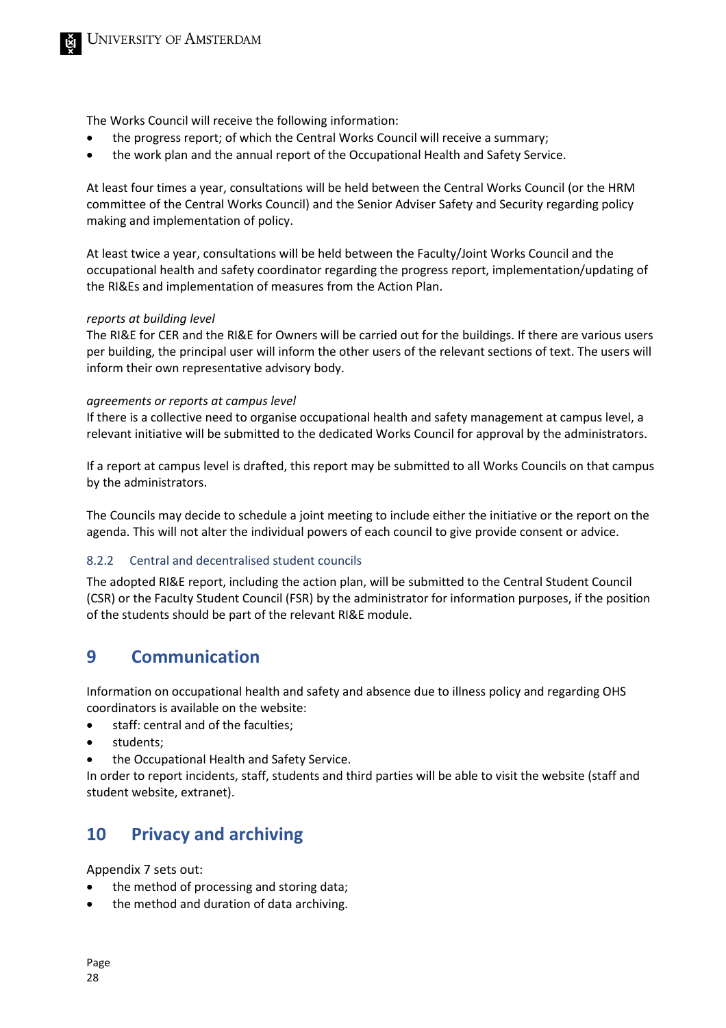The Works Council will receive the following information:

- the progress report; of which the Central Works Council will receive a summary;
- the work plan and the annual report of the Occupational Health and Safety Service.

At least four times a year, consultations will be held between the Central Works Council (or the HRM committee of the Central Works Council) and the Senior Adviser Safety and Security regarding policy making and implementation of policy.

At least twice a year, consultations will be held between the Faculty/Joint Works Council and the occupational health and safety coordinator regarding the progress report, implementation/updating of the RI&Es and implementation of measures from the Action Plan.

*reports at building level*

The RI&E for CER and the RI&E for Owners will be carried out for the buildings. If there are various users per building, the principal user will inform the other users of the relevant sections of text. The users will inform their own representative advisory body.

*agreements or reports at campus level*

If there is a collective need to organise occupational health and safety management at campus level, a relevant initiative will be submitted to the dedicated Works Council for approval by the administrators.

If a report at campus level is drafted, this report may be submitted to all Works Councils on that campus by the administrators.

The Councils may decide to schedule a joint meeting to include either the initiative or the report on the agenda. This will not alter the individual powers of each council to give provide consent or advice.

### 8.2.2 Central and decentralised student councils

The adopted RI&E report, including the action plan, will be submitted to the Central Student Council (CSR) or the Faculty Student Council (FSR) by the administrator for information purposes, if the position of the students should be part of the relevant RI&E module.

# 9 Communication

Information on occupational health and safety and absence due to illness policy and regarding OHS coordinators is available on the website:

- staff: central and of the faculties;
- students;
- the Occupational Health and Safety Service.

In order to report incidents, staff, students and third parties will be able to visit the website (staff and student website, extranet).

# 10 Privacy and archiving

Appendix 7 sets out:

- the method of processing and storing data;
- the method and duration of data archiving.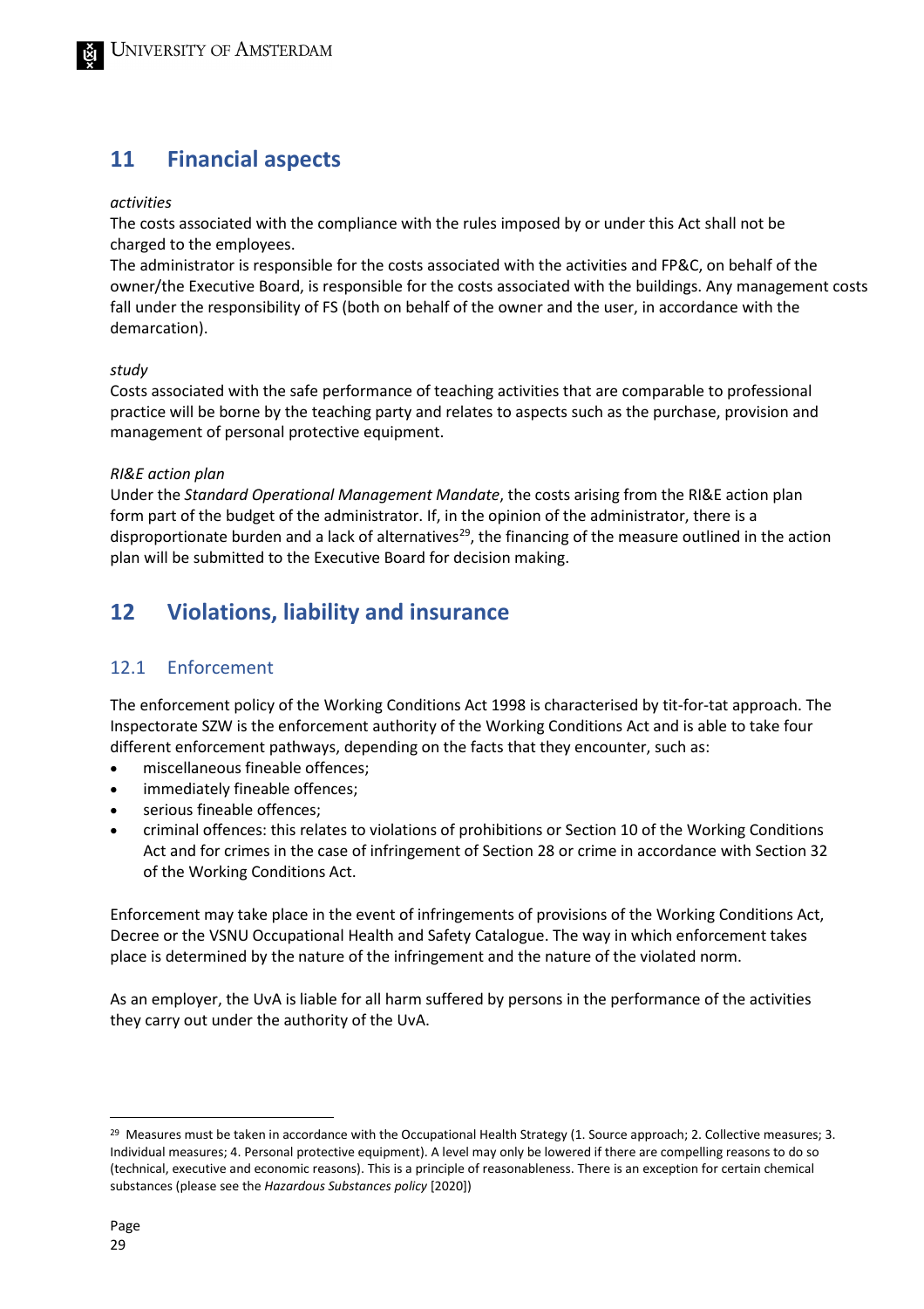# 11 Financial aspects

*activities*

The costs associated with the compliance with the rules imposed by or under this Act shall not be charged to the employees.

The administrator is responsible for the costs associated with the activities and FP&C, on behalf of the owner/the Executive Board, is responsible for the costs associated with the buildings. Any management costs fall under the responsibility of FS (both on behalf of the owner and the user, in accordance with the demarcation).

*study*

Costs associated with the safe performance of teaching activities that are comparable to professional practice will be borne by the teaching party and relates to aspects such as the purchase, provision and management of personal protective equipment.

*RI&E action plan*

Under the *Standard Operational Management Mandate*, the costs arising from the RI&E action plan form part of the budget of the administrator. If, in the opinion of the administrator, there is a disproportionate burden and a lack of alternatives[29], the financing of the measure outlined in the action plan will be submitted to the Executive Board for decision making.

# 12 Violations, liability and insurance

## 12.1 Enforcement

The enforcement policy of the Working Conditions Act 1998 is characterised by tit-for-tat approach. The Inspectorate SZW is the enforcement authority of the Working Conditions Act and is able to take four different enforcement pathways, depending on the facts that they encounter, such as:

- miscellaneous fineable offences;
- immediately fineable offences;
- serious fineable offences;
- criminal offences: this relates to violations of prohibitions or Section 10 of the Working Conditions Act and for crimes in the case of infringement of Section 28 or crime in accordance with Section 32 of the Working Conditions Act.

Enforcement may take place in the event of infringements of provisions of the Working Conditions Act, Decree or the VSNU Occupational Health and Safety Catalogue. The way in which enforcement takes place is determined by the nature of the infringement and the nature of the violated norm.

As an employer, the UvA is liable for all harm suffered by persons in the performance of the activities they carry out under the authority of the UvA.

[29] Measures must be taken in accordance with the Occupational Health Strategy (1. Source approach; 2. Collective measures; 3. Individual measures; 4. Personal protective equipment). A level may only be lowered if there are compelling reasons to do so (technical, executive and economic reasons). This is a principle of reasonableness. There is an exception for certain chemical substances (please see the *Hazardous Substances policy* [2020])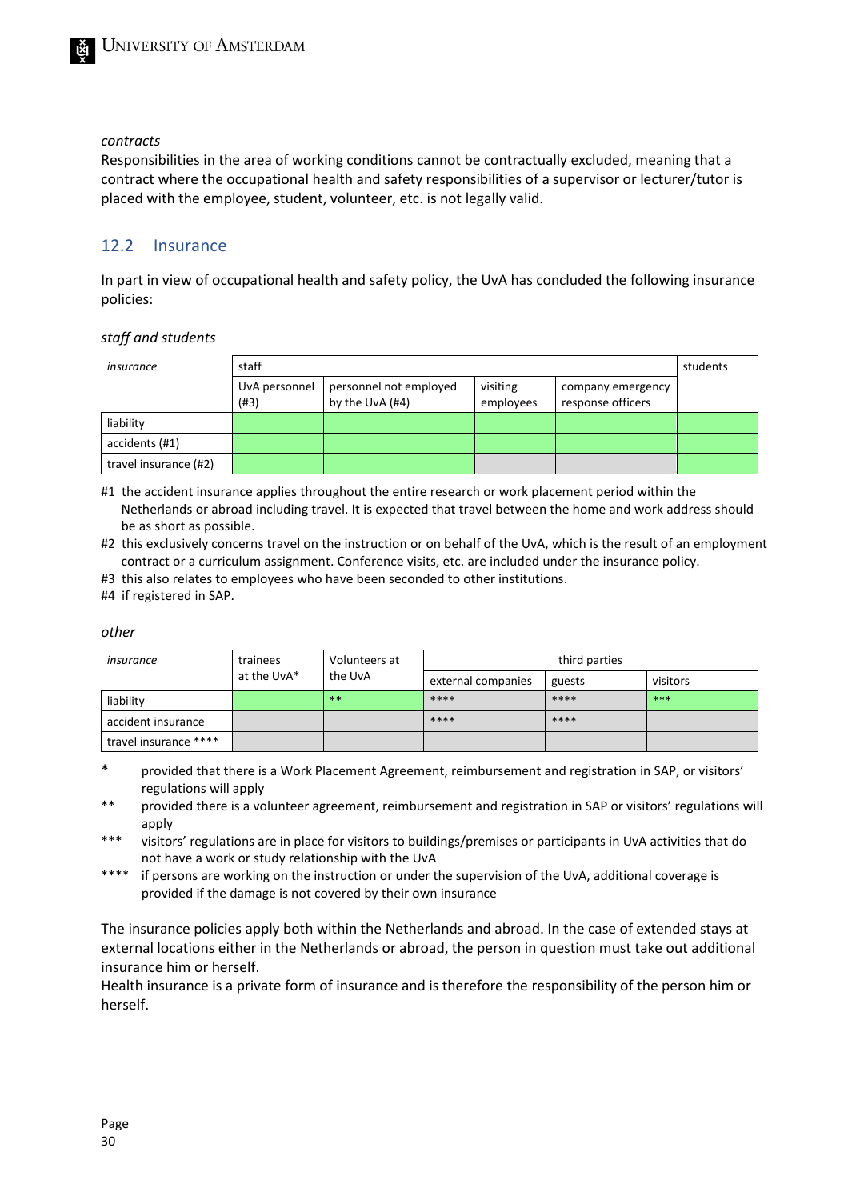*contracts*

Responsibilities in the area of working conditions cannot be contractually excluded, meaning that a contract where the occupational health and safety responsibilities of a supervisor or lecturer/tutor is placed with the employee, student, volunteer, etc. is not legally valid.

## 12.2 Insurance

In part in view of occupational health and safety policy, the UvA has concluded the following insurance policies:

*staff and students*

| *insurance* | staff | | | | students |
|---|---|---|---|---|---|
| | UvA personnel (#3) | personnel not employed by the UvA (#4) | visiting employees | company emergency response officers | |
| liability | | | | | |
| accidents (#1) | | | | | |
| travel insurance (#2) | | | | | |

#1 the accident insurance applies throughout the entire research or work placement period within the Netherlands or abroad including travel. It is expected that travel between the home and work address should be as short as possible.

#2 this exclusively concerns travel on the instruction or on behalf of the UvA, which is the result of an employment contract or a curriculum assignment. Conference visits, etc. are included under the insurance policy.

#3 this also relates to employees who have been seconded to other institutions.

#4 if registered in SAP.

*other*

| *insurance* | trainees at the UvA* | Volunteers at the UvA | third parties | | |
|---|---|---|---|---|---|
| | | | external companies | guests | visitors |
| liability | | ** | **** | **** | *** |
| accident insurance | | | **** | **** | |
| travel insurance **** | | | | | |

* provided that there is a Work Placement Agreement, reimbursement and registration in SAP, or visitors' regulations will apply

** provided there is a volunteer agreement, reimbursement and registration in SAP or visitors' regulations will apply

*** visitors' regulations are in place for visitors to buildings/premises or participants in UvA activities that do not have a work or study relationship with the UvA

**** if persons are working on the instruction or under the supervision of the UvA, additional coverage is provided if the damage is not covered by their own insurance

The insurance policies apply both within the Netherlands and abroad. In the case of extended stays at external locations either in the Netherlands or abroad, the person in question must take out additional insurance him or herself.

Health insurance is a private form of insurance and is therefore the responsibility of the person him or herself.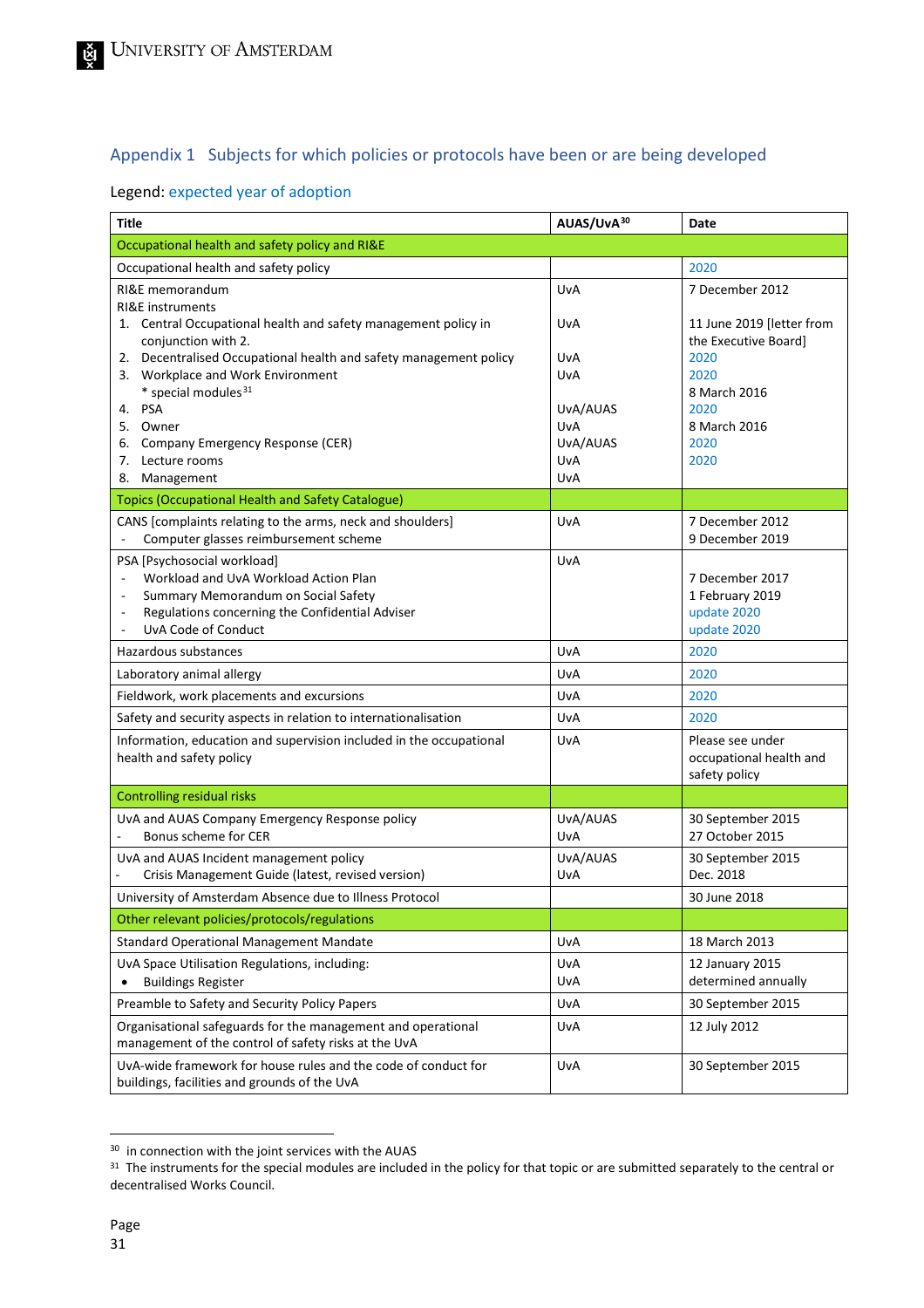## Appendix 1 Subjects for which policies or protocols have been or are being developed

Legend: expected year of adoption

| Title | AUAS/UvA[30] | Date |
|---|---|---|
| **Occupational health and safety policy and RI&E** | | |
| Occupational health and safety policy | | 2020 |
| RI&E memorandum | UvA | 7 December 2012 |
| RI&E instruments | | |
| 1. Central Occupational health and safety management policy in conjunction with 2. | UvA | 11 June 2019 [letter from the Executive Board] |
| 2. Decentralised Occupational health and safety management policy | UvA | 2020 |
| 3. Workplace and Work Environment | UvA | 2020 |
| * special modules[31] | | 8 March 2016 |
| 4. PSA | UvA/AUAS | 2020 |
| 5. Owner | UvA | 8 March 2016 |
| 6. Company Emergency Response (CER) | UvA/AUAS | 2020 |
| 7. Lecture rooms | UvA | 2020 |
| 8. Management | UvA | |
| **Topics (Occupational Health and Safety Catalogue)** | | |
| CANS [complaints relating to the arms, neck and shoulders] | UvA | 7 December 2012 |
| - Computer glasses reimbursement scheme | | 9 December 2019 |
| PSA [Psychosocial workload] | UvA | |
| - Workload and UvA Workload Action Plan | | 7 December 2017 |
| - Summary Memorandum on Social Safety | | 1 February 2019 |
| - Regulations concerning the Confidential Adviser | | update 2020 |
| - UvA Code of Conduct | | update 2020 |
| Hazardous substances | UvA | 2020 |
| Laboratory animal allergy | UvA | 2020 |
| Fieldwork, work placements and excursions | UvA | 2020 |
| Safety and security aspects in relation to internationalisation | UvA | 2020 |
| Information, education and supervision included in the occupational health and safety policy | UvA | Please see under occupational health and safety policy |
| **Controlling residual risks** | | |
| UvA and AUAS Company Emergency Response policy | UvA/AUAS | 30 September 2015 |
| - Bonus scheme for CER | UvA | 27 October 2015 |
| UvA and AUAS Incident management policy | UvA/AUAS | 30 September 2015 |
| - Crisis Management Guide (latest, revised version) | UvA | Dec. 2018 |
| University of Amsterdam Absence due to Illness Protocol | | 30 June 2018 |
| **Other relevant policies/protocols/regulations** | | |
| Standard Operational Management Mandate | UvA | 18 March 2013 |
| UvA Space Utilisation Regulations, including: | UvA | 12 January 2015 |
| • Buildings Register | UvA | determined annually |
| Preamble to Safety and Security Policy Papers | UvA | 30 September 2015 |
| Organisational safeguards for the management and operational management of the control of safety risks at the UvA | UvA | 12 July 2012 |
| UvA-wide framework for house rules and the code of conduct for buildings, facilities and grounds of the UvA | UvA | 30 September 2015 |

[30] in connection with the joint services with the AUAS

[31] The instruments for the special modules are included in the policy for that topic or are submitted separately to the central or decentralised Works Council.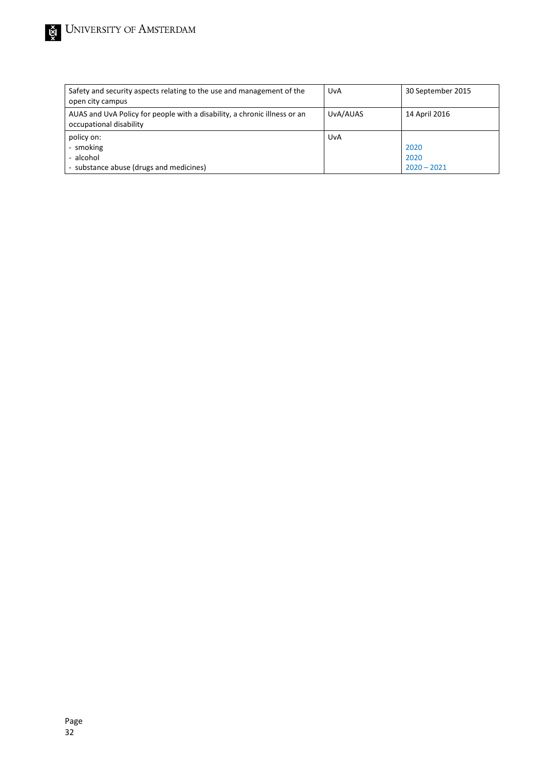| Safety and security aspects relating to the use and management of the open city campus | UvA | 30 September 2015 |
|---|---|---|
| AUAS and UvA Policy for people with a disability, a chronic illness or an occupational disability | UvA/AUAS | 14 April 2016 |
| policy on:<br>- smoking<br>- alcohol<br>- substance abuse (drugs and medicines) | UvA | <br>2020<br>2020<br>2020 – 2021 |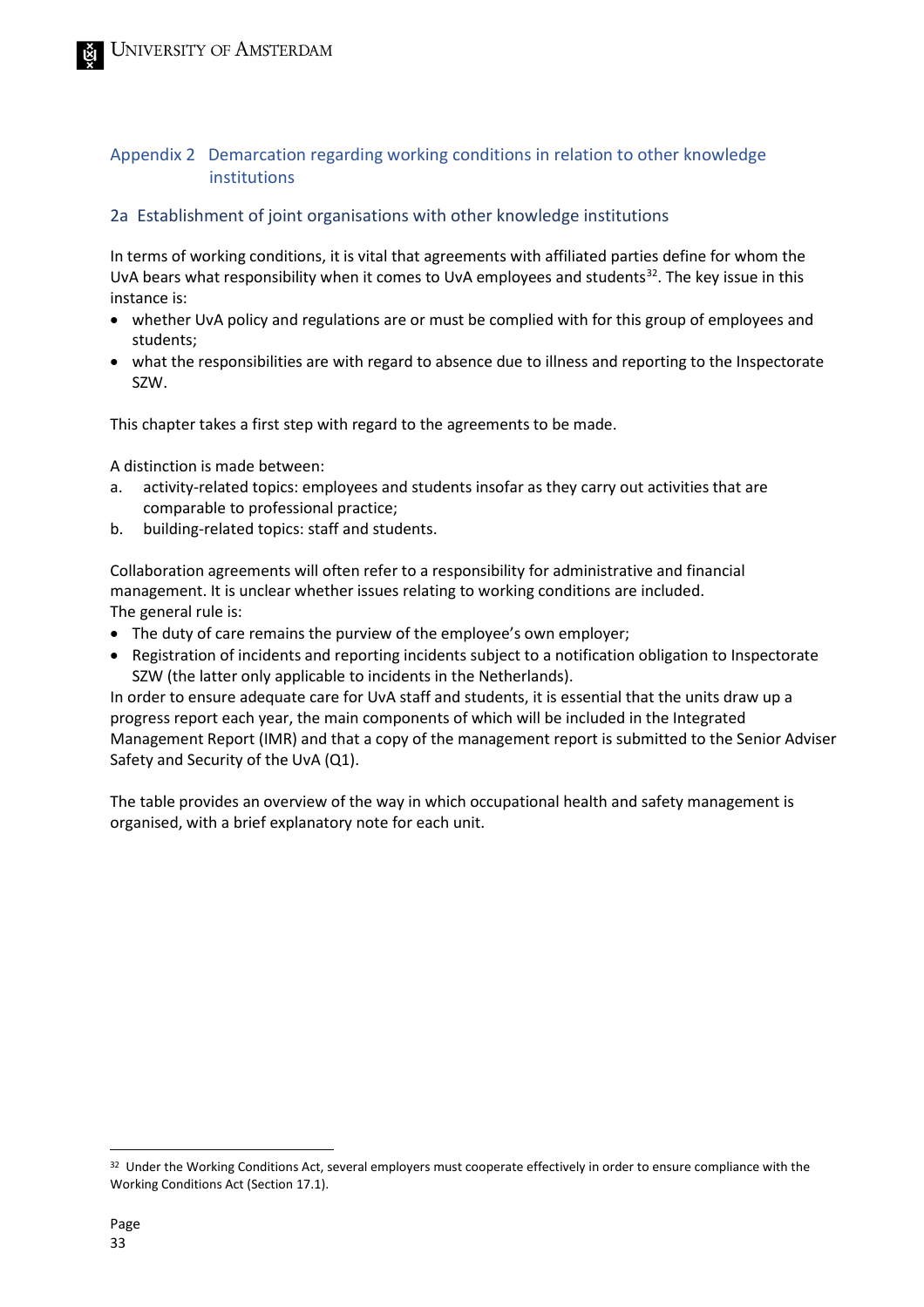## Appendix 2 Demarcation regarding working conditions in relation to other knowledge institutions

### 2a Establishment of joint organisations with other knowledge institutions

In terms of working conditions, it is vital that agreements with affiliated parties define for whom the UvA bears what responsibility when it comes to UvA employees and students[32]. The key issue in this instance is:

- whether UvA policy and regulations are or must be complied with for this group of employees and students;
- what the responsibilities are with regard to absence due to illness and reporting to the Inspectorate SZW.

This chapter takes a first step with regard to the agreements to be made.

A distinction is made between:

a. activity-related topics: employees and students insofar as they carry out activities that are comparable to professional practice;
b. building-related topics: staff and students.

Collaboration agreements will often refer to a responsibility for administrative and financial management. It is unclear whether issues relating to working conditions are included.
The general rule is:

- The duty of care remains the purview of the employee's own employer;
- Registration of incidents and reporting incidents subject to a notification obligation to Inspectorate SZW (the latter only applicable to incidents in the Netherlands).

In order to ensure adequate care for UvA staff and students, it is essential that the units draw up a progress report each year, the main components of which will be included in the Integrated Management Report (IMR) and that a copy of the management report is submitted to the Senior Adviser Safety and Security of the UvA (Q1).

The table provides an overview of the way in which occupational health and safety management is organised, with a brief explanatory note for each unit.

[32] Under the Working Conditions Act, several employers must cooperate effectively in order to ensure compliance with the Working Conditions Act (Section 17.1).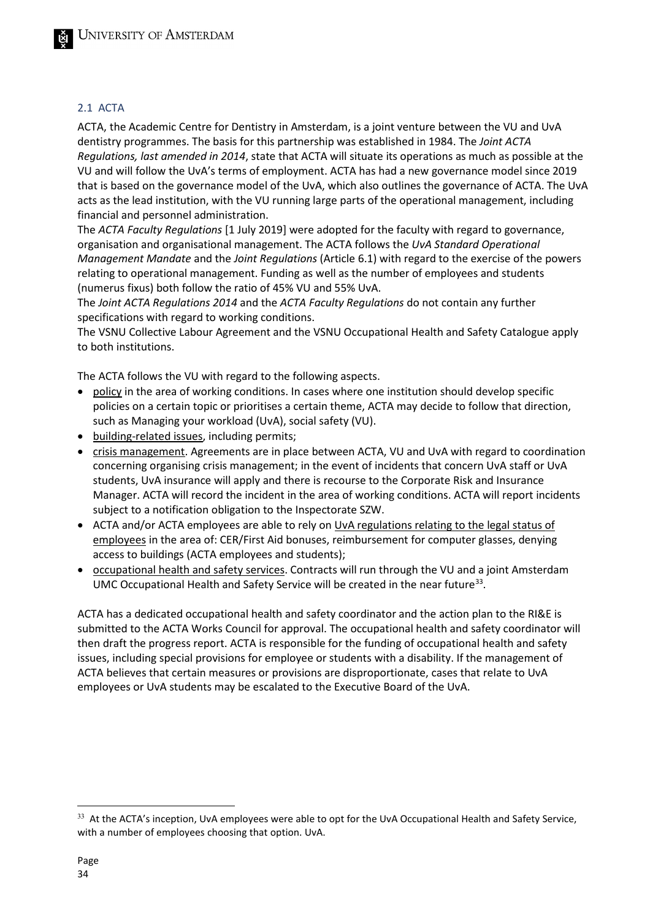## 2.1 ACTA

ACTA, the Academic Centre for Dentistry in Amsterdam, is a joint venture between the VU and UvA dentistry programmes. The basis for this partnership was established in 1984. The *Joint ACTA Regulations, last amended in 2014*, state that ACTA will situate its operations as much as possible at the VU and will follow the UvA's terms of employment. ACTA has had a new governance model since 2019 that is based on the governance model of the UvA, which also outlines the governance of ACTA. The UvA acts as the lead institution, with the VU running large parts of the operational management, including financial and personnel administration.

The *ACTA Faculty Regulations* [1 July 2019] were adopted for the faculty with regard to governance, organisation and organisational management. The ACTA follows the *UvA Standard Operational Management Mandate* and the *Joint Regulations* (Article 6.1) with regard to the exercise of the powers relating to operational management. Funding as well as the number of employees and students (numerus fixus) both follow the ratio of 45% VU and 55% UvA.

The *Joint ACTA Regulations 2014* and the *ACTA Faculty Regulations* do not contain any further specifications with regard to working conditions.

The VSNU Collective Labour Agreement and the VSNU Occupational Health and Safety Catalogue apply to both institutions.

The ACTA follows the VU with regard to the following aspects.

- policy in the area of working conditions. In cases where one institution should develop specific policies on a certain topic or prioritises a certain theme, ACTA may decide to follow that direction, such as Managing your workload (UvA), social safety (VU).
- building-related issues, including permits;
- crisis management. Agreements are in place between ACTA, VU and UvA with regard to coordination concerning organising crisis management; in the event of incidents that concern UvA staff or UvA students, UvA insurance will apply and there is recourse to the Corporate Risk and Insurance Manager. ACTA will record the incident in the area of working conditions. ACTA will report incidents subject to a notification obligation to the Inspectorate SZW.
- ACTA and/or ACTA employees are able to rely on UvA regulations relating to the legal status of employees in the area of: CER/First Aid bonuses, reimbursement for computer glasses, denying access to buildings (ACTA employees and students);
- occupational health and safety services. Contracts will run through the VU and a joint Amsterdam UMC Occupational Health and Safety Service will be created in the near future[33].

ACTA has a dedicated occupational health and safety coordinator and the action plan to the RI&E is submitted to the ACTA Works Council for approval. The occupational health and safety coordinator will then draft the progress report. ACTA is responsible for the funding of occupational health and safety issues, including special provisions for employee or students with a disability. If the management of ACTA believes that certain measures or provisions are disproportionate, cases that relate to UvA employees or UvA students may be escalated to the Executive Board of the UvA.

[33] At the ACTA's inception, UvA employees were able to opt for the UvA Occupational Health and Safety Service, with a number of employees choosing that option. UvA.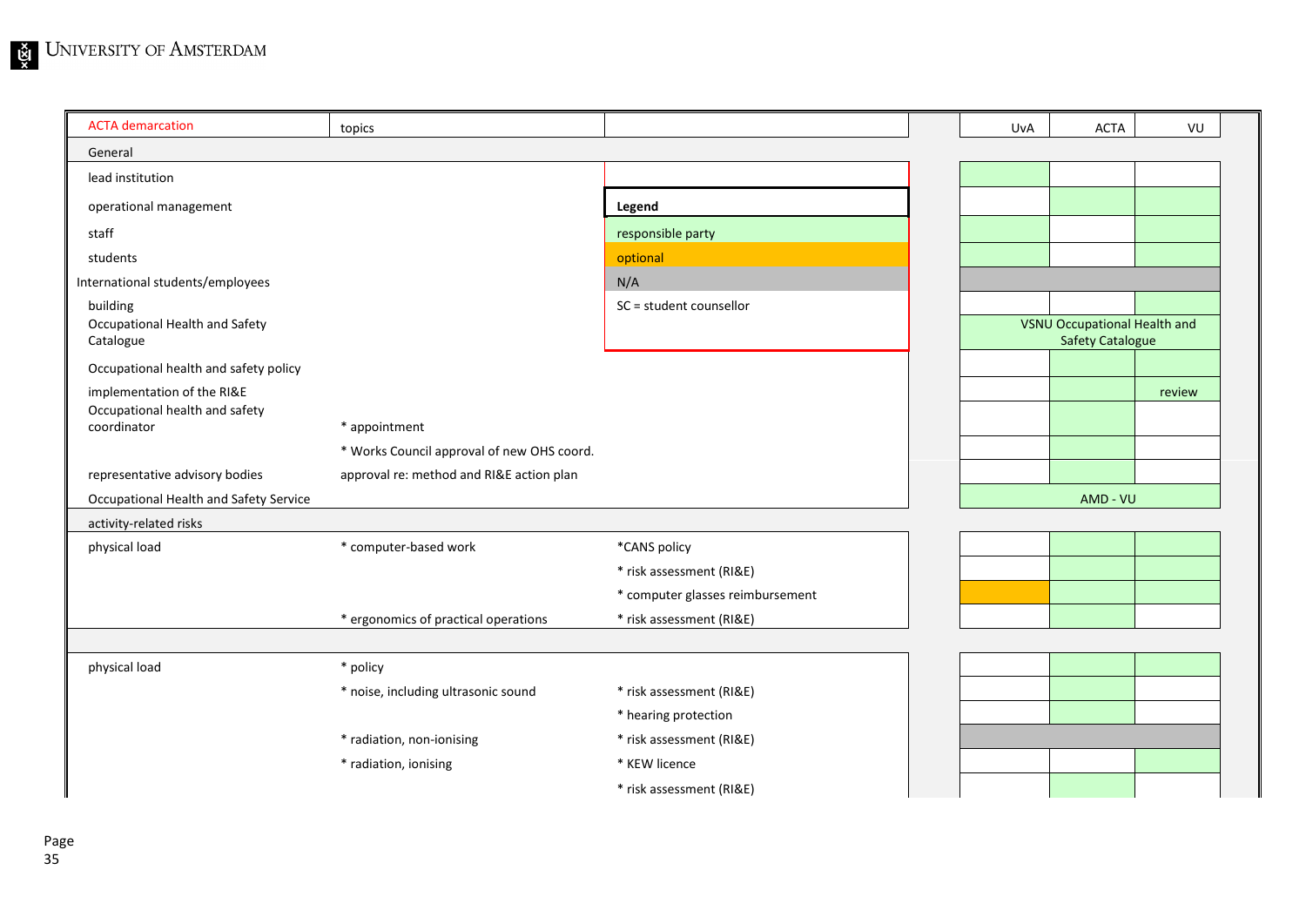| ACTA demarcation | topics | | UvA | ACTA | VU |
|---|---|---|---|---|---|
| **General** | | | | | |
| lead institution | | | responsible party | | |
| operational management | | | | responsible party | responsible party |
| staff | | | responsible party | | responsible party |
| students | | | responsible party | | responsible party |
| International students/employees | | | N/A | N/A | N/A |
| building | | | | | responsible party |
| Occupational Health and Safety Catalogue | | | VSNU Occupational Health and Safety Catalogue | | |
| Occupational health and safety policy | | | | responsible party | responsible party |
| implementation of the RI&E | | | | responsible party | review |
| Occupational health and safety coordinator | * appointment | | | responsible party | |
| | * Works Council approval of new OHS coord. | | | responsible party | |
| representative advisory bodies | approval re: method and RI&E action plan | | | responsible party | |
| Occupational Health and Safety Service | | | AMD - VU | | |
| **activity-related risks** | | | | | |
| physical load | * computer-based work | *CANS policy | | responsible party | responsible party |
| | | * risk assessment (RI&E) | | responsible party | responsible party |
| | | * computer glasses reimbursement | optional | responsible party | responsible party |
| | * ergonomics of practical operations | * risk assessment (RI&E) | | responsible party | |
| | | | | | |
| physical load | * policy | | | responsible party | responsible party |
| | * noise, including ultrasonic sound | * risk assessment (RI&E) | | responsible party | |
| | | * hearing protection | | responsible party | |
| | * radiation, non-ionising | * risk assessment (RI&E) | N/A | N/A | N/A |
| | * radiation, ionising | * KEW licence | | | responsible party |
| | | * risk assessment (RI&E) | | responsible party | |

**Legend**

- responsible party
- optional
- N/A
- SC = student counsellor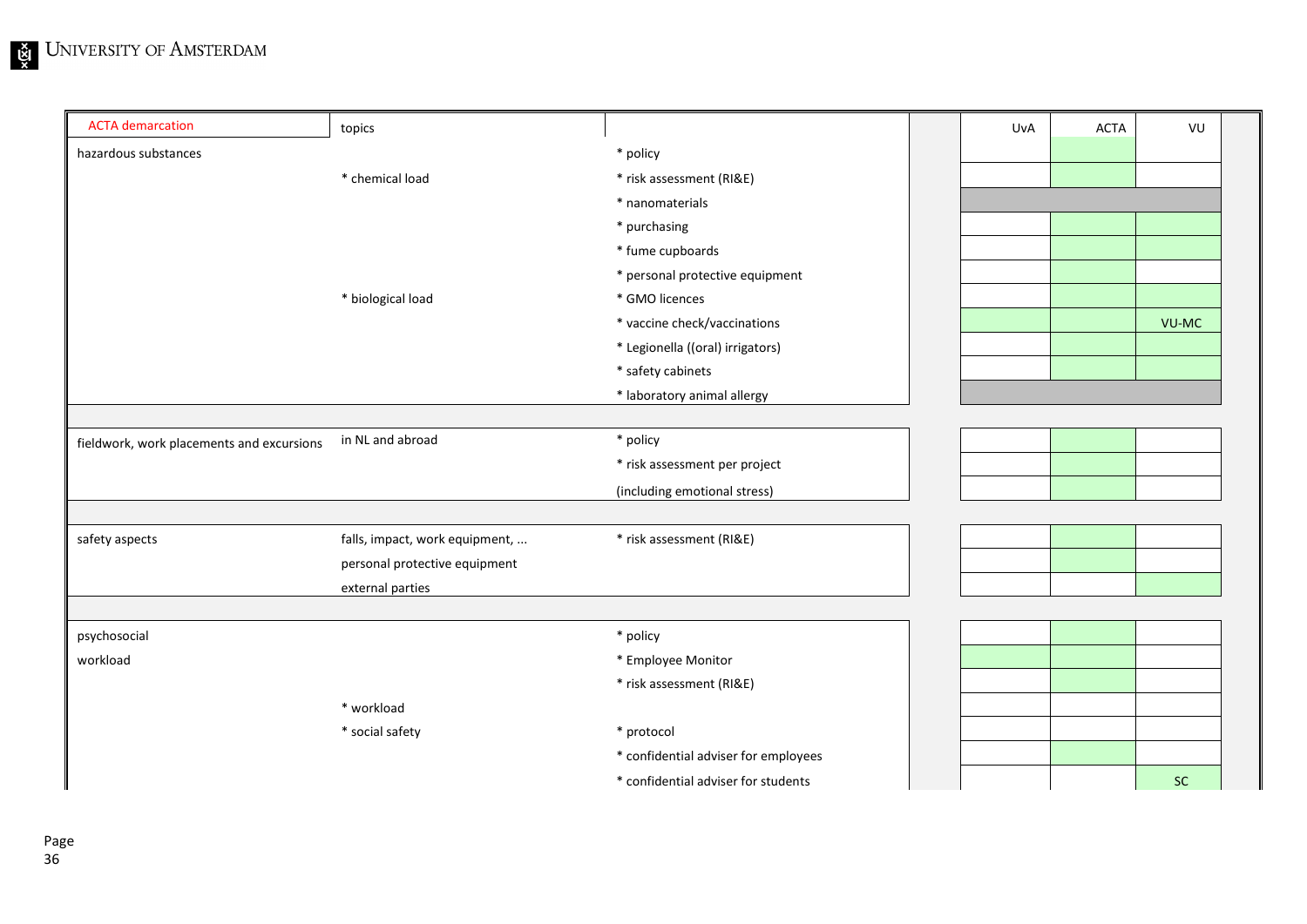| ACTA demarcation | topics | | UvA | ACTA | VU |
|---|---|---|---|---|---|
| hazardous substances | | * policy | | | |
| | * chemical load | * risk assessment (RI&E) | | | |
| | | * nanomaterials | | | |
| | | * purchasing | | | |
| | | * fume cupboards | | | |
| | | * personal protective equipment | | | |
| | * biological load | * GMO licences | | | |
| | | * vaccine check/vaccinations | | | VU-MC |
| | | * Legionella ((oral) irrigators) | | | |
| | | * safety cabinets | | | |
| | | * laboratory animal allergy | | | |
| fieldwork, work placements and excursions | in NL and abroad | * policy | | | |
| | | * risk assessment per project | | | |
| | | (including emotional stress) | | | |
| safety aspects | falls, impact, work equipment, ... | * risk assessment (RI&E) | | | |
| | personal protective equipment | | | | |
| | external parties | | | | |
| psychosocial | | * policy | | | |
| workload | | * Employee Monitor | | | |
| | | * risk assessment (RI&E) | | | |
| | * workload | | | | |
| | * social safety | * protocol | | | |
| | | * confidential adviser for employees | | | |
| | | * confidential adviser for students | | | SC |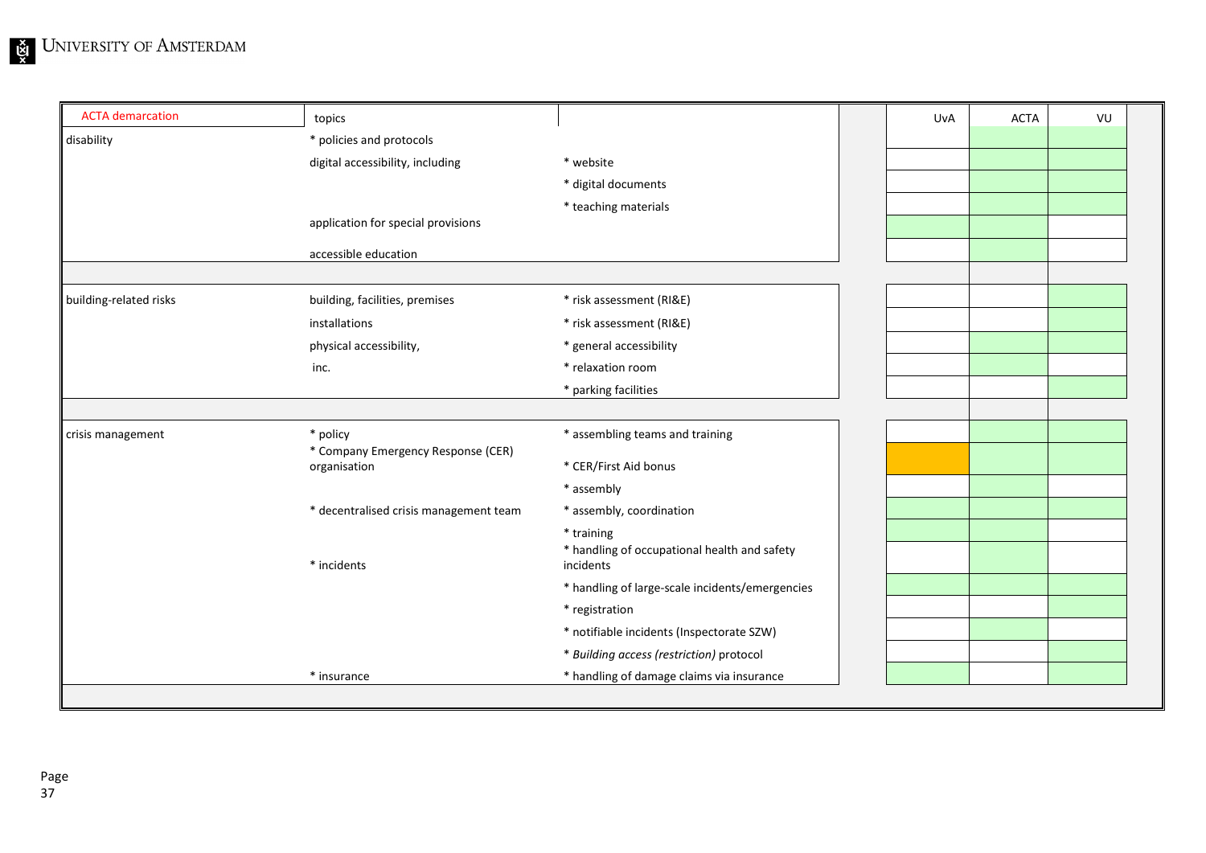| ACTA demarcation | topics | | UvA | ACTA | VU |
|---|---|---|---|---|---|
| disability | * policies and protocols | | | X | X |
| | digital accessibility, including | * website | | X | X |
| | | * digital documents | | X | X |
| | | * teaching materials | | X | X |
| | application for special provisions | | X | X | |
| | accessible education | | | X | |
| | | | | | |
| building-related risks | building, facilities, premises | * risk assessment (RI&E) | | | X |
| | installations | * risk assessment (RI&E) | | | X |
| | physical accessibility, | * general accessibility | | X | X |
| | inc. | * relaxation room | | X | |
| | | * parking facilities | | | X |
| | | | | | |
| crisis management | * policy | * assembling teams and training | | X | X |
| | * Company Emergency Response (CER) organisation | * CER/First Aid bonus | X (orange) | X | X |
| | | * assembly | | X | |
| | * decentralised crisis management team | * assembly, coordination | X | X | X |
| | | * training | X | X | |
| | * incidents | * handling of occupational health and safety incidents | | X | |
| | | * handling of large-scale incidents/emergencies | X | X | X |
| | | * registration | | | X |
| | | * notifiable incidents (Inspectorate SZW) | | X | |
| | | * *Building access (restriction)* protocol | | | X |
| | * insurance | * handling of damage claims via insurance | X | | X |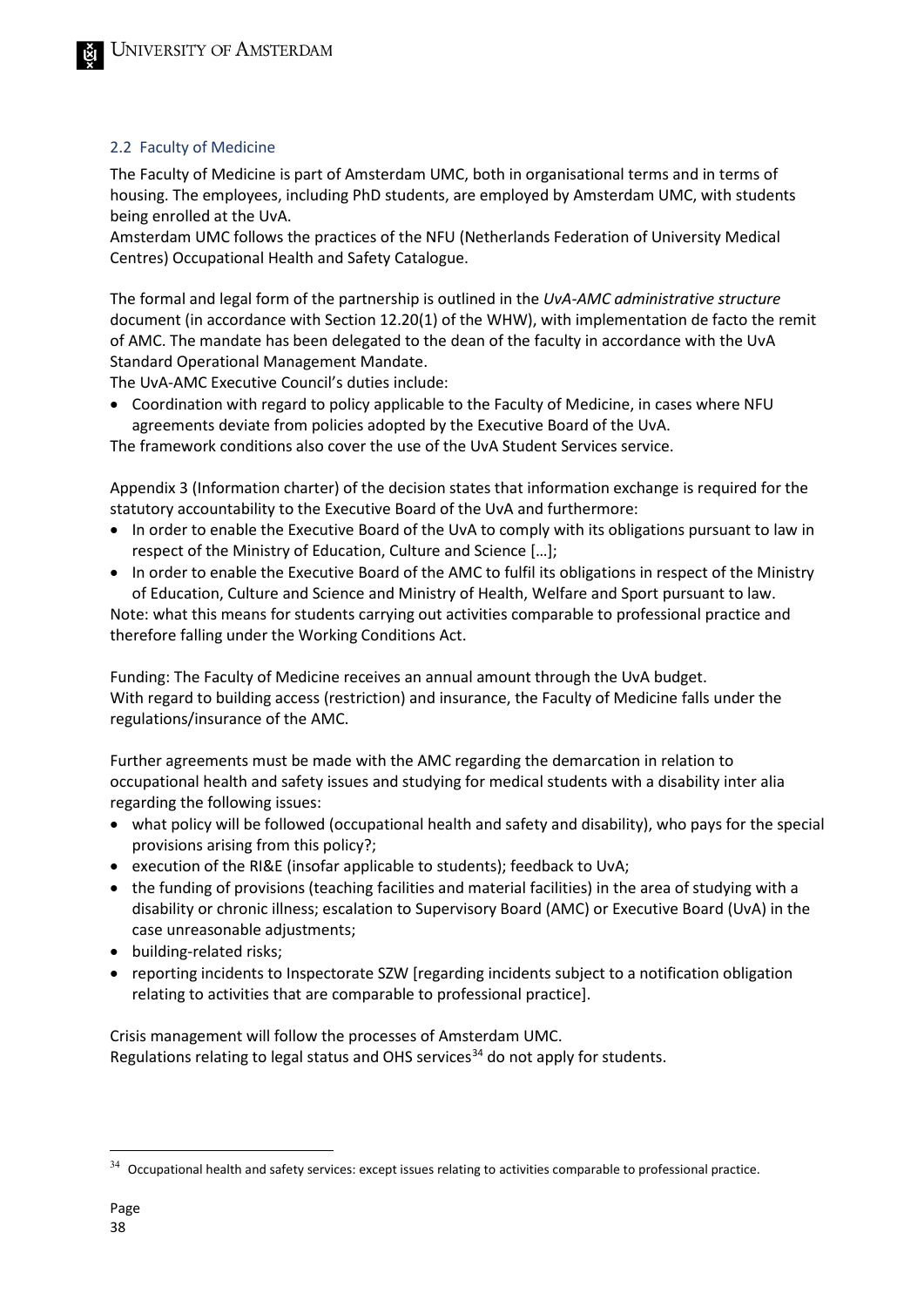## 2.2 Faculty of Medicine

The Faculty of Medicine is part of Amsterdam UMC, both in organisational terms and in terms of housing. The employees, including PhD students, are employed by Amsterdam UMC, with students being enrolled at the UvA.

Amsterdam UMC follows the practices of the NFU (Netherlands Federation of University Medical Centres) Occupational Health and Safety Catalogue.

The formal and legal form of the partnership is outlined in the *UvA-AMC administrative structure* document (in accordance with Section 12.20(1) of the WHW), with implementation de facto the remit of AMC. The mandate has been delegated to the dean of the faculty in accordance with the UvA Standard Operational Management Mandate.

The UvA-AMC Executive Council's duties include:

- Coordination with regard to policy applicable to the Faculty of Medicine, in cases where NFU agreements deviate from policies adopted by the Executive Board of the UvA.

The framework conditions also cover the use of the UvA Student Services service.

Appendix 3 (Information charter) of the decision states that information exchange is required for the statutory accountability to the Executive Board of the UvA and furthermore:

- In order to enable the Executive Board of the UvA to comply with its obligations pursuant to law in respect of the Ministry of Education, Culture and Science […];
- In order to enable the Executive Board of the AMC to fulfil its obligations in respect of the Ministry of Education, Culture and Science and Ministry of Health, Welfare and Sport pursuant to law.

Note: what this means for students carrying out activities comparable to professional practice and therefore falling under the Working Conditions Act.

Funding: The Faculty of Medicine receives an annual amount through the UvA budget.
With regard to building access (restriction) and insurance, the Faculty of Medicine falls under the regulations/insurance of the AMC.

Further agreements must be made with the AMC regarding the demarcation in relation to occupational health and safety issues and studying for medical students with a disability inter alia regarding the following issues:

- what policy will be followed (occupational health and safety and disability), who pays for the special provisions arising from this policy?;
- execution of the RI&E (insofar applicable to students); feedback to UvA;
- the funding of provisions (teaching facilities and material facilities) in the area of studying with a disability or chronic illness; escalation to Supervisory Board (AMC) or Executive Board (UvA) in the case unreasonable adjustments;
- building-related risks;
- reporting incidents to Inspectorate SZW [regarding incidents subject to a notification obligation relating to activities that are comparable to professional practice].

Crisis management will follow the processes of Amsterdam UMC.
Regulations relating to legal status and OHS services[34] do not apply for students.

[34] Occupational health and safety services: except issues relating to activities comparable to professional practice.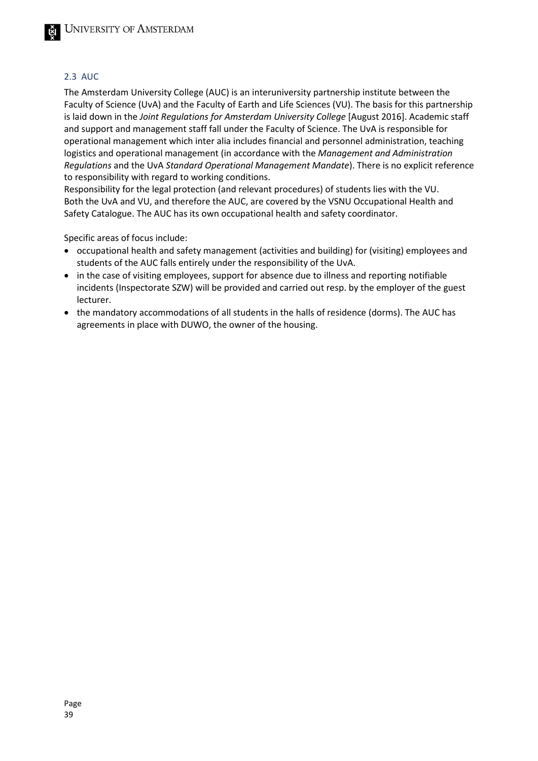## 2.3 AUC

The Amsterdam University College (AUC) is an interuniversity partnership institute between the Faculty of Science (UvA) and the Faculty of Earth and Life Sciences (VU). The basis for this partnership is laid down in the *Joint Regulations for Amsterdam University College* [August 2016]. Academic staff and support and management staff fall under the Faculty of Science. The UvA is responsible for operational management which inter alia includes financial and personnel administration, teaching logistics and operational management (in accordance with the *Management and Administration Regulations* and the UvA *Standard Operational Management Mandate*). There is no explicit reference to responsibility with regard to working conditions.
Responsibility for the legal protection (and relevant procedures) of students lies with the VU.
Both the UvA and VU, and therefore the AUC, are covered by the VSNU Occupational Health and Safety Catalogue. The AUC has its own occupational health and safety coordinator.

Specific areas of focus include:

- occupational health and safety management (activities and building) for (visiting) employees and students of the AUC falls entirely under the responsibility of the UvA.
- in the case of visiting employees, support for absence due to illness and reporting notifiable incidents (Inspectorate SZW) will be provided and carried out resp. by the employer of the guest lecturer.
- the mandatory accommodations of all students in the halls of residence (dorms). The AUC has agreements in place with DUWO, the owner of the housing.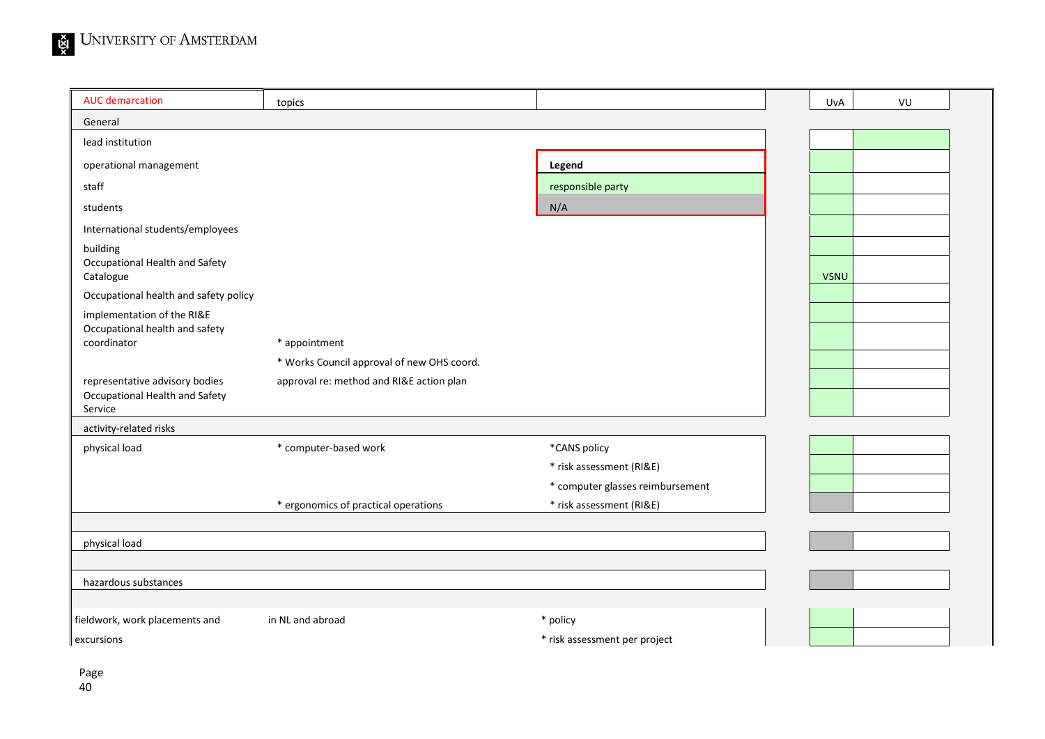| AUC demarcation | topics | | UvA | VU |
|---|---|---|---|---|
| General | | | | |
| lead institution | | | | responsible party |
| operational management | | | responsible party | |
| staff | | | responsible party | |
| students | | | responsible party | |
| International students/employees | | | responsible party | |
| building | | | responsible party | |
| Occupational Health and Safety Catalogue | | | VSNU | |
| Occupational health and safety policy | | | responsible party | |
| implementation of the RI&E | | | responsible party | |
| Occupational health and safety coordinator | * appointment | | responsible party | |
| | * Works Council approval of new OHS coord. | | responsible party | |
| representative advisory bodies | approval re: method and RI&E action plan | | responsible party | |
| Occupational Health and Safety Service | | | responsible party | |
| activity-related risks | | | | |
| physical load | * computer-based work | *CANS policy | responsible party | |
| | | * risk assessment (RI&E) | responsible party | |
| | | * computer glasses reimbursement | responsible party | |
| | * ergonomics of practical operations | * risk assessment (RI&E) | N/A | |
| physical load | | | N/A | |
| hazardous substances | | | N/A | |
| fieldwork, work placements and excursions | in NL and abroad | * policy | responsible party | |
| | | * risk assessment per project | responsible party | |

**Legend**

| Legend |
|---|
| responsible party |
| N/A |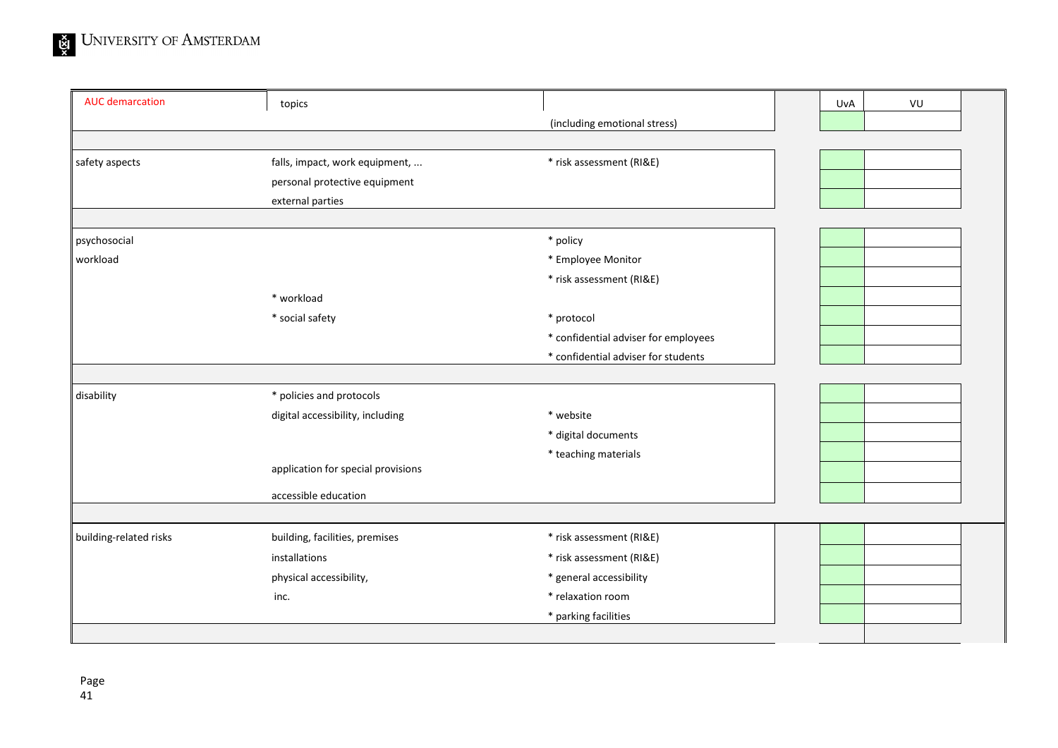| AUC demarcation | topics | | UvA | VU |
|---|---|---|---|---|
| | | (including emotional stress) | | |
| | | | | |
| safety aspects | falls, impact, work equipment, ... | * risk assessment (RI&E) | | |
| | personal protective equipment | | | |
| | external parties | | | |
| | | | | |
| psychosocial | | * policy | | |
| workload | | * Employee Monitor | | |
| | | * risk assessment (RI&E) | | |
| | * workload | | | |
| | * social safety | * protocol | | |
| | | * confidential adviser for employees | | |
| | | * confidential adviser for students | | |
| | | | | |
| disability | * policies and protocols | | | |
| | digital accessibility, including | * website | | |
| | | * digital documents | | |
| | | * teaching materials | | |
| | application for special provisions | | | |
| | accessible education | | | |
| | | | | |
| building-related risks | building, facilities, premises | * risk assessment (RI&E) | | |
| | installations | * risk assessment (RI&E) | | |
| | physical accessibility, | * general accessibility | | |
| | inc. | * relaxation room | | |
| | | * parking facilities | | |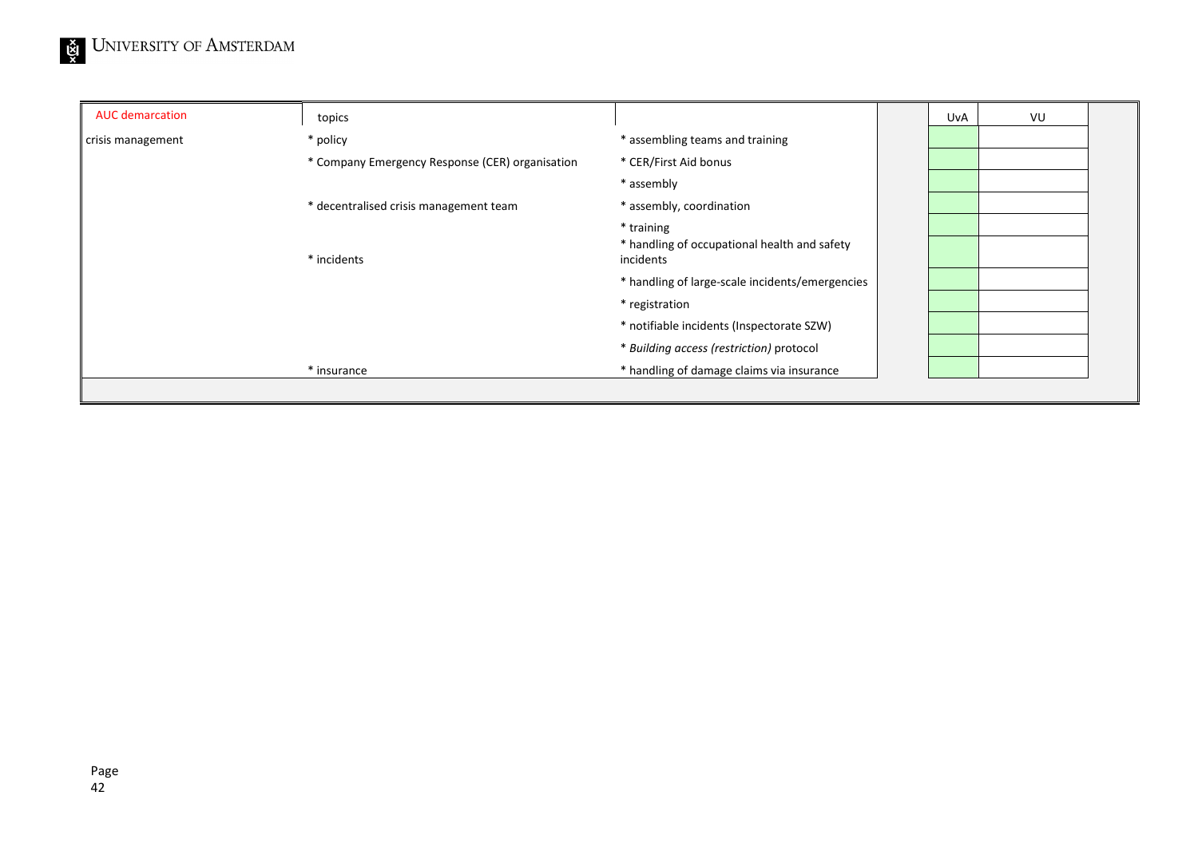| AUC demarcation | topics | | UvA | VU |
|---|---|---|---|---|
| crisis management | * policy | * assembling teams and training | | |
| | * Company Emergency Response (CER) organisation | * CER/First Aid bonus | | |
| | | * assembly | | |
| | * decentralised crisis management team | * assembly, coordination | | |
| | | * training | | |
| | * incidents | * handling of occupational health and safety incidents | | |
| | | * handling of large-scale incidents/emergencies | | |
| | | * registration | | |
| | | * notifiable incidents (Inspectorate SZW) | | |
| | | * *Building access (restriction)* protocol | | |
| | * insurance | * handling of damage claims via insurance | | |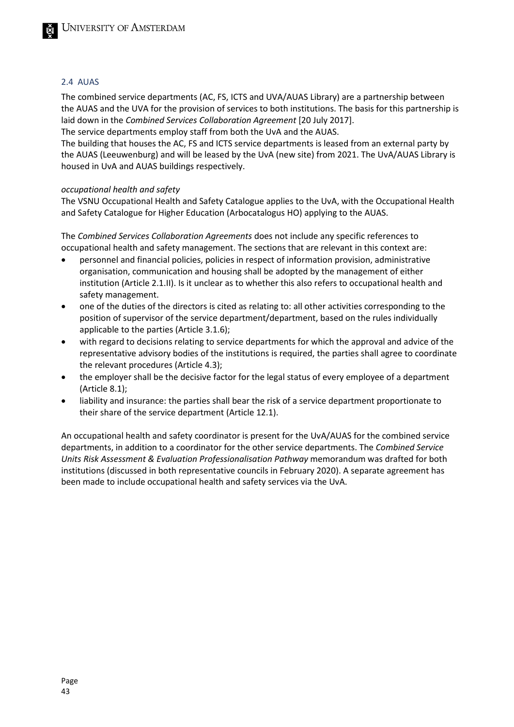## 2.4 AUAS

The combined service departments (AC, FS, ICTS and UVA/AUAS Library) are a partnership between the AUAS and the UVA for the provision of services to both institutions. The basis for this partnership is laid down in the *Combined Services Collaboration Agreement* [20 July 2017].
The service departments employ staff from both the UvA and the AUAS.
The building that houses the AC, FS and ICTS service departments is leased from an external party by the AUAS (Leeuwenburg) and will be leased by the UvA (new site) from 2021. The UvA/AUAS Library is housed in UvA and AUAS buildings respectively.

*occupational health and safety*
The VSNU Occupational Health and Safety Catalogue applies to the UvA, with the Occupational Health and Safety Catalogue for Higher Education (Arbocatalogus HO) applying to the AUAS.

The *Combined Services Collaboration Agreements* does not include any specific references to occupational health and safety management. The sections that are relevant in this context are:

- personnel and financial policies, policies in respect of information provision, administrative organisation, communication and housing shall be adopted by the management of either institution (Article 2.1.II). Is it unclear as to whether this also refers to occupational health and safety management.
- one of the duties of the directors is cited as relating to: all other activities corresponding to the position of supervisor of the service department/department, based on the rules individually applicable to the parties (Article 3.1.6);
- with regard to decisions relating to service departments for which the approval and advice of the representative advisory bodies of the institutions is required, the parties shall agree to coordinate the relevant procedures (Article 4.3);
- the employer shall be the decisive factor for the legal status of every employee of a department (Article 8.1);
- liability and insurance: the parties shall bear the risk of a service department proportionate to their share of the service department (Article 12.1).

An occupational health and safety coordinator is present for the UvA/AUAS for the combined service departments, in addition to a coordinator for the other service departments. The *Combined Service Units Risk Assessment & Evaluation Professionalisation Pathway* memorandum was drafted for both institutions (discussed in both representative councils in February 2020). A separate agreement has been made to include occupational health and safety services via the UvA.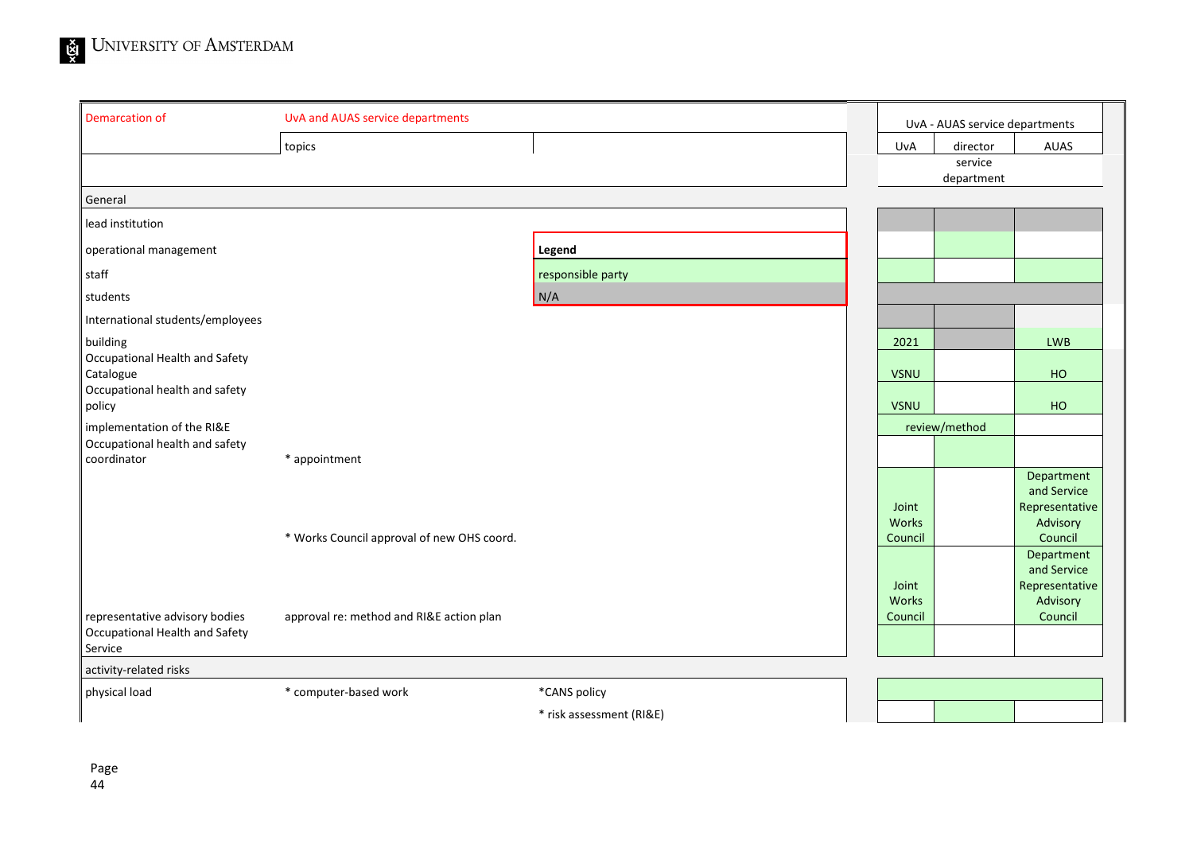| Demarcation of | UvA and AUAS service departments | | UvA - AUAS service departments | | |
|---|---|---|---|---|---|
| | topics | | UvA | director service department | AUAS |
| General | | | | | |
| lead institution | | | | | |
| operational management | | **Legend** | | | |
| staff | | responsible party | | | |
| students | | N/A | | | |
| International students/employees | | | | | |
| building | | | 2021 | | LWB |
| Occupational Health and Safety Catalogue | | | VSNU | | HO |
| Occupational health and safety policy | | | VSNU | | HO |
| implementation of the RI&E | | | review/method | | |
| Occupational health and safety coordinator | * appointment | | | | |
| | * Works Council approval of new OHS coord. | | Joint Works Council | | Department and Service Representative Advisory Council |
| representative advisory bodies | approval re: method and RI&E action plan | | Joint Works Council | | Department and Service Representative Advisory Council |
| Occupational Health and Safety Service | | | | | |
| activity-related risks | | | | | |
| physical load | * computer-based work | *CANS policy | | | |
| | | * risk assessment (RI&E) | | | |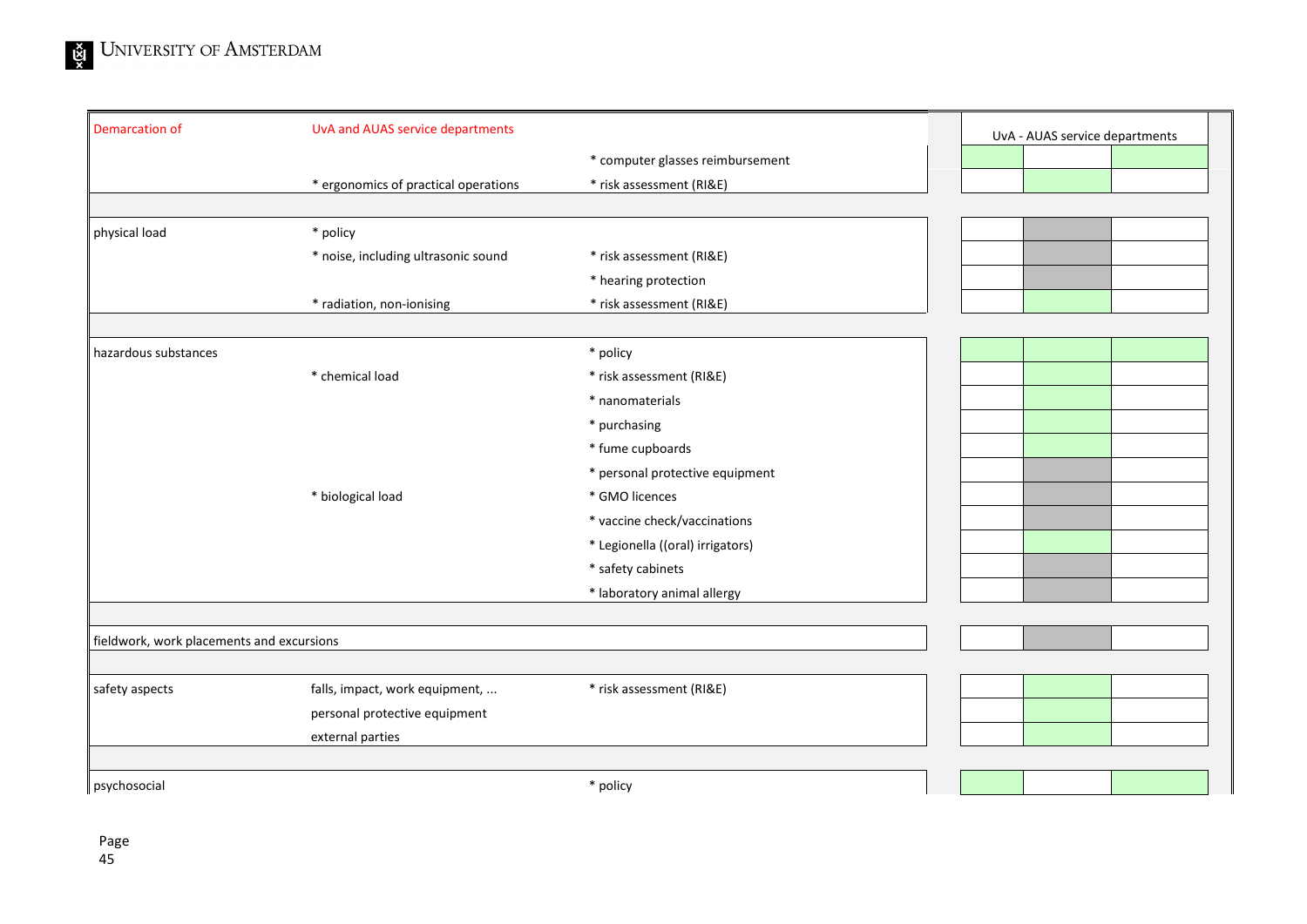| Demarcation of | UvA and AUAS service departments | | UvA - AUAS service departments | | |
|---|---|---|---|---|---|
| | | * computer glasses reimbursement | | | |
| | * ergonomics of practical operations | * risk assessment (RI&E) | | | |
| | | | | | |
| physical load | * policy | | | | |
| | * noise, including ultrasonic sound | * risk assessment (RI&E) | | | |
| | | * hearing protection | | | |
| | * radiation, non-ionising | * risk assessment (RI&E) | | | |
| | | | | | |
| hazardous substances | | * policy | | | |
| | * chemical load | * risk assessment (RI&E) | | | |
| | | * nanomaterials | | | |
| | | * purchasing | | | |
| | | * fume cupboards | | | |
| | | * personal protective equipment | | | |
| | * biological load | * GMO licences | | | |
| | | * vaccine check/vaccinations | | | |
| | | * Legionella ((oral) irrigators) | | | |
| | | * safety cabinets | | | |
| | | * laboratory animal allergy | | | |
| | | | | | |
| fieldwork, work placements and excursions | | | | | |
| | | | | | |
| safety aspects | falls, impact, work equipment, ... | * risk assessment (RI&E) | | | |
| | personal protective equipment | | | | |
| | external parties | | | | |
| | | | | | |
| psychosocial | | * policy | | | |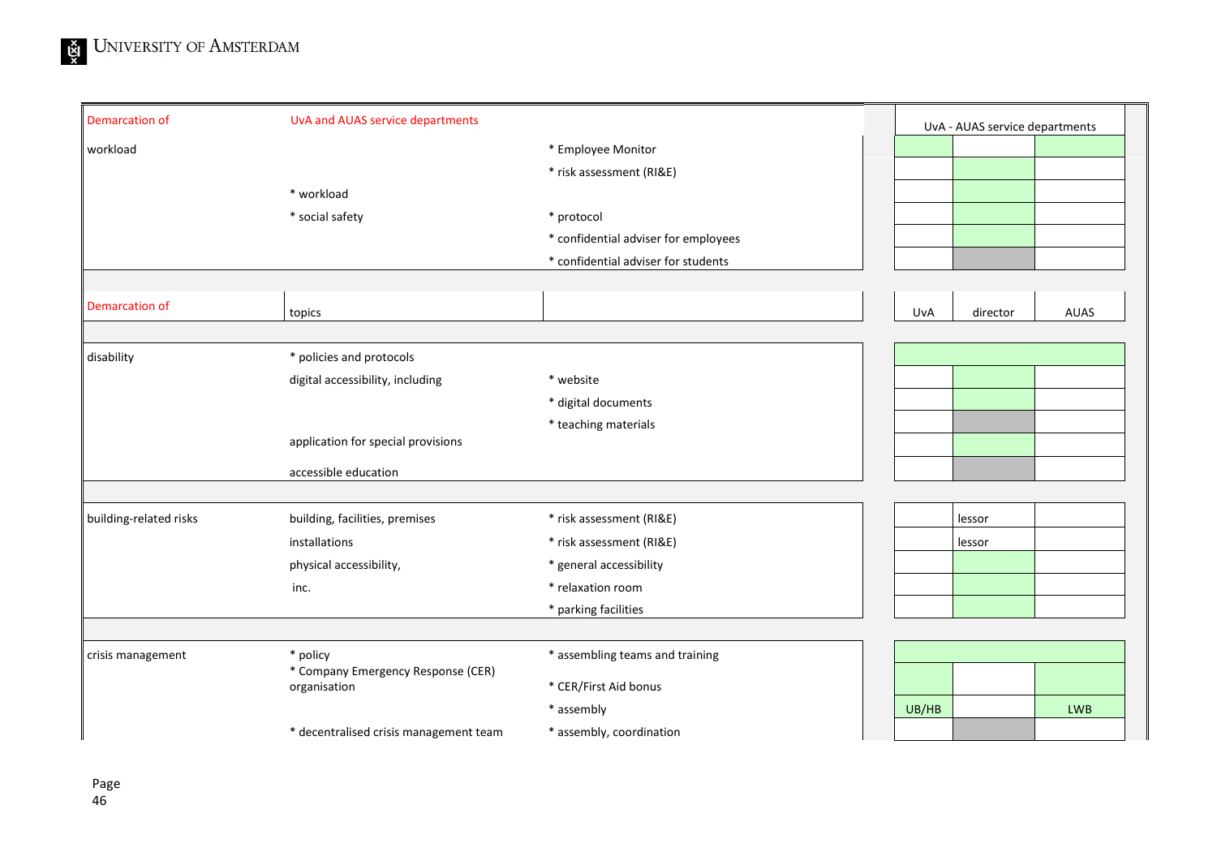| Demarcation of | UvA and AUAS service departments | | UvA - AUAS service departments | | |
|---|---|---|---|---|---|
| workload | | * Employee Monitor | | | |
| | | * risk assessment (RI&E) | | | |
| | * workload | | | | |
| | * social safety | * protocol | | | |
| | | * confidential adviser for employees | | | |
| | | * confidential adviser for students | | | |

| Demarcation of | topics | | UvA | director | AUAS |
|---|---|---|---|---|---|
| disability | * policies and protocols | | | | |
| | digital accessibility, including | * website | | | |
| | | * digital documents | | | |
| | | * teaching materials | | | |
| | application for special provisions | | | | |
| | accessible education | | | | |
| building-related risks | building, facilities, premises | * risk assessment (RI&E) | | lessor | |
| | installations | * risk assessment (RI&E) | | lessor | |
| | physical accessibility, | * general accessibility | | | |
| | inc. | * relaxation room | | | |
| | | * parking facilities | | | |
| crisis management | * policy | * assembling teams and training | | | |
| | * Company Emergency Response (CER) organisation | * CER/First Aid bonus | | | |
| | | * assembly | UB/HB | | LWB |
| | * decentralised crisis management team | * assembly, coordination | | | |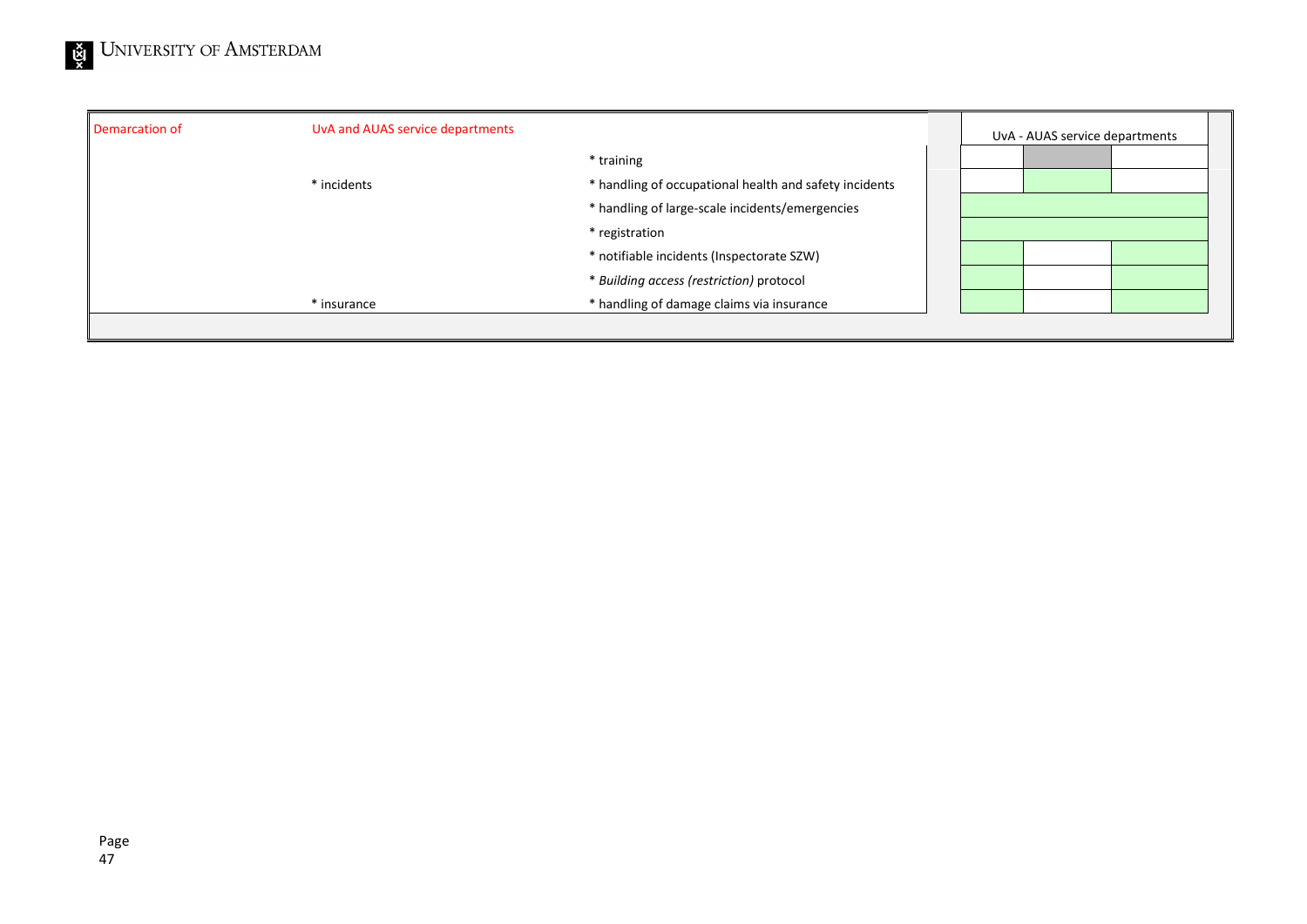| Demarcation of | UvA and AUAS service departments | | UvA - AUAS service departments | | |
|---|---|---|---|---|---|
| | | * training | | | |
| | * incidents | * handling of occupational health and safety incidents | | | |
| | | * handling of large-scale incidents/emergencies | | | |
| | | * registration | | | |
| | | * notifiable incidents (Inspectorate SZW) | | | |
| | | * *Building access (restriction)* protocol | | | |
| | * insurance | * handling of damage claims via insurance | | | |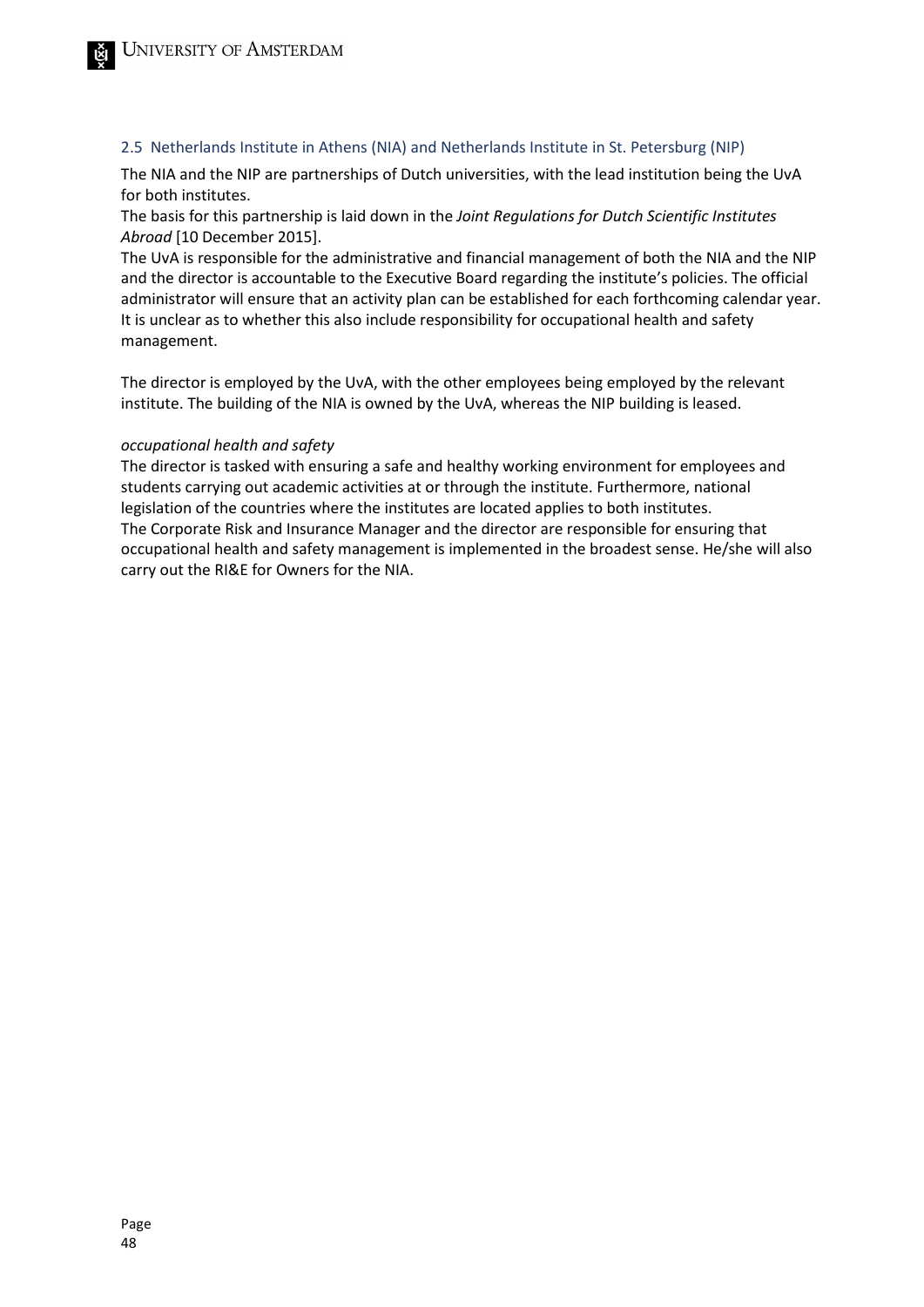## 2.5 Netherlands Institute in Athens (NIA) and Netherlands Institute in St. Petersburg (NIP)

The NIA and the NIP are partnerships of Dutch universities, with the lead institution being the UvA for both institutes.

The basis for this partnership is laid down in the *Joint Regulations for Dutch Scientific Institutes Abroad* [10 December 2015].

The UvA is responsible for the administrative and financial management of both the NIA and the NIP and the director is accountable to the Executive Board regarding the institute's policies. The official administrator will ensure that an activity plan can be established for each forthcoming calendar year. It is unclear as to whether this also include responsibility for occupational health and safety management.

The director is employed by the UvA, with the other employees being employed by the relevant institute. The building of the NIA is owned by the UvA, whereas the NIP building is leased.

*occupational health and safety*

The director is tasked with ensuring a safe and healthy working environment for employees and students carrying out academic activities at or through the institute. Furthermore, national legislation of the countries where the institutes are located applies to both institutes.

The Corporate Risk and Insurance Manager and the director are responsible for ensuring that occupational health and safety management is implemented in the broadest sense. He/she will also carry out the RI&E for Owners for the NIA.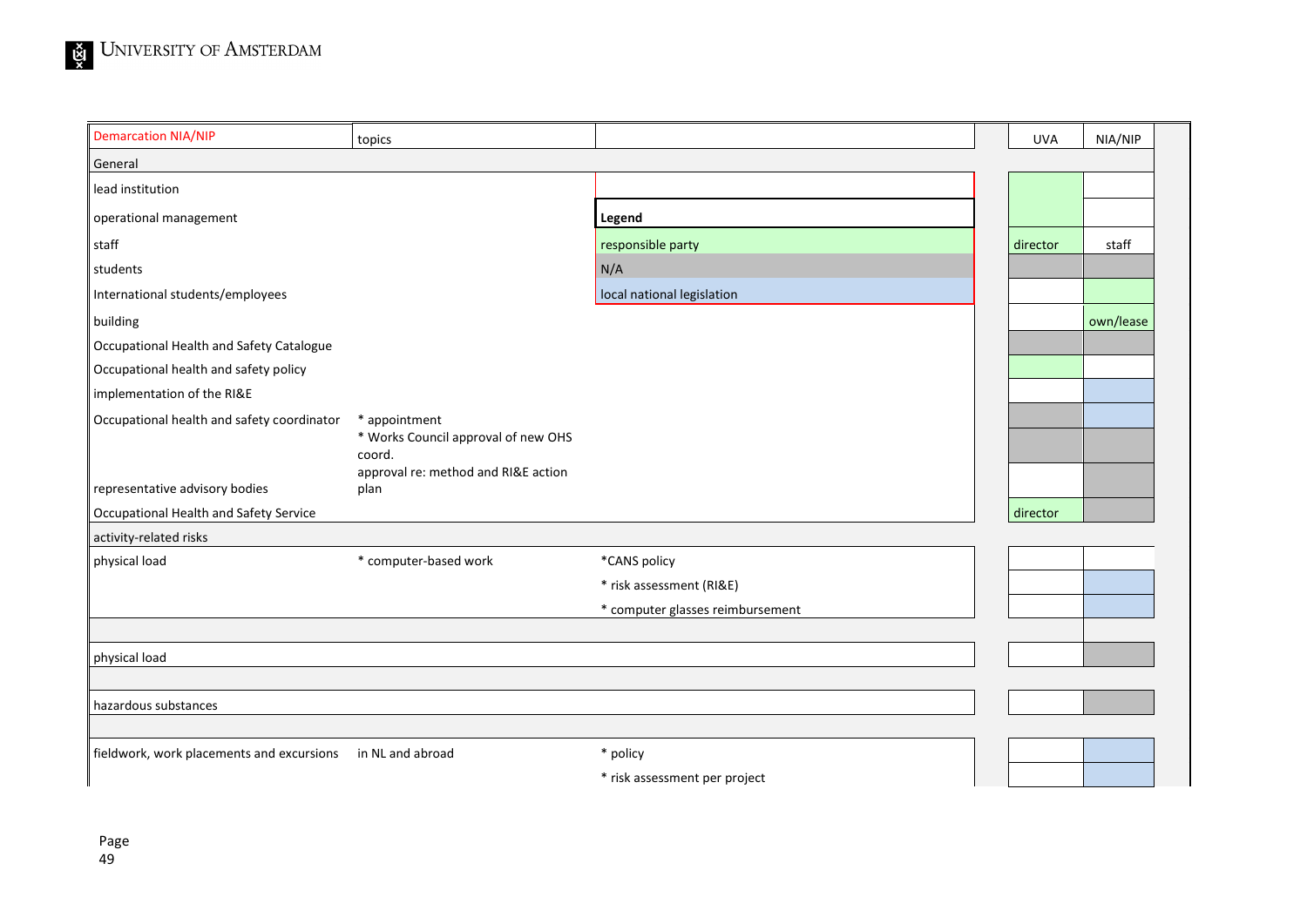| Demarcation NIA/NIP | topics | | UVA | NIA/NIP |
|---|---|---|---|---|
| General | | | | |
| lead institution | | | | |
| operational management | | **Legend** | | |
| staff | | responsible party | director | staff |
| students | | N/A | | |
| International students/employees | | local national legislation | | |
| building | | | | own/lease |
| Occupational Health and Safety Catalogue | | | | |
| Occupational health and safety policy | | | | |
| implementation of the RI&E | | | | |
| Occupational health and safety coordinator | * appointment | | | |
| | * Works Council approval of new OHS coord. | | | |
| representative advisory bodies | approval re: method and RI&E action plan | | | |
| Occupational Health and Safety Service | | | director | |
| activity-related risks | | | | |
| physical load | * computer-based work | *CANS policy | | |
| | | * risk assessment (RI&E) | | |
| | | * computer glasses reimbursement | | |
| physical load | | | | |
| hazardous substances | | | | |
| fieldwork, work placements and excursions | in NL and abroad | * policy | | |
| | | * risk assessment per project | | |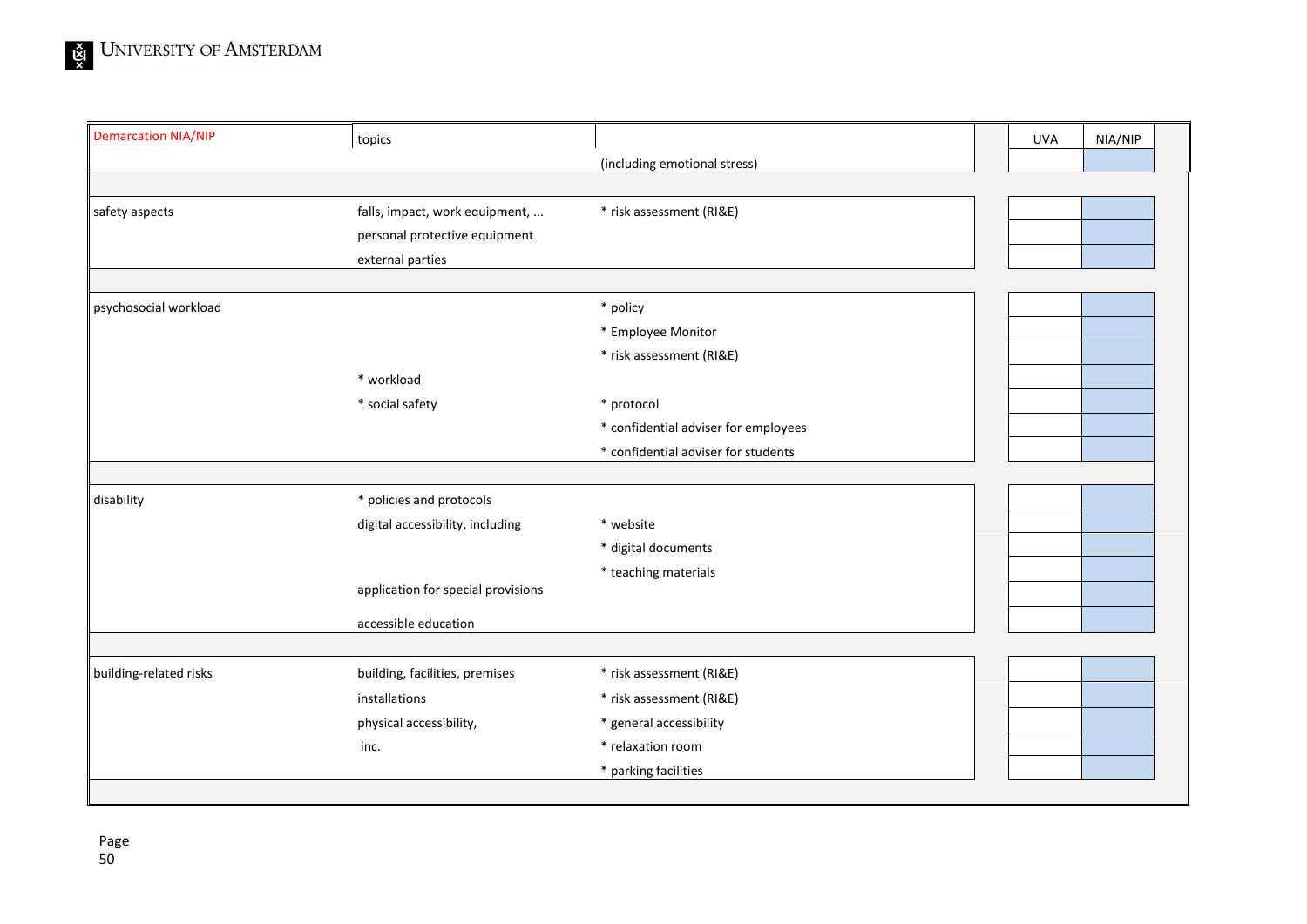| Demarcation NIA/NIP | topics | | UVA | NIA/NIP |
|---|---|---|---|---|
| | | (including emotional stress) | | |
| | | | | |
| safety aspects | falls, impact, work equipment, ... | * risk assessment (RI&E) | | |
| | personal protective equipment | | | |
| | external parties | | | |
| | | | | |
| psychosocial workload | | * policy | | |
| | | * Employee Monitor | | |
| | | * risk assessment (RI&E) | | |
| | * workload | | | |
| | * social safety | * protocol | | |
| | | * confidential adviser for employees | | |
| | | * confidential adviser for students | | |
| | | | | |
| disability | * policies and protocols | | | |
| | digital accessibility, including | * website | | |
| | | * digital documents | | |
| | | * teaching materials | | |
| | application for special provisions | | | |
| | accessible education | | | |
| | | | | |
| building-related risks | building, facilities, premises | * risk assessment (RI&E) | | |
| | installations | * risk assessment (RI&E) | | |
| | physical accessibility, | * general accessibility | | |
| | inc. | * relaxation room | | |
| | | * parking facilities | | |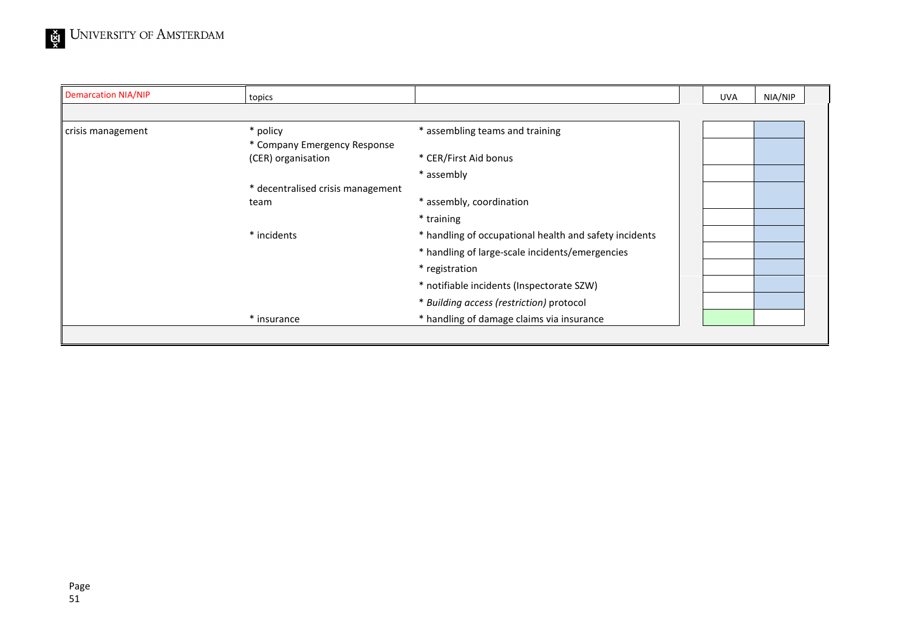| Demarcation NIA/NIP | topics | | UVA | NIA/NIP |
|---|---|---|---|---|
| crisis management | * policy | * assembling teams and training | | |
| | * Company Emergency Response (CER) organisation | * CER/First Aid bonus | | |
| | | * assembly | | |
| | * decentralised crisis management team | * assembly, coordination | | |
| | | * training | | |
| | * incidents | * handling of occupational health and safety incidents | | |
| | | * handling of large-scale incidents/emergencies | | |
| | | * registration | | |
| | | * notifiable incidents (Inspectorate SZW) | | |
| | | * *Building access (restriction)* protocol | | |
| | * insurance | * handling of damage claims via insurance | | |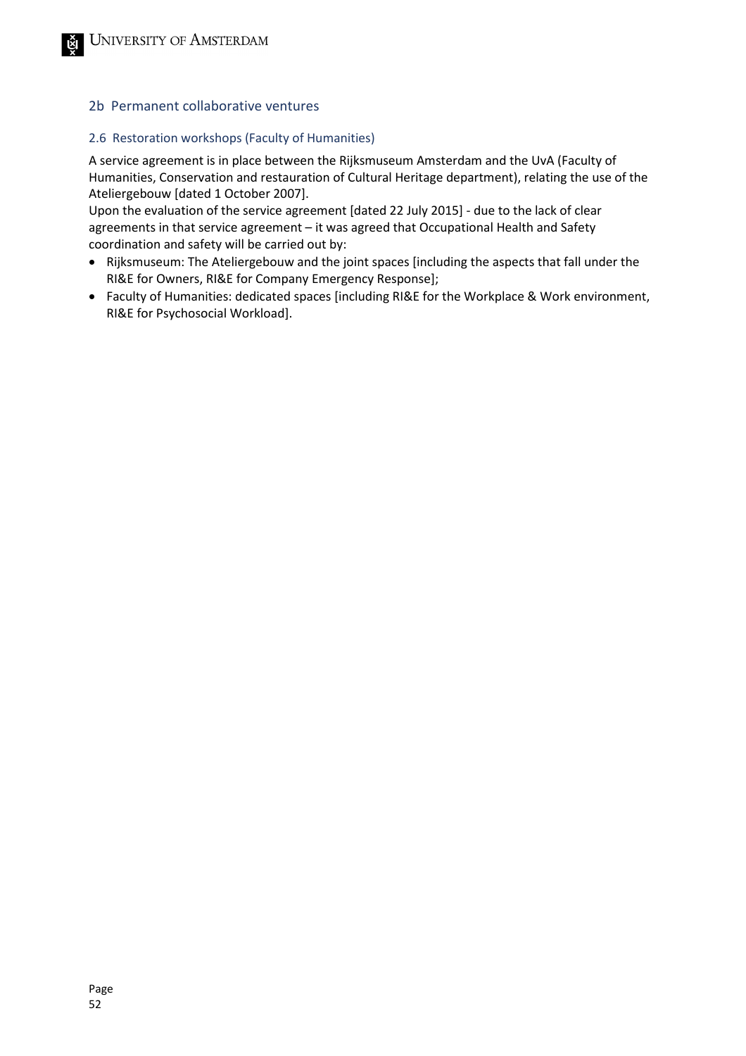## 2b Permanent collaborative ventures

### 2.6 Restoration workshops (Faculty of Humanities)

A service agreement is in place between the Rijksmuseum Amsterdam and the UvA (Faculty of Humanities, Conservation and restauration of Cultural Heritage department), relating the use of the Ateliergebouw [dated 1 October 2007].

Upon the evaluation of the service agreement [dated 22 July 2015] - due to the lack of clear agreements in that service agreement – it was agreed that Occupational Health and Safety coordination and safety will be carried out by:

- Rijksmuseum: The Ateliergebouw and the joint spaces [including the aspects that fall under the RI&E for Owners, RI&E for Company Emergency Response];
- Faculty of Humanities: dedicated spaces [including RI&E for the Workplace & Work environment, RI&E for Psychosocial Workload].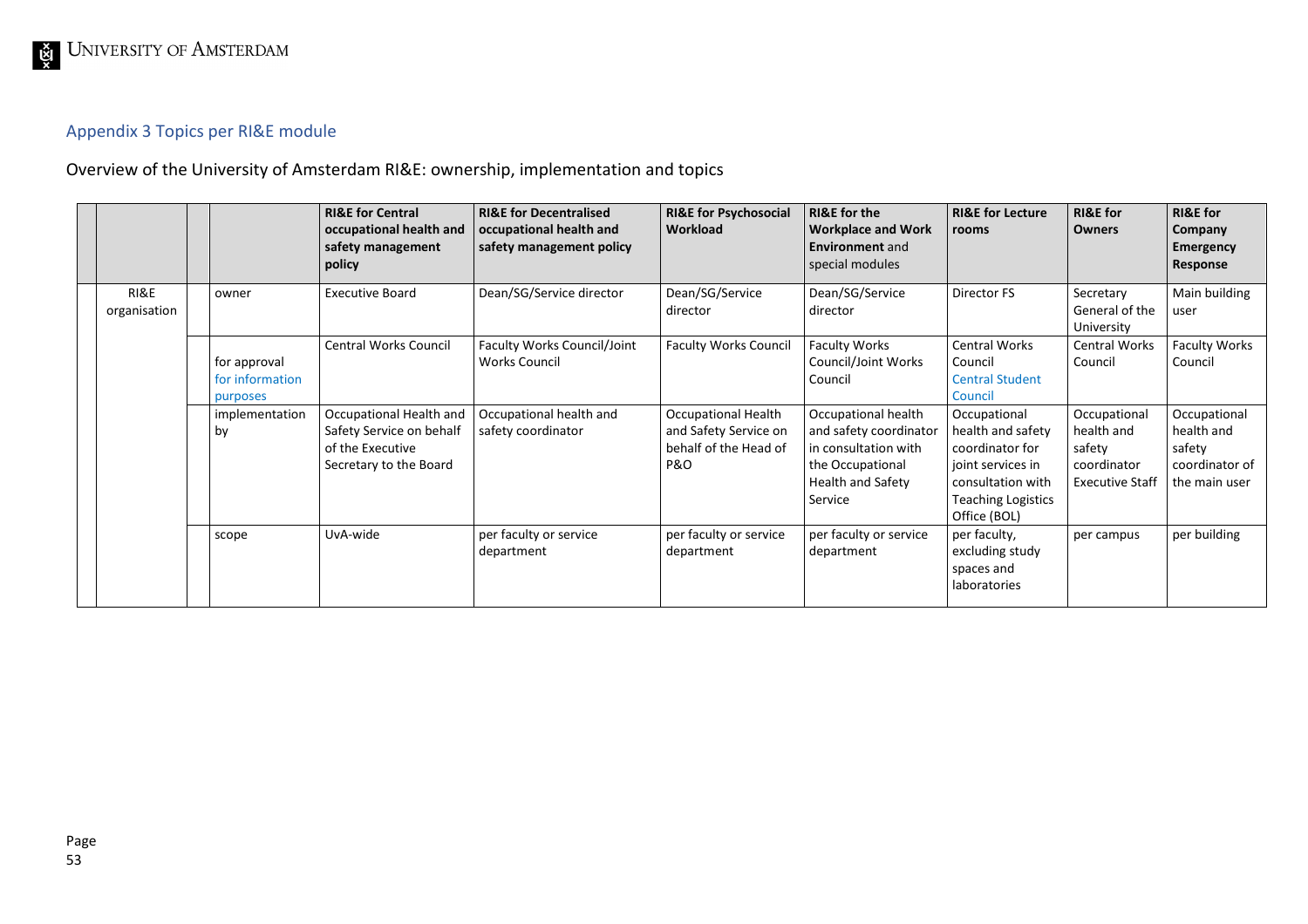## Appendix 3 Topics per RI&E module

Overview of the University of Amsterdam RI&E: ownership, implementation and topics

| | | | **RI&E for Central occupational health and safety management policy** | **RI&E for Decentralised occupational health and safety management policy** | **RI&E for Psychosocial Workload** | **RI&E for the Workplace and Work Environment** and special modules | **RI&E for Lecture rooms** | **RI&E for Owners** | **RI&E for Company Emergency Response** |
|---|---|---|---|---|---|---|---|---|---|
| | RI&E organisation | | owner | Executive Board | Dean/SG/Service director | Dean/SG/Service director | Dean/SG/Service director | Director FS | Secretary General of the University | Main building user |
| | | | for approval<br>for information purposes | Central Works Council | Faculty Works Council/Joint Works Council | Faculty Works Council | Faculty Works Council/Joint Works Council | Central Works Council<br>Central Student Council | Central Works Council | Faculty Works Council |
| | | | implementation by | Occupational Health and Safety Service on behalf of the Executive Secretary to the Board | Occupational health and safety coordinator | Occupational Health and Safety Service on behalf of the Head of P&O | Occupational health and safety coordinator in consultation with the Occupational Health and Safety Service | Occupational health and safety coordinator for joint services in consultation with Teaching Logistics Office (BOL) | Occupational health and safety coordinator Executive Staff | Occupational health and safety coordinator of the main user |
| | | | scope | UvA-wide | per faculty or service department | per faculty or service department | per faculty or service department | per faculty, excluding study spaces and laboratories | per campus | per building |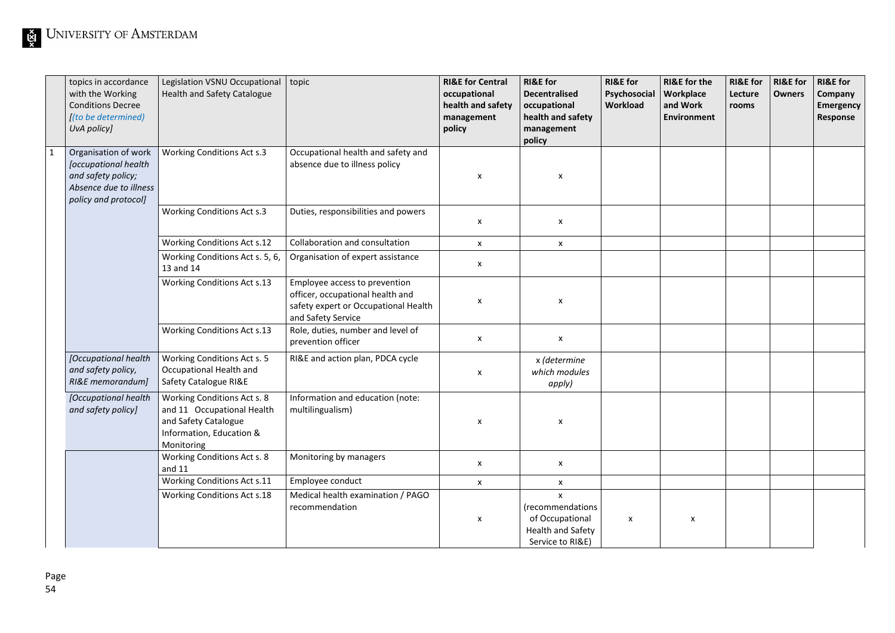| | topics in accordance with the Working Conditions Decree *[(to be determined) UvA policy]* | Legislation VSNU Occupational Health and Safety Catalogue | topic | **RI&E for Central occupational health and safety management policy** | **RI&E for Decentralised occupational health and safety management policy** | **RI&E for Psychosocial Workload** | **RI&E for the Workplace and Work Environment** | **RI&E for Lecture rooms** | **RI&E for Owners** | **RI&E for Company Emergency Response** |
|---|---|---|---|---|---|---|---|---|---|---|
| 1 | Organisation of work *[occupational health and safety policy; Absence due to illness policy and protocol]* | Working Conditions Act s.3 | Occupational health and safety and absence due to illness policy | x | x | | | | | |
| | | Working Conditions Act s.3 | Duties, responsibilities and powers | x | x | | | | | |
| | | Working Conditions Act s.12 | Collaboration and consultation | x | x | | | | | |
| | | Working Conditions Act s. 5, 6, 13 and 14 | Organisation of expert assistance | x | | | | | | |
| | | Working Conditions Act s.13 | Employee access to prevention officer, occupational health and safety expert or Occupational Health and Safety Service | x | x | | | | | |
| | | Working Conditions Act s.13 | Role, duties, number and level of prevention officer | x | x | | | | | |
| | *[Occupational health and safety policy, RI&E memorandum]* | Working Conditions Act s. 5 Occupational Health and Safety Catalogue RI&E | RI&E and action plan, PDCA cycle | x | x *(determine which modules apply)* | | | | | |
| | *[Occupational health and safety policy]* | Working Conditions Act s. 8 and 11 Occupational Health and Safety Catalogue Information, Education & Monitoring | Information and education (note: multilingualism) | x | x | | | | | |
| | | Working Conditions Act s. 8 and 11 | Monitoring by managers | x | x | | | | | |
| | | Working Conditions Act s.11 | Employee conduct | x | x | | | | | |
| | | Working Conditions Act s.18 | Medical health examination / PAGO recommendation | x | x (recommendations of Occupational Health and Safety Service to RI&E) | x | x | | | |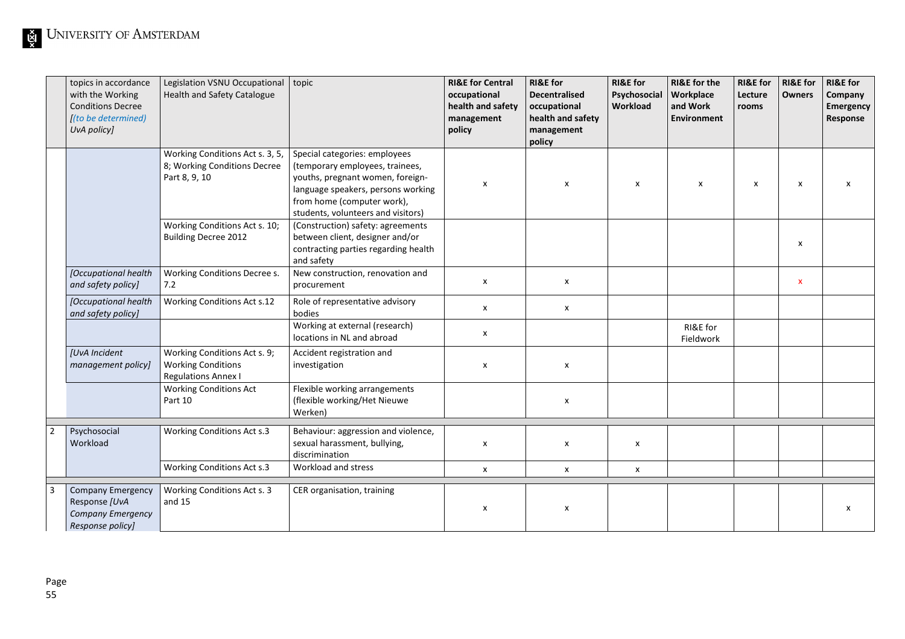| | topics in accordance with the Working Conditions Decree [(to be determined) UvA policy] | Legislation VSNU Occupational Health and Safety Catalogue | topic | RI&E for Central occupational health and safety management policy | RI&E for Decentralised occupational health and safety management policy | RI&E for Psychosocial Workload | RI&E for the Workplace and Work Environment | RI&E for Lecture rooms | RI&E for Owners | RI&E for Company Emergency Response |
|---|---|---|---|---|---|---|---|---|---|---|
| | | Working Conditions Act s. 3, 5, 8; Working Conditions Decree Part 8, 9, 10 | Special categories: employees (temporary employees, trainees, youths, pregnant women, foreign-language speakers, persons working from home (computer work), students, volunteers and visitors) | x | x | x | x | x | x | x |
| | | Working Conditions Act s. 10; Building Decree 2012 | (Construction) safety: agreements between client, designer and/or contracting parties regarding health and safety | | | | | | x | |
| | [Occupational health and safety policy] | Working Conditions Decree s. 7.2 | New construction, renovation and procurement | x | x | | | | x | |
| | [Occupational health and safety policy] | Working Conditions Act s.12 | Role of representative advisory bodies | x | x | | | | | |
| | | | Working at external (research) locations in NL and abroad | x | | | RI&E for Fieldwork | | | |
| | [UvA Incident management policy] | Working Conditions Act s. 9; Working Conditions Regulations Annex I | Accident registration and investigation | x | x | | | | | |
| | | Working Conditions Act Part 10 | Flexible working arrangements (flexible working/Het Nieuwe Werken) | | x | | | | | |
| 2 | Psychosocial Workload | Working Conditions Act s.3 | Behaviour: aggression and violence, sexual harassment, bullying, discrimination | x | x | x | | | | |
| | | Working Conditions Act s.3 | Workload and stress | x | x | x | | | | |
| 3 | Company Emergency Response [UvA Company Emergency Response policy] | Working Conditions Act s. 3 and 15 | CER organisation, training | x | x | | | | | x |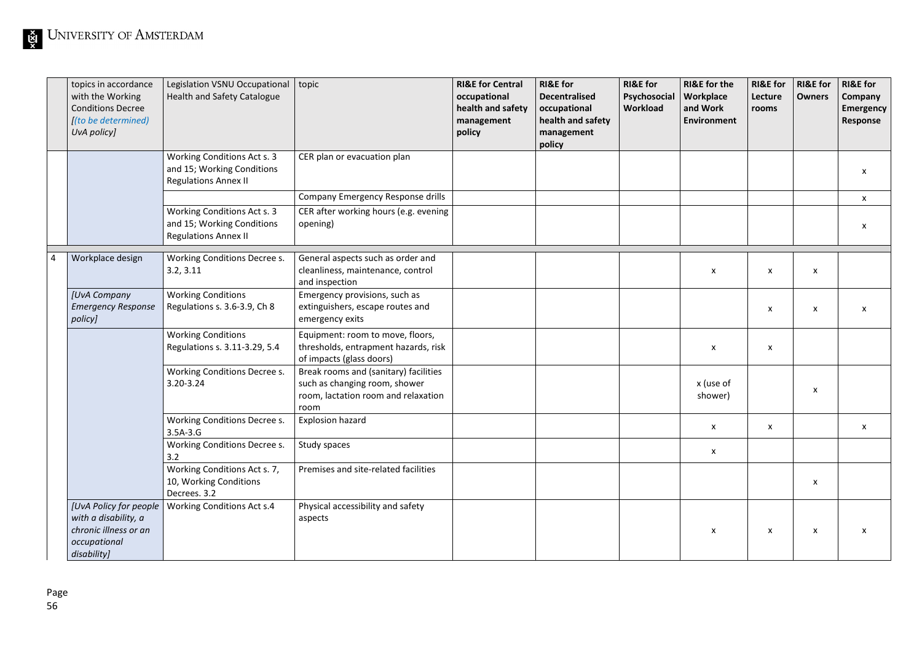| | topics in accordance with the Working Conditions Decree *[(to be determined) UvA policy]* | Legislation VSNU Occupational Health and Safety Catalogue | topic | **RI&E for Central occupational health and safety management policy** | **RI&E for Decentralised occupational health and safety management policy** | **RI&E for Psychosocial Workload** | **RI&E for the Workplace and Work Environment** | **RI&E for Lecture rooms** | **RI&E for Owners** | **RI&E for Company Emergency Response** |
|---|---|---|---|---|---|---|---|---|---|---|
| | | Working Conditions Act s. 3 and 15; Working Conditions Regulations Annex II | CER plan or evacuation plan | | | | | | | x |
| | | | Company Emergency Response drills | | | | | | | x |
| | | Working Conditions Act s. 3 and 15; Working Conditions Regulations Annex II | CER after working hours (e.g. evening opening) | | | | | | | x |
| | | | | | | | | | | |
| 4 | Workplace design | Working Conditions Decree s. 3.2, 3.11 | General aspects such as order and cleanliness, maintenance, control and inspection | | | | x | x | x | |
| | *[UvA Company Emergency Response policy]* | Working Conditions Regulations s. 3.6-3.9, Ch 8 | Emergency provisions, such as extinguishers, escape routes and emergency exits | | | | | x | x | x |
| | | Working Conditions Regulations s. 3.11-3.29, 5.4 | Equipment: room to move, floors, thresholds, entrapment hazards, risk of impacts (glass doors) | | | | x | x | | |
| | | Working Conditions Decree s. 3.20-3.24 | Break rooms and (sanitary) facilities such as changing room, shower room, lactation room and relaxation room | | | | x (use of shower) | | x | |
| | | Working Conditions Decree s. 3.5A-3.G | Explosion hazard | | | | x | x | | x |
| | | Working Conditions Decree s. 3.2 | Study spaces | | | | x | | | |
| | | Working Conditions Act s. 7, 10, Working Conditions Decrees. 3.2 | Premises and site-related facilities | | | | | | x | |
| | *[UvA Policy for people with a disability, a chronic illness or an occupational disability]* | Working Conditions Act s.4 | Physical accessibility and safety aspects | | | | x | x | x | x |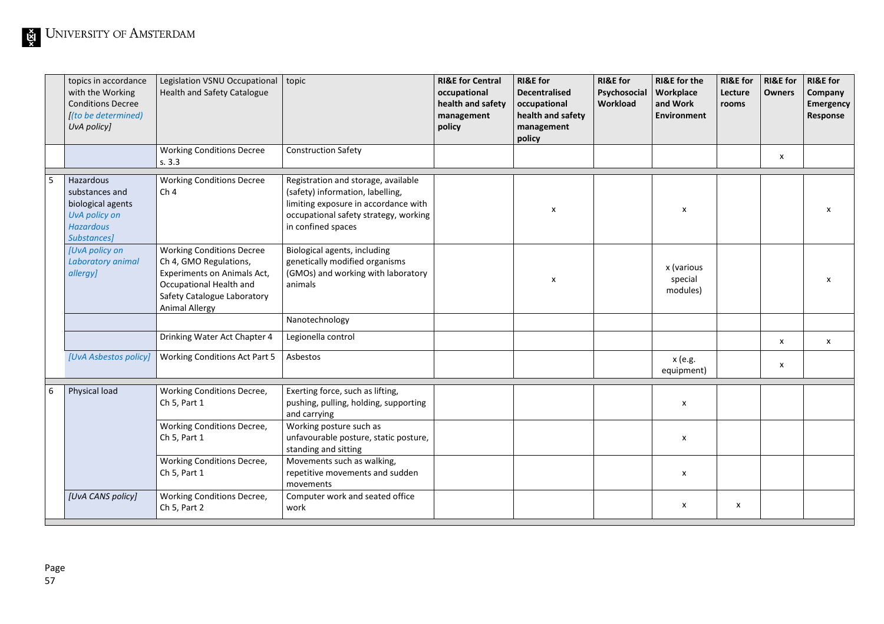| | topics in accordance with the Working Conditions Decree [(to be determined) UvA policy] | Legislation VSNU Occupational Health and Safety Catalogue | topic | RI&E for Central occupational health and safety management policy | RI&E for Decentralised occupational health and safety management policy | RI&E for Psychosocial Workload | RI&E for the Workplace and Work Environment | RI&E for Lecture rooms | RI&E for Owners | RI&E for Company Emergency Response |
|---|---|---|---|---|---|---|---|---|---|---|
| | | Working Conditions Decree s. 3.3 | Construction Safety | | | | | | x | |
| 5 | Hazardous substances and biological agents UvA policy on Hazardous Substances] | Working Conditions Decree Ch 4 | Registration and storage, available (safety) information, labelling, limiting exposure in accordance with occupational safety strategy, working in confined spaces | | x | | x | | | x |
| | [UvA policy on Laboratory animal allergy] | Working Conditions Decree Ch 4, GMO Regulations, Experiments on Animals Act, Occupational Health and Safety Catalogue Laboratory Animal Allergy | Biological agents, including genetically modified organisms (GMOs) and working with laboratory animals | | x | | x (various special modules) | | | x |
| | | | Nanotechnology | | | | | | | |
| | | Drinking Water Act Chapter 4 | Legionella control | | | | | | x | x |
| | [UvA Asbestos policy] | Working Conditions Act Part 5 | Asbestos | | | | x (e.g. equipment) | | x | |
| 6 | Physical load | Working Conditions Decree, Ch 5, Part 1 | Exerting force, such as lifting, pushing, pulling, holding, supporting and carrying | | | | x | | | |
| | | Working Conditions Decree, Ch 5, Part 1 | Working posture such as unfavourable posture, static posture, standing and sitting | | | | x | | | |
| | | Working Conditions Decree, Ch 5, Part 1 | Movements such as walking, repetitive movements and sudden movements | | | | x | | | |
| | [UvA CANS policy] | Working Conditions Decree, Ch 5, Part 2 | Computer work and seated office work | | | | x | x | | |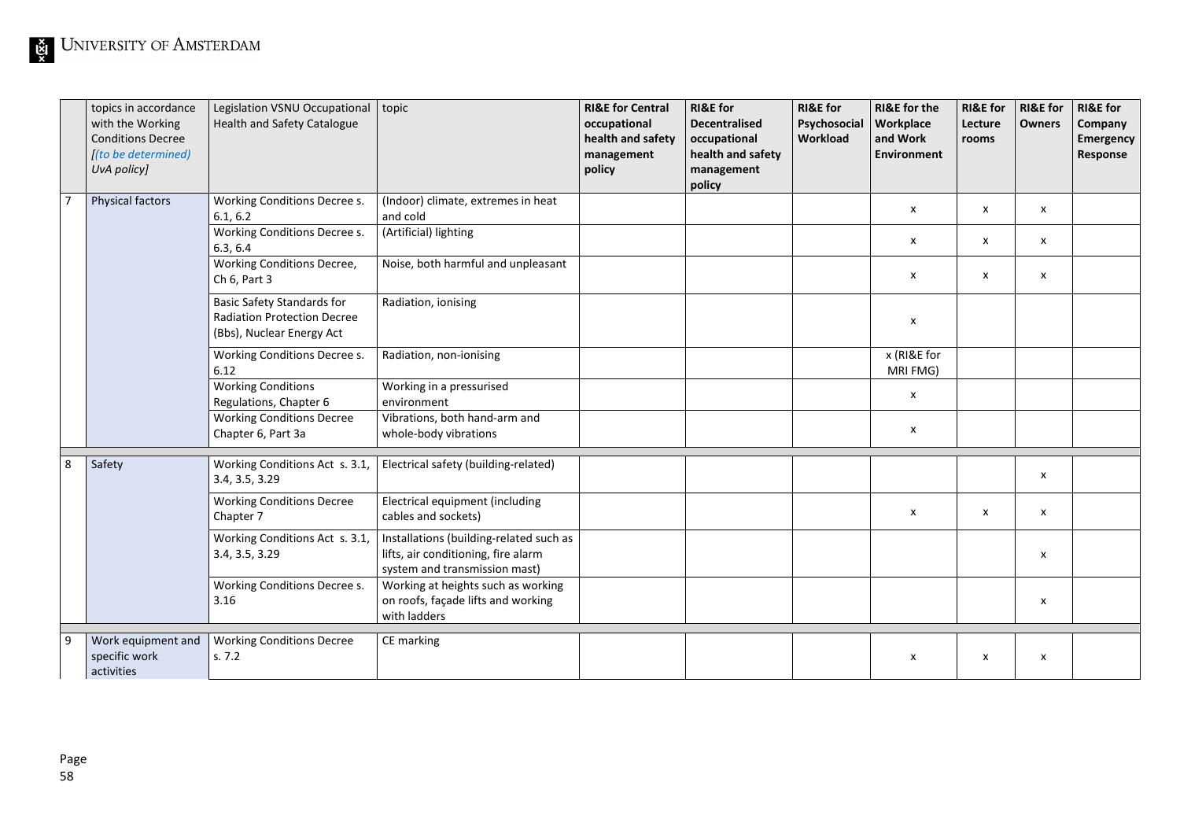| | topics in accordance with the Working Conditions Decree *[(to be determined) UvA policy]* | Legislation VSNU Occupational Health and Safety Catalogue | topic | **RI&E for Central occupational health and safety management policy** | **RI&E for Decentralised occupational health and safety management policy** | **RI&E for Psychosocial Workload** | **RI&E for the Workplace and Work Environment** | **RI&E for Lecture rooms** | **RI&E for Owners** | **RI&E for Company Emergency Response** |
|---|---|---|---|---|---|---|---|---|---|---|
| 7 | Physical factors | Working Conditions Decree s. 6.1, 6.2 | (Indoor) climate, extremes in heat and cold | | | | x | x | x | |
| | | Working Conditions Decree s. 6.3, 6.4 | (Artificial) lighting | | | | x | x | x | |
| | | Working Conditions Decree, Ch 6, Part 3 | Noise, both harmful and unpleasant | | | | x | x | x | |
| | | Basic Safety Standards for Radiation Protection Decree (Bbs), Nuclear Energy Act | Radiation, ionising | | | | x | | | |
| | | Working Conditions Decree s. 6.12 | Radiation, non-ionising | | | | x (RI&E for MRI FMG) | | | |
| | | Working Conditions Regulations, Chapter 6 | Working in a pressurised environment | | | | x | | | |
| | | Working Conditions Decree Chapter 6, Part 3a | Vibrations, both hand-arm and whole-body vibrations | | | | x | | | |
| 8 | Safety | Working Conditions Act s. 3.1, 3.4, 3.5, 3.29 | Electrical safety (building-related) | | | | | | x | |
| | | Working Conditions Decree Chapter 7 | Electrical equipment (including cables and sockets) | | | | x | x | x | |
| | | Working Conditions Act s. 3.1, 3.4, 3.5, 3.29 | Installations (building-related such as lifts, air conditioning, fire alarm system and transmission mast) | | | | | | x | |
| | | Working Conditions Decree s. 3.16 | Working at heights such as working on roofs, façade lifts and working with ladders | | | | | | x | |
| 9 | Work equipment and specific work activities | Working Conditions Decree s. 7.2 | CE marking | | | | x | x | x | |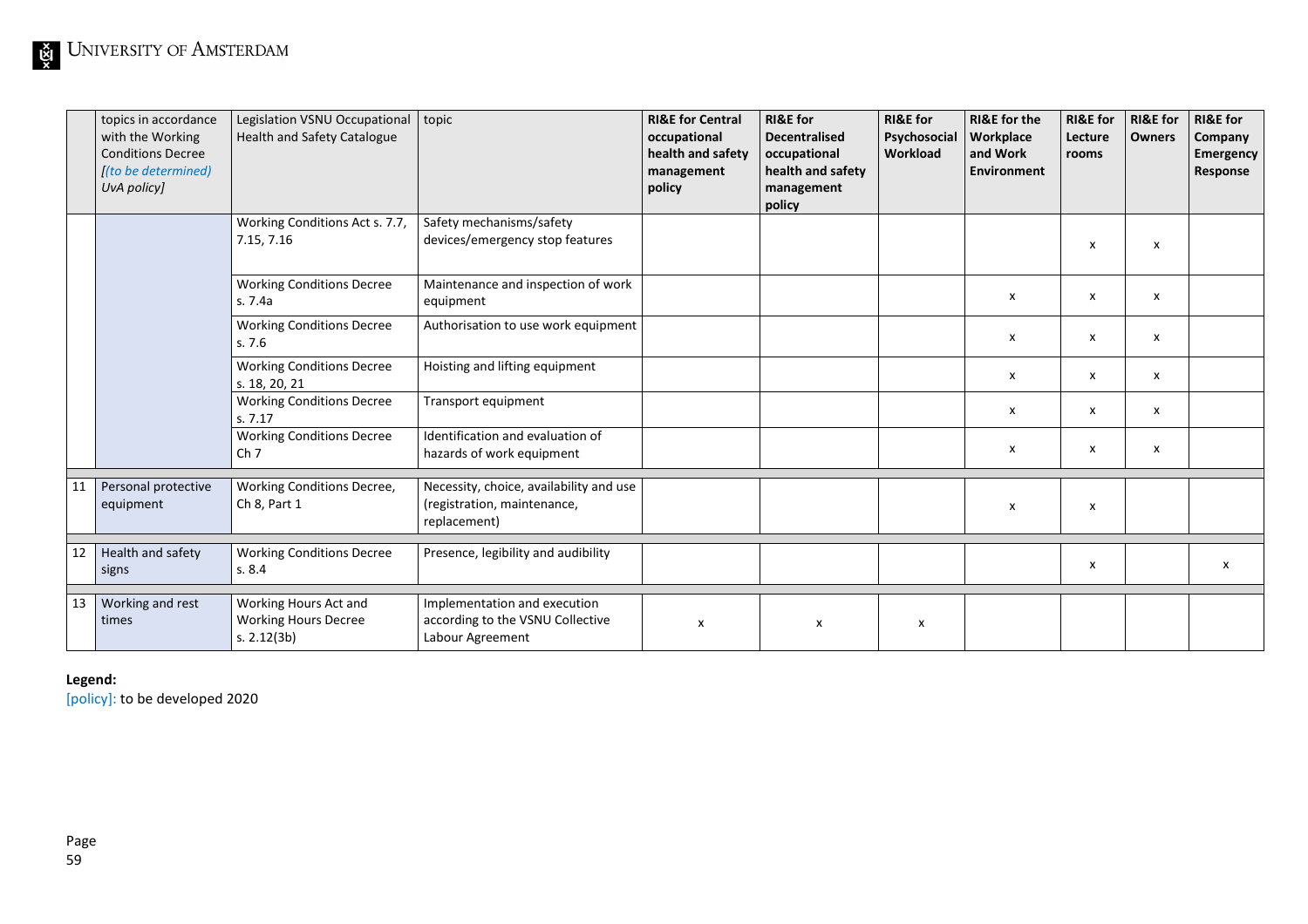| | topics in accordance with the Working Conditions Decree [*(to be determined)* UvA policy] | Legislation VSNU Occupational Health and Safety Catalogue | topic | **RI&E for Central occupational health and safety management policy** | **RI&E for Decentralised occupational health and safety management policy** | **RI&E for Psychosocial Workload** | **RI&E for the Workplace and Work Environment** | **RI&E for Lecture rooms** | **RI&E for Owners** | **RI&E for Company Emergency Response** |
|---|---|---|---|---|---|---|---|---|---|---|
| | | Working Conditions Act s. 7.7, 7.15, 7.16 | Safety mechanisms/safety devices/emergency stop features | | | | | x | x | |
| | | Working Conditions Decree s. 7.4a | Maintenance and inspection of work equipment | | | | x | x | x | |
| | | Working Conditions Decree s. 7.6 | Authorisation to use work equipment | | | | x | x | x | |
| | | Working Conditions Decree s. 18, 20, 21 | Hoisting and lifting equipment | | | | x | x | x | |
| | | Working Conditions Decree s. 7.17 | Transport equipment | | | | x | x | x | |
| | | Working Conditions Decree Ch 7 | Identification and evaluation of hazards of work equipment | | | | x | x | x | |
| 11 | Personal protective equipment | Working Conditions Decree, Ch 8, Part 1 | Necessity, choice, availability and use (registration, maintenance, replacement) | | | | x | x | | |
| 12 | Health and safety signs | Working Conditions Decree s. 8.4 | Presence, legibility and audibility | | | | | x | | x |
| 13 | Working and rest times | Working Hours Act and Working Hours Decree s. 2.12(3b) | Implementation and execution according to the VSNU Collective Labour Agreement | x | x | x | | | | |

**Legend:**
[policy]: to be developed 2020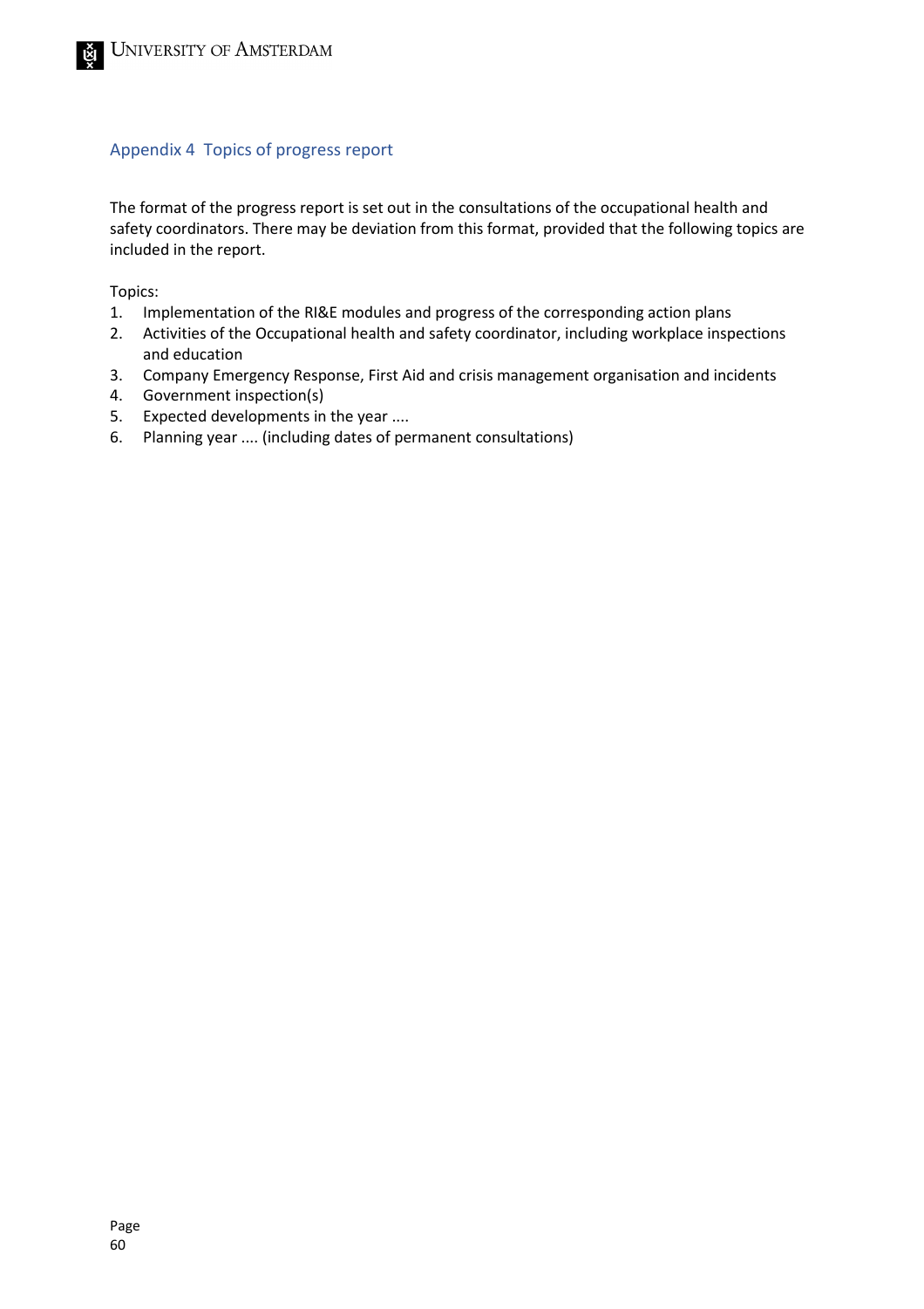## Appendix 4 Topics of progress report

The format of the progress report is set out in the consultations of the occupational health and safety coordinators. There may be deviation from this format, provided that the following topics are included in the report.

Topics:

1. Implementation of the RI&E modules and progress of the corresponding action plans
2. Activities of the Occupational health and safety coordinator, including workplace inspections and education
3. Company Emergency Response, First Aid and crisis management organisation and incidents
4. Government inspection(s)
5. Expected developments in the year ....
6. Planning year .... (including dates of permanent consultations)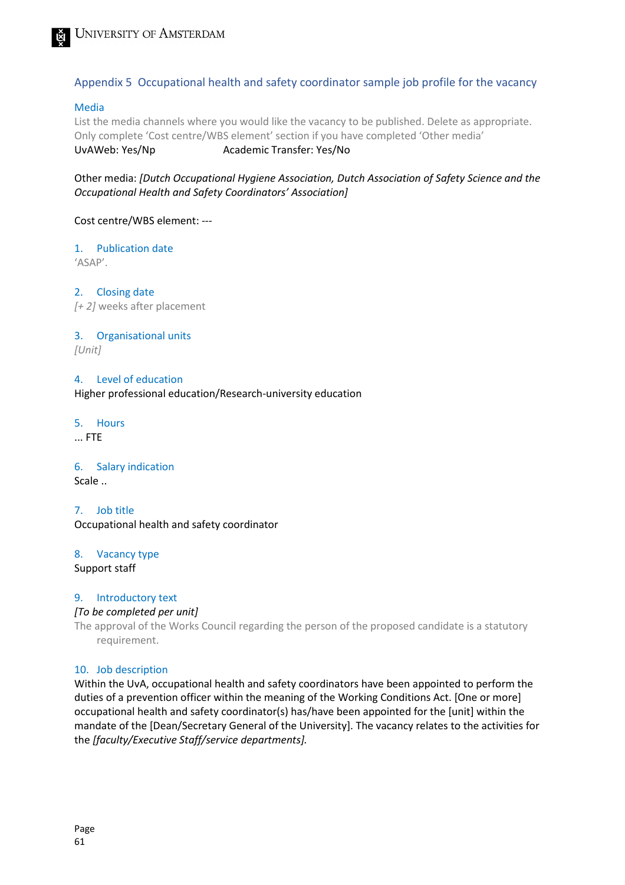## Appendix 5 Occupational health and safety coordinator sample job profile for the vacancy

### Media

List the media channels where you would like the vacancy to be published. Delete as appropriate. Only complete 'Cost centre/WBS element' section if you have completed 'Other media'

UvAWeb: Yes/Np  Academic Transfer: Yes/No

Other media: *[Dutch Occupational Hygiene Association, Dutch Association of Safety Science and the Occupational Health and Safety Coordinators' Association]*

Cost centre/WBS element: ---

### 1. Publication date

'ASAP'.

### 2. Closing date

*[+ 2]* weeks after placement

### 3. Organisational units

*[Unit]*

### 4. Level of education

Higher professional education/Research-university education

### 5. Hours

... FTE

### 6. Salary indication

Scale ..

### 7. Job title

Occupational health and safety coordinator

### 8. Vacancy type

Support staff

### 9. Introductory text

*[To be completed per unit]*

The approval of the Works Council regarding the person of the proposed candidate is a statutory requirement.

### 10. Job description

Within the UvA, occupational health and safety coordinators have been appointed to perform the duties of a prevention officer within the meaning of the Working Conditions Act. [One or more] occupational health and safety coordinator(s) has/have been appointed for the [unit] within the mandate of the [Dean/Secretary General of the University]. The vacancy relates to the activities for the *[faculty/Executive Staff/service departments].*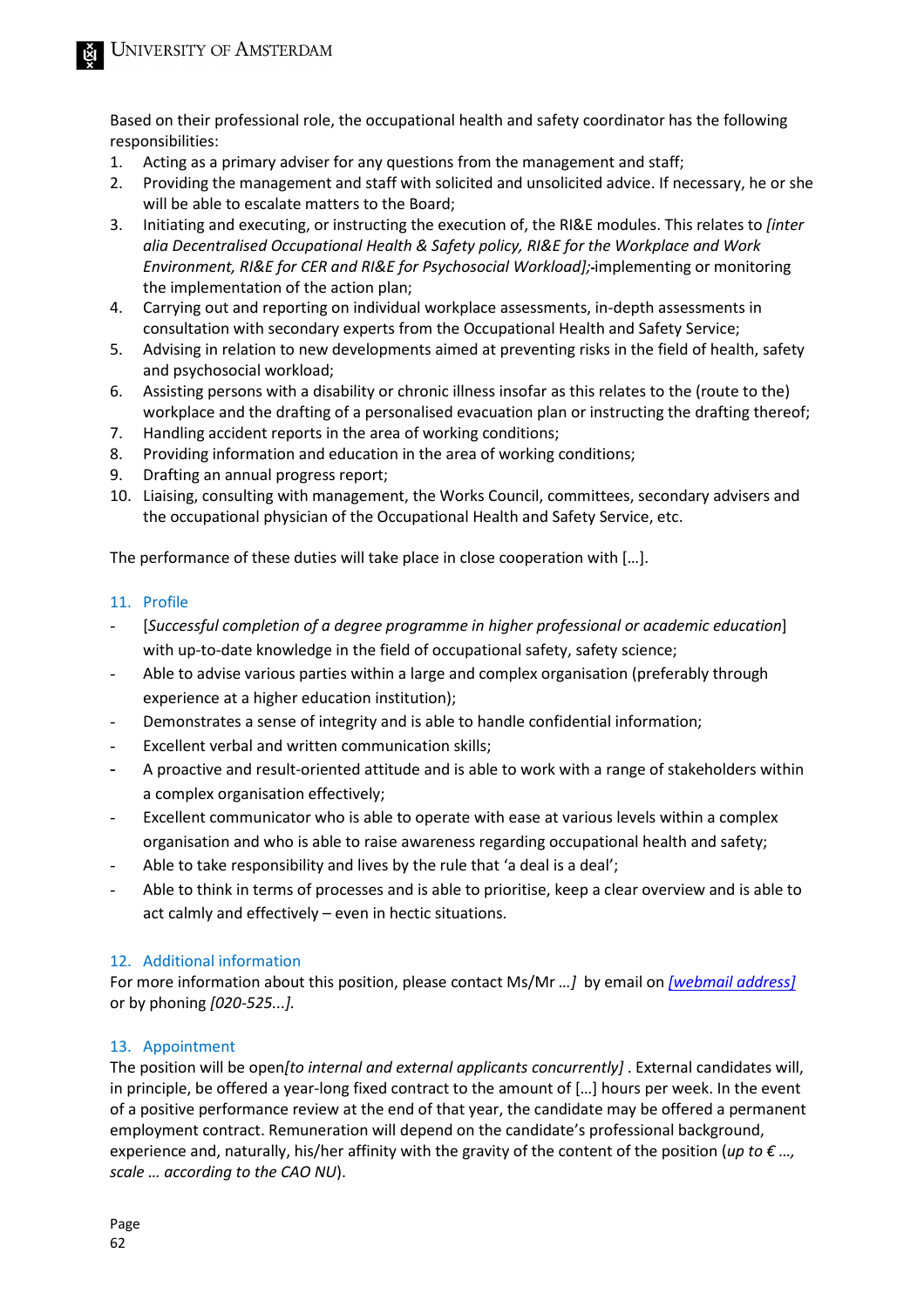Based on their professional role, the occupational health and safety coordinator has the following responsibilities:

1. Acting as a primary adviser for any questions from the management and staff;
2. Providing the management and staff with solicited and unsolicited advice. If necessary, he or she will be able to escalate matters to the Board;
3. Initiating and executing, or instructing the execution of, the RI&E modules. This relates to *[inter alia Decentralised Occupational Health & Safety policy, RI&E for the Workplace and Work Environment, RI&E for CER and RI&E for Psychosocial Workload];*-implementing or monitoring the implementation of the action plan;
4. Carrying out and reporting on individual workplace assessments, in-depth assessments in consultation with secondary experts from the Occupational Health and Safety Service;
5. Advising in relation to new developments aimed at preventing risks in the field of health, safety and psychosocial workload;
6. Assisting persons with a disability or chronic illness insofar as this relates to the (route to the) workplace and the drafting of a personalised evacuation plan or instructing the drafting thereof;
7. Handling accident reports in the area of working conditions;
8. Providing information and education in the area of working conditions;
9. Drafting an annual progress report;
10. Liaising, consulting with management, the Works Council, committees, secondary advisers and the occupational physician of the Occupational Health and Safety Service, etc.

The performance of these duties will take place in close cooperation with […].

## 11. Profile

- [*Successful completion of a degree programme in higher professional or academic education*] with up-to-date knowledge in the field of occupational safety, safety science;
- Able to advise various parties within a large and complex organisation (preferably through experience at a higher education institution);
- Demonstrates a sense of integrity and is able to handle confidential information;
- Excellent verbal and written communication skills;
- A proactive and result-oriented attitude and is able to work with a range of stakeholders within a complex organisation effectively;
- Excellent communicator who is able to operate with ease at various levels within a complex organisation and who is able to raise awareness regarding occupational health and safety;
- Able to take responsibility and lives by the rule that 'a deal is a deal';
- Able to think in terms of processes and is able to prioritise, keep a clear overview and is able to act calmly and effectively – even in hectic situations.

## 12. Additional information

For more information about this position, please contact Ms/Mr *…]* by email on *[webmail address]* or by phoning *[020-525...]*.

## 13. Appointment

The position will be open*[to internal and external applicants concurrently]* . External candidates will, in principle, be offered a year-long fixed contract to the amount of […] hours per week. In the event of a positive performance review at the end of that year, the candidate may be offered a permanent employment contract. Remuneration will depend on the candidate's professional background, experience and, naturally, his/her affinity with the gravity of the content of the position (*up to € …, scale … according to the CAO NU*).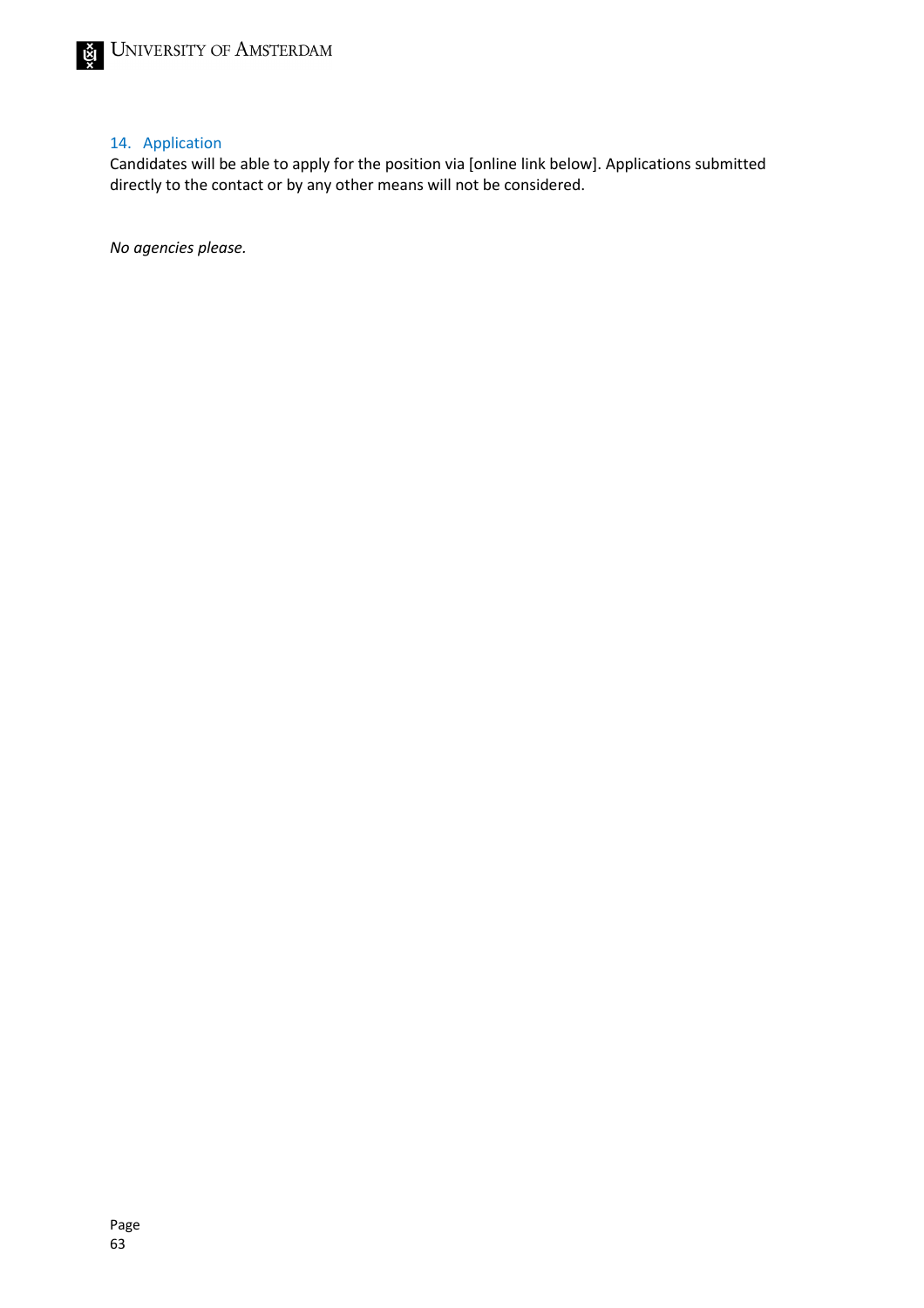## 14. Application

Candidates will be able to apply for the position via [online link below]. Applications submitted directly to the contact or by any other means will not be considered.

*No agencies please.*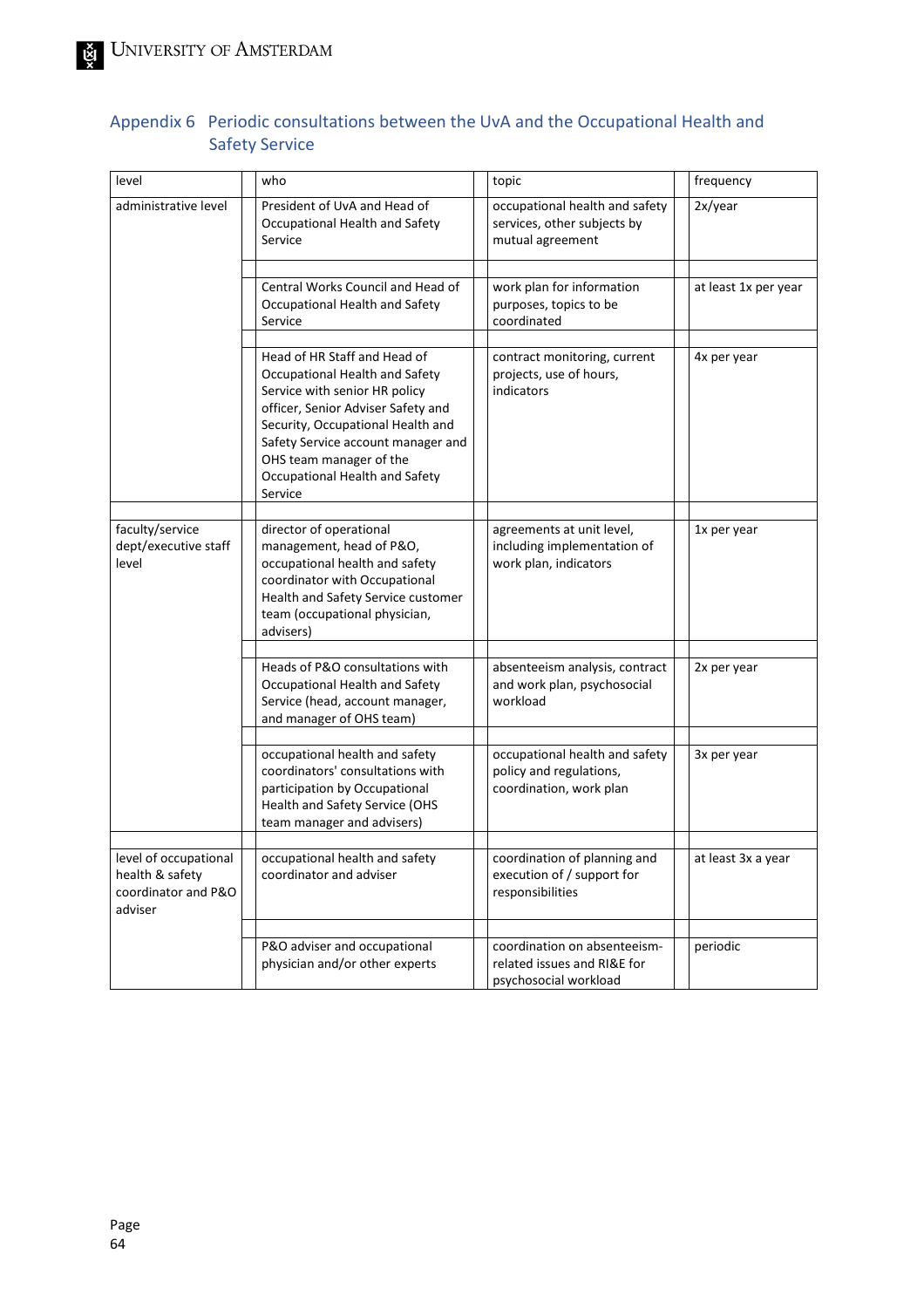## Appendix 6 Periodic consultations between the UvA and the Occupational Health and Safety Service

| level | who | topic | frequency |
|---|---|---|---|
| administrative level | President of UvA and Head of Occupational Health and Safety Service | occupational health and safety services, other subjects by mutual agreement | 2x/year |
| | Central Works Council and Head of Occupational Health and Safety Service | work plan for information purposes, topics to be coordinated | at least 1x per year |
| | Head of HR Staff and Head of Occupational Health and Safety Service with senior HR policy officer, Senior Adviser Safety and Security, Occupational Health and Safety Service account manager and OHS team manager of the Occupational Health and Safety Service | contract monitoring, current projects, use of hours, indicators | 4x per year |
| faculty/service dept/executive staff level | director of operational management, head of P&O, occupational health and safety coordinator with Occupational Health and Safety Service customer team (occupational physician, advisers) | agreements at unit level, including implementation of work plan, indicators | 1x per year |
| | Heads of P&O consultations with Occupational Health and Safety Service (head, account manager, and manager of OHS team) | absenteeism analysis, contract and work plan, psychosocial workload | 2x per year |
| | occupational health and safety coordinators' consultations with participation by Occupational Health and Safety Service (OHS team manager and advisers) | occupational health and safety policy and regulations, coordination, work plan | 3x per year |
| level of occupational health & safety coordinator and P&O adviser | occupational health and safety coordinator and adviser | coordination of planning and execution of / support for responsibilities | at least 3x a year |
| | P&O adviser and occupational physician and/or other experts | coordination on absenteeism-related issues and RI&E for psychosocial workload | periodic |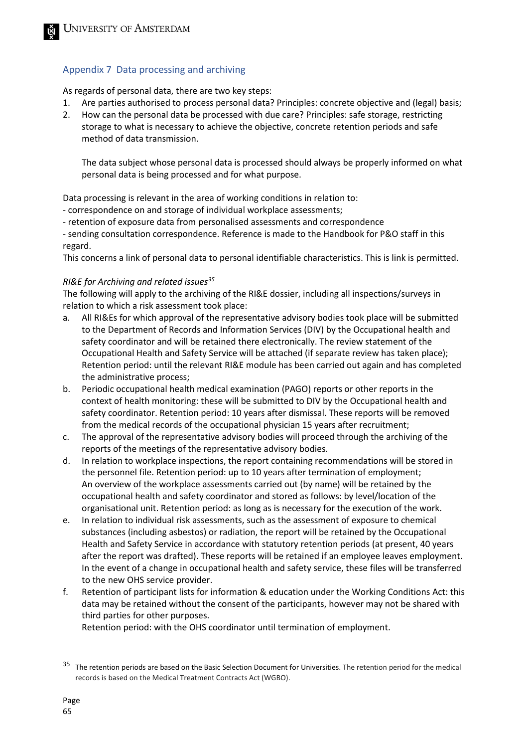## Appendix 7 Data processing and archiving

As regards of personal data, there are two key steps:

1. Are parties authorised to process personal data? Principles: concrete objective and (legal) basis;
2. How can the personal data be processed with due care? Principles: safe storage, restricting storage to what is necessary to achieve the objective, concrete retention periods and safe method of data transmission.

   The data subject whose personal data is processed should always be properly informed on what personal data is being processed and for what purpose.

Data processing is relevant in the area of working conditions in relation to:
- correspondence on and storage of individual workplace assessments;
- retention of exposure data from personalised assessments and correspondence
- sending consultation correspondence. Reference is made to the Handbook for P&O staff in this regard.

This concerns a link of personal data to personal identifiable characteristics. This is link is permitted.

*RI&E for Archiving and related issues*[35]

The following will apply to the archiving of the RI&E dossier, including all inspections/surveys in relation to which a risk assessment took place:

a. All RI&Es for which approval of the representative advisory bodies took place will be submitted to the Department of Records and Information Services (DIV) by the Occupational health and safety coordinator and will be retained there electronically. The review statement of the Occupational Health and Safety Service will be attached (if separate review has taken place); Retention period: until the relevant RI&E module has been carried out again and has completed the administrative process;
b. Periodic occupational health medical examination (PAGO) reports or other reports in the context of health monitoring: these will be submitted to DIV by the Occupational health and safety coordinator. Retention period: 10 years after dismissal. These reports will be removed from the medical records of the occupational physician 15 years after recruitment;
c. The approval of the representative advisory bodies will proceed through the archiving of the reports of the meetings of the representative advisory bodies.
d. In relation to workplace inspections, the report containing recommendations will be stored in the personnel file. Retention period: up to 10 years after termination of employment;
   An overview of the workplace assessments carried out (by name) will be retained by the occupational health and safety coordinator and stored as follows: by level/location of the organisational unit. Retention period: as long as is necessary for the execution of the work.
e. In relation to individual risk assessments, such as the assessment of exposure to chemical substances (including asbestos) or radiation, the report will be retained by the Occupational Health and Safety Service in accordance with statutory retention periods (at present, 40 years after the report was drafted). These reports will be retained if an employee leaves employment. In the event of a change in occupational health and safety service, these files will be transferred to the new OHS service provider.
f. Retention of participant lists for information & education under the Working Conditions Act: this data may be retained without the consent of the participants, however may not be shared with third parties for other purposes.
   Retention period: with the OHS coordinator until termination of employment.

---

[35] The retention periods are based on the Basic Selection Document for Universities. The retention period for the medical records is based on the Medical Treatment Contracts Act (WGBO).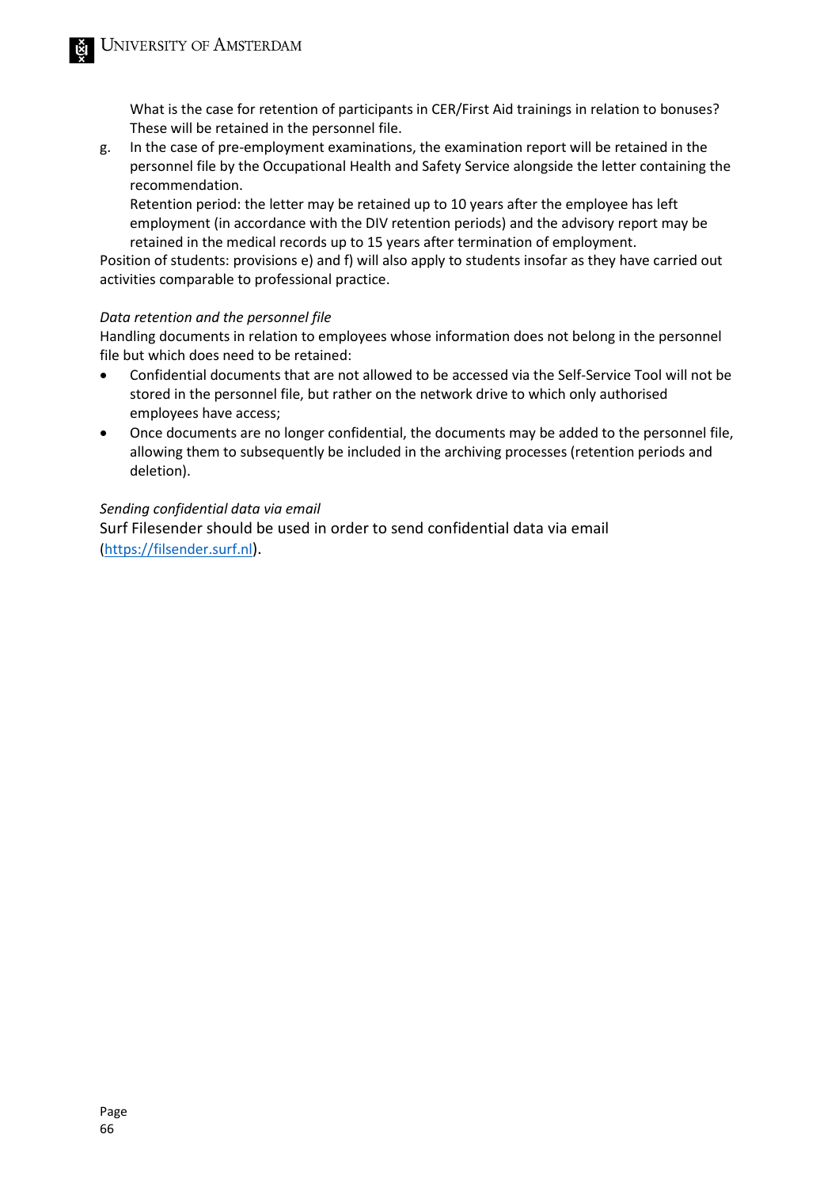What is the case for retention of participants in CER/First Aid trainings in relation to bonuses? These will be retained in the personnel file.

g. In the case of pre-employment examinations, the examination report will be retained in the personnel file by the Occupational Health and Safety Service alongside the letter containing the recommendation.
   Retention period: the letter may be retained up to 10 years after the employee has left employment (in accordance with the DIV retention periods) and the advisory report may be retained in the medical records up to 15 years after termination of employment.

Position of students: provisions e) and f) will also apply to students insofar as they have carried out activities comparable to professional practice.

*Data retention and the personnel file*

Handling documents in relation to employees whose information does not belong in the personnel file but which does need to be retained:

- Confidential documents that are not allowed to be accessed via the Self-Service Tool will not be stored in the personnel file, but rather on the network drive to which only authorised employees have access;
- Once documents are no longer confidential, the documents may be added to the personnel file, allowing them to subsequently be included in the archiving processes (retention periods and deletion).

*Sending confidential data via email*

Surf Filesender should be used in order to send confidential data via email (https://filsender.surf.nl).